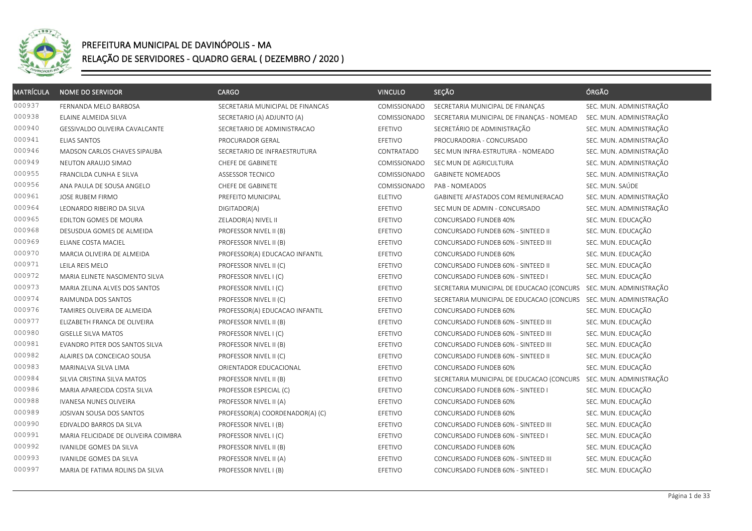# PREFEITURA MUNICIPAL DE DAVINÓPOLIS - MA

## RELAÇÃO DE SERVIDORES - QUADRO GERAL ( DEZEMBRO / 2020 )

| MATRÍCULA | NOME DO SERVIDOR | CARGO | VINCULO | SEÇÃO | ÓRGÃO |
|---|---|---|---|---|---|
| 000937 | FERNANDA MELO BARBOSA | SECRETARIA MUNICIPAL DE FINANCAS | COMISSIONADO | SECRETARIA MUNICIPAL DE FINANÇAS | SEC. MUN. ADMINISTRAÇÃO |
| 000938 | ELAINE ALMEIDA SILVA | SECRETARIO (A) ADJUNTO (A) | COMISSIONADO | SECRETARIA MUNICIPAL DE FINANÇAS - NOMEAD | SEC. MUN. ADMINISTRAÇÃO |
| 000940 | GESSIVALDO OLIVEIRA CAVALCANTE | SECRETARIO DE ADMINISTRACAO | EFETIVO | SECRETÁRIO DE ADMINISTRAÇÃO | SEC. MUN. ADMINISTRAÇÃO |
| 000941 | ELIAS SANTOS | PROCURADOR GERAL | EFETIVO | PROCURADORIA - CONCURSADO | SEC. MUN. ADMINISTRAÇÃO |
| 000946 | MADSON CARLOS CHAVES SIPAUBA | SECRETARIO DE INFRAESTRUTURA | CONTRATADO | SEC MUN INFRA-ESTRUTURA - NOMEADO | SEC. MUN. ADMINISTRAÇÃO |
| 000949 | NEUTON ARAUJO SIMAO | CHEFE DE GABINETE | COMISSIONADO | SEC MUN DE AGRICULTURA | SEC. MUN. ADMINISTRAÇÃO |
| 000955 | FRANCILDA CUNHA E SILVA | ASSESSOR TECNICO | COMISSIONADO | GABINETE NOMEADOS | SEC. MUN. ADMINISTRAÇÃO |
| 000956 | ANA PAULA DE SOUSA ANGELO | CHEFE DE GABINETE | COMISSIONADO | PAB - NOMEADOS | SEC. MUN. SAÚDE |
| 000961 | JOSE RUBEM FIRMO | PREFEITO MUNICIPAL | ELETIVO | GABINETE AFASTADOS COM REMUNERACAO | SEC. MUN. ADMINISTRAÇÃO |
| 000964 | LEONARDO RIBEIRO DA SILVA | DIGITADOR(A) | EFETIVO | SEC MUN DE ADMIN - CONCURSADO | SEC. MUN. ADMINISTRAÇÃO |
| 000965 | EDILTON GOMES DE MOURA | ZELADOR(A) NIVEL II | EFETIVO | CONCURSADO FUNDEB 40% | SEC. MUN. EDUCAÇÃO |
| 000968 | DESUSDUA GOMES DE ALMEIDA | PROFESSOR NIVEL II (B) | EFETIVO | CONCURSADO FUNDEB 60% - SINTEED II | SEC. MUN. EDUCAÇÃO |
| 000969 | ELIANE COSTA MACIEL | PROFESSOR NIVEL II (B) | EFETIVO | CONCURSADO FUNDEB 60% - SINTEED III | SEC. MUN. EDUCAÇÃO |
| 000970 | MARCIA OLIVEIRA DE ALMEIDA | PROFESSOR(A) EDUCACAO INFANTIL | EFETIVO | CONCURSADO FUNDEB 60% | SEC. MUN. EDUCAÇÃO |
| 000971 | LEILA REIS MELO | PROFESSOR NIVEL II (C) | EFETIVO | CONCURSADO FUNDEB 60% - SINTEED II | SEC. MUN. EDUCAÇÃO |
| 000972 | MARIA ELINETE NASCIMENTO SILVA | PROFESSOR NIVEL I (C) | EFETIVO | CONCURSADO FUNDEB 60% - SINTEED I | SEC. MUN. EDUCAÇÃO |
| 000973 | MARIA ZELINA ALVES DOS SANTOS | PROFESSOR NIVEL I (C) | EFETIVO | SECRETARIA MUNICIPAL DE EDUCACAO (CONCURS | SEC. MUN. ADMINISTRAÇÃO |
| 000974 | RAIMUNDA DOS SANTOS | PROFESSOR NIVEL II (C) | EFETIVO | SECRETARIA MUNICIPAL DE EDUCACAO (CONCURS | SEC. MUN. ADMINISTRAÇÃO |
| 000976 | TAMIRES OLIVEIRA DE ALMEIDA | PROFESSOR(A) EDUCACAO INFANTIL | EFETIVO | CONCURSADO FUNDEB 60% | SEC. MUN. EDUCAÇÃO |
| 000977 | ELIZABETH FRANCA DE OLIVEIRA | PROFESSOR NIVEL II (B) | EFETIVO | CONCURSADO FUNDEB 60% - SINTEED III | SEC. MUN. EDUCAÇÃO |
| 000980 | GISELLE SILVA MATOS | PROFESSOR NIVEL I (C) | EFETIVO | CONCURSADO FUNDEB 60% - SINTEED III | SEC. MUN. EDUCAÇÃO |
| 000981 | EVANDRO PITER DOS SANTOS SILVA | PROFESSOR NIVEL II (B) | EFETIVO | CONCURSADO FUNDEB 60% - SINTEED III | SEC. MUN. EDUCAÇÃO |
| 000982 | ALAIRES DA CONCEICAO SOUSA | PROFESSOR NIVEL II (C) | EFETIVO | CONCURSADO FUNDEB 60% - SINTEED II | SEC. MUN. EDUCAÇÃO |
| 000983 | MARINALVA SILVA LIMA | ORIENTADOR EDUCACIONAL | EFETIVO | CONCURSADO FUNDEB 60% | SEC. MUN. EDUCAÇÃO |
| 000984 | SILVIA CRISTINA SILVA MATOS | PROFESSOR NIVEL II (B) | EFETIVO | SECRETARIA MUNICIPAL DE EDUCACAO (CONCURS | SEC. MUN. ADMINISTRAÇÃO |
| 000986 | MARIA APARECIDA COSTA SILVA | PROFESSOR ESPECIAL (C) | EFETIVO | CONCURSADO FUNDEB 60% - SINTEED I | SEC. MUN. EDUCAÇÃO |
| 000988 | IVANESA NUNES OLIVEIRA | PROFESSOR NIVEL II (A) | EFETIVO | CONCURSADO FUNDEB 60% | SEC. MUN. EDUCAÇÃO |
| 000989 | JOSIVAN SOUSA DOS SANTOS | PROFESSOR(A) COORDENADOR(A) (C) | EFETIVO | CONCURSADO FUNDEB 60% | SEC. MUN. EDUCAÇÃO |
| 000990 | EDIVALDO BARROS DA SILVA | PROFESSOR NIVEL I (B) | EFETIVO | CONCURSADO FUNDEB 60% - SINTEED III | SEC. MUN. EDUCAÇÃO |
| 000991 | MARIA FELICIDADE DE OLIVEIRA COIMBRA | PROFESSOR NIVEL I (C) | EFETIVO | CONCURSADO FUNDEB 60% - SINTEED I | SEC. MUN. EDUCAÇÃO |
| 000992 | IVANILDE GOMES DA SILVA | PROFESSOR NIVEL II (B) | EFETIVO | CONCURSADO FUNDEB 60% | SEC. MUN. EDUCAÇÃO |
| 000993 | IVANILDE GOMES DA SILVA | PROFESSOR NIVEL II (A) | EFETIVO | CONCURSADO FUNDEB 60% - SINTEED III | SEC. MUN. EDUCAÇÃO |
| 000997 | MARIA DE FATIMA ROLINS DA SILVA | PROFESSOR NIVEL I (B) | EFETIVO | CONCURSADO FUNDEB 60% - SINTEED I | SEC. MUN. EDUCAÇÃO |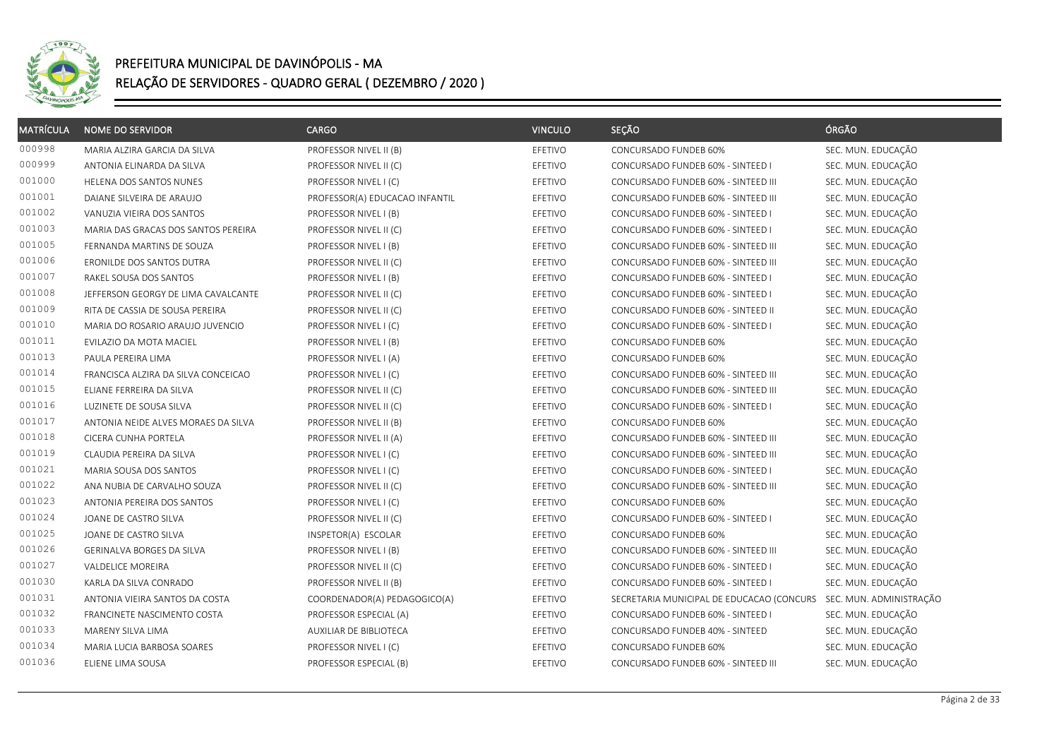# PREFEITURA MUNICIPAL DE DAVINÓPOLIS - MA

## RELAÇÃO DE SERVIDORES - QUADRO GERAL ( DEZEMBRO / 2020 )

| MATRÍCULA | NOME DO SERVIDOR | CARGO | VINCULO | SEÇÃO | ÓRGÃO |
|---|---|---|---|---|---|
| 000998 | MARIA ALZIRA GARCIA DA SILVA | PROFESSOR NIVEL II (B) | EFETIVO | CONCURSADO FUNDEB 60% | SEC. MUN. EDUCAÇÃO |
| 000999 | ANTONIA ELINARDA DA SILVA | PROFESSOR NIVEL II (C) | EFETIVO | CONCURSADO FUNDEB 60% - SINTEED I | SEC. MUN. EDUCAÇÃO |
| 001000 | HELENA DOS SANTOS NUNES | PROFESSOR NIVEL I (C) | EFETIVO | CONCURSADO FUNDEB 60% - SINTEED III | SEC. MUN. EDUCAÇÃO |
| 001001 | DAIANE SILVEIRA DE ARAUJO | PROFESSOR(A) EDUCACAO INFANTIL | EFETIVO | CONCURSADO FUNDEB 60% - SINTEED III | SEC. MUN. EDUCAÇÃO |
| 001002 | VANUZIA VIEIRA DOS SANTOS | PROFESSOR NIVEL I (B) | EFETIVO | CONCURSADO FUNDEB 60% - SINTEED I | SEC. MUN. EDUCAÇÃO |
| 001003 | MARIA DAS GRACAS DOS SANTOS PEREIRA | PROFESSOR NIVEL II (C) | EFETIVO | CONCURSADO FUNDEB 60% - SINTEED I | SEC. MUN. EDUCAÇÃO |
| 001005 | FERNANDA MARTINS DE SOUZA | PROFESSOR NIVEL I (B) | EFETIVO | CONCURSADO FUNDEB 60% - SINTEED III | SEC. MUN. EDUCAÇÃO |
| 001006 | ERONILDE DOS SANTOS DUTRA | PROFESSOR NIVEL II (C) | EFETIVO | CONCURSADO FUNDEB 60% - SINTEED III | SEC. MUN. EDUCAÇÃO |
| 001007 | RAKEL SOUSA DOS SANTOS | PROFESSOR NIVEL I (B) | EFETIVO | CONCURSADO FUNDEB 60% - SINTEED I | SEC. MUN. EDUCAÇÃO |
| 001008 | JEFFERSON GEORGY DE LIMA CAVALCANTE | PROFESSOR NIVEL II (C) | EFETIVO | CONCURSADO FUNDEB 60% - SINTEED I | SEC. MUN. EDUCAÇÃO |
| 001009 | RITA DE CASSIA DE SOUSA PEREIRA | PROFESSOR NIVEL II (C) | EFETIVO | CONCURSADO FUNDEB 60% - SINTEED II | SEC. MUN. EDUCAÇÃO |
| 001010 | MARIA DO ROSARIO ARAUJO JUVENCIO | PROFESSOR NIVEL I (C) | EFETIVO | CONCURSADO FUNDEB 60% - SINTEED I | SEC. MUN. EDUCAÇÃO |
| 001011 | EVILAZIO DA MOTA MACIEL | PROFESSOR NIVEL I (B) | EFETIVO | CONCURSADO FUNDEB 60% | SEC. MUN. EDUCAÇÃO |
| 001013 | PAULA PEREIRA LIMA | PROFESSOR NIVEL I (A) | EFETIVO | CONCURSADO FUNDEB 60% | SEC. MUN. EDUCAÇÃO |
| 001014 | FRANCISCA ALZIRA DA SILVA CONCEICAO | PROFESSOR NIVEL I (C) | EFETIVO | CONCURSADO FUNDEB 60% - SINTEED III | SEC. MUN. EDUCAÇÃO |
| 001015 | ELIANE FERREIRA DA SILVA | PROFESSOR NIVEL II (C) | EFETIVO | CONCURSADO FUNDEB 60% - SINTEED III | SEC. MUN. EDUCAÇÃO |
| 001016 | LUZINETE DE SOUSA SILVA | PROFESSOR NIVEL II (C) | EFETIVO | CONCURSADO FUNDEB 60% - SINTEED I | SEC. MUN. EDUCAÇÃO |
| 001017 | ANTONIA NEIDE ALVES MORAES DA SILVA | PROFESSOR NIVEL II (B) | EFETIVO | CONCURSADO FUNDEB 60% | SEC. MUN. EDUCAÇÃO |
| 001018 | CICERA CUNHA PORTELA | PROFESSOR NIVEL II (A) | EFETIVO | CONCURSADO FUNDEB 60% - SINTEED III | SEC. MUN. EDUCAÇÃO |
| 001019 | CLAUDIA PEREIRA DA SILVA | PROFESSOR NIVEL I (C) | EFETIVO | CONCURSADO FUNDEB 60% - SINTEED III | SEC. MUN. EDUCAÇÃO |
| 001021 | MARIA SOUSA DOS SANTOS | PROFESSOR NIVEL I (C) | EFETIVO | CONCURSADO FUNDEB 60% - SINTEED I | SEC. MUN. EDUCAÇÃO |
| 001022 | ANA NUBIA DE CARVALHO SOUZA | PROFESSOR NIVEL II (C) | EFETIVO | CONCURSADO FUNDEB 60% - SINTEED III | SEC. MUN. EDUCAÇÃO |
| 001023 | ANTONIA PEREIRA DOS SANTOS | PROFESSOR NIVEL I (C) | EFETIVO | CONCURSADO FUNDEB 60% | SEC. MUN. EDUCAÇÃO |
| 001024 | JOANE DE CASTRO SILVA | PROFESSOR NIVEL II (C) | EFETIVO | CONCURSADO FUNDEB 60% - SINTEED I | SEC. MUN. EDUCAÇÃO |
| 001025 | JOANE DE CASTRO SILVA | INSPETOR(A) ESCOLAR | EFETIVO | CONCURSADO FUNDEB 60% | SEC. MUN. EDUCAÇÃO |
| 001026 | GERINALVA BORGES DA SILVA | PROFESSOR NIVEL I (B) | EFETIVO | CONCURSADO FUNDEB 60% - SINTEED III | SEC. MUN. EDUCAÇÃO |
| 001027 | VALDELICE MOREIRA | PROFESSOR NIVEL II (C) | EFETIVO | CONCURSADO FUNDEB 60% - SINTEED I | SEC. MUN. EDUCAÇÃO |
| 001030 | KARLA DA SILVA CONRADO | PROFESSOR NIVEL II (B) | EFETIVO | CONCURSADO FUNDEB 60% - SINTEED I | SEC. MUN. EDUCAÇÃO |
| 001031 | ANTONIA VIEIRA SANTOS DA COSTA | COORDENADOR(A) PEDAGOGICO(A) | EFETIVO | SECRETARIA MUNICIPAL DE EDUCACAO (CONCURS | SEC. MUN. ADMINISTRAÇÃO |
| 001032 | FRANCINETE NASCIMENTO COSTA | PROFESSOR ESPECIAL (A) | EFETIVO | CONCURSADO FUNDEB 60% - SINTEED I | SEC. MUN. EDUCAÇÃO |
| 001033 | MARENY SILVA LIMA | AUXILIAR DE BIBLIOTECA | EFETIVO | CONCURSADO FUNDEB 40% - SINTEED | SEC. MUN. EDUCAÇÃO |
| 001034 | MARIA LUCIA BARBOSA SOARES | PROFESSOR NIVEL I (C) | EFETIVO | CONCURSADO FUNDEB 60% | SEC. MUN. EDUCAÇÃO |
| 001036 | ELIENE LIMA SOUSA | PROFESSOR ESPECIAL (B) | EFETIVO | CONCURSADO FUNDEB 60% - SINTEED III | SEC. MUN. EDUCAÇÃO |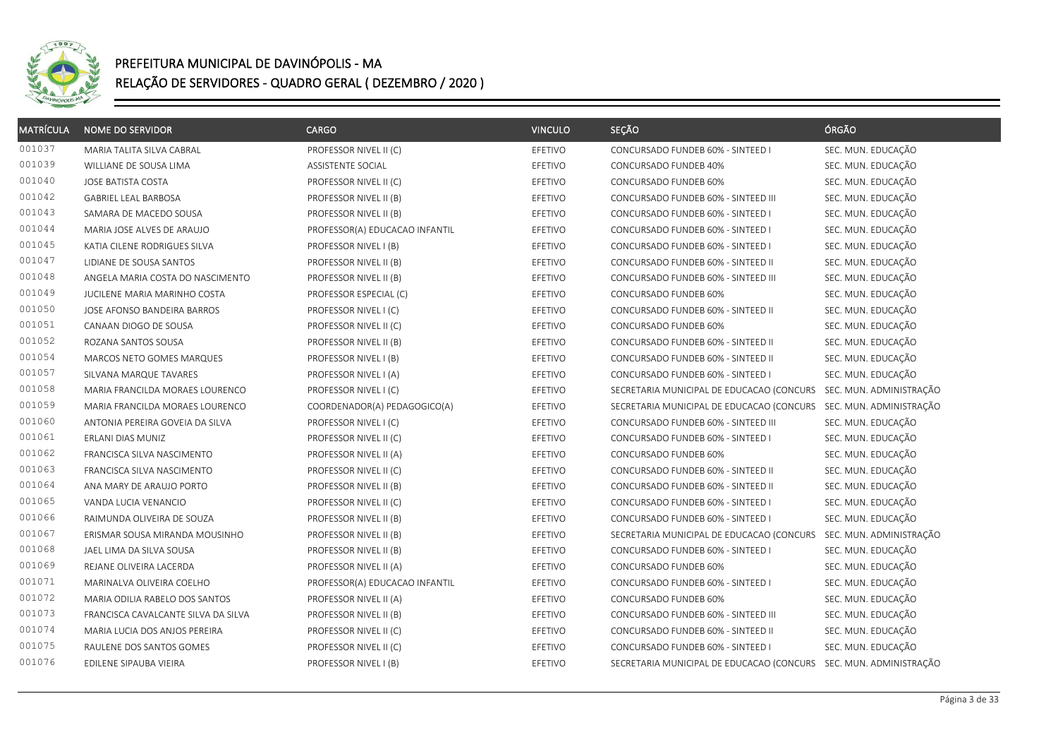# PREFEITURA MUNICIPAL DE DAVINÓPOLIS - MA

## RELAÇÃO DE SERVIDORES - QUADRO GERAL ( DEZEMBRO / 2020 )

| MATRÍCULA | NOME DO SERVIDOR | CARGO | VINCULO | SEÇÃO | ÓRGÃO |
|---|---|---|---|---|---|
| 001037 | MARIA TALITA SILVA CABRAL | PROFESSOR NIVEL II (C) | EFETIVO | CONCURSADO FUNDEB 60% - SINTEED I | SEC. MUN. EDUCAÇÃO |
| 001039 | WILLIANE DE SOUSA LIMA | ASSISTENTE SOCIAL | EFETIVO | CONCURSADO FUNDEB 40% | SEC. MUN. EDUCAÇÃO |
| 001040 | JOSE BATISTA COSTA | PROFESSOR NIVEL II (C) | EFETIVO | CONCURSADO FUNDEB 60% | SEC. MUN. EDUCAÇÃO |
| 001042 | GABRIEL LEAL BARBOSA | PROFESSOR NIVEL II (B) | EFETIVO | CONCURSADO FUNDEB 60% - SINTEED III | SEC. MUN. EDUCAÇÃO |
| 001043 | SAMARA DE MACEDO SOUSA | PROFESSOR NIVEL II (B) | EFETIVO | CONCURSADO FUNDEB 60% - SINTEED I | SEC. MUN. EDUCAÇÃO |
| 001044 | MARIA JOSE ALVES DE ARAUJO | PROFESSOR(A) EDUCACAO INFANTIL | EFETIVO | CONCURSADO FUNDEB 60% - SINTEED I | SEC. MUN. EDUCAÇÃO |
| 001045 | KATIA CILENE RODRIGUES SILVA | PROFESSOR NIVEL I (B) | EFETIVO | CONCURSADO FUNDEB 60% - SINTEED I | SEC. MUN. EDUCAÇÃO |
| 001047 | LIDIANE DE SOUSA SANTOS | PROFESSOR NIVEL II (B) | EFETIVO | CONCURSADO FUNDEB 60% - SINTEED II | SEC. MUN. EDUCAÇÃO |
| 001048 | ANGELA MARIA COSTA DO NASCIMENTO | PROFESSOR NIVEL II (B) | EFETIVO | CONCURSADO FUNDEB 60% - SINTEED III | SEC. MUN. EDUCAÇÃO |
| 001049 | JUCILENE MARIA MARINHO COSTA | PROFESSOR ESPECIAL (C) | EFETIVO | CONCURSADO FUNDEB 60% | SEC. MUN. EDUCAÇÃO |
| 001050 | JOSE AFONSO BANDEIRA BARROS | PROFESSOR NIVEL I (C) | EFETIVO | CONCURSADO FUNDEB 60% - SINTEED II | SEC. MUN. EDUCAÇÃO |
| 001051 | CANAAN DIOGO DE SOUSA | PROFESSOR NIVEL II (C) | EFETIVO | CONCURSADO FUNDEB 60% | SEC. MUN. EDUCAÇÃO |
| 001052 | ROZANA SANTOS SOUSA | PROFESSOR NIVEL II (B) | EFETIVO | CONCURSADO FUNDEB 60% - SINTEED II | SEC. MUN. EDUCAÇÃO |
| 001054 | MARCOS NETO GOMES MARQUES | PROFESSOR NIVEL I (B) | EFETIVO | CONCURSADO FUNDEB 60% - SINTEED II | SEC. MUN. EDUCAÇÃO |
| 001057 | SILVANA MARQUE TAVARES | PROFESSOR NIVEL I (A) | EFETIVO | CONCURSADO FUNDEB 60% - SINTEED I | SEC. MUN. EDUCAÇÃO |
| 001058 | MARIA FRANCILDA MORAES LOURENCO | PROFESSOR NIVEL I (C) | EFETIVO | SECRETARIA MUNICIPAL DE EDUCACAO (CONCURS | SEC. MUN. ADMINISTRAÇÃO |
| 001059 | MARIA FRANCILDA MORAES LOURENCO | COORDENADOR(A) PEDAGOGICO(A) | EFETIVO | SECRETARIA MUNICIPAL DE EDUCACAO (CONCURS | SEC. MUN. ADMINISTRAÇÃO |
| 001060 | ANTONIA PEREIRA GOVEIA DA SILVA | PROFESSOR NIVEL I (C) | EFETIVO | CONCURSADO FUNDEB 60% - SINTEED III | SEC. MUN. EDUCAÇÃO |
| 001061 | ERLANI DIAS MUNIZ | PROFESSOR NIVEL II (C) | EFETIVO | CONCURSADO FUNDEB 60% - SINTEED I | SEC. MUN. EDUCAÇÃO |
| 001062 | FRANCISCA SILVA NASCIMENTO | PROFESSOR NIVEL II (A) | EFETIVO | CONCURSADO FUNDEB 60% | SEC. MUN. EDUCAÇÃO |
| 001063 | FRANCISCA SILVA NASCIMENTO | PROFESSOR NIVEL II (C) | EFETIVO | CONCURSADO FUNDEB 60% - SINTEED II | SEC. MUN. EDUCAÇÃO |
| 001064 | ANA MARY DE ARAUJO PORTO | PROFESSOR NIVEL II (B) | EFETIVO | CONCURSADO FUNDEB 60% - SINTEED II | SEC. MUN. EDUCAÇÃO |
| 001065 | VANDA LUCIA VENANCIO | PROFESSOR NIVEL II (C) | EFETIVO | CONCURSADO FUNDEB 60% - SINTEED I | SEC. MUN. EDUCAÇÃO |
| 001066 | RAIMUNDA OLIVEIRA DE SOUZA | PROFESSOR NIVEL II (B) | EFETIVO | CONCURSADO FUNDEB 60% - SINTEED I | SEC. MUN. EDUCAÇÃO |
| 001067 | ERISMAR SOUSA MIRANDA MOUSINHO | PROFESSOR NIVEL II (B) | EFETIVO | SECRETARIA MUNICIPAL DE EDUCACAO (CONCURS | SEC. MUN. ADMINISTRAÇÃO |
| 001068 | JAEL LIMA DA SILVA SOUSA | PROFESSOR NIVEL II (B) | EFETIVO | CONCURSADO FUNDEB 60% - SINTEED I | SEC. MUN. EDUCAÇÃO |
| 001069 | REJANE OLIVEIRA LACERDA | PROFESSOR NIVEL II (A) | EFETIVO | CONCURSADO FUNDEB 60% | SEC. MUN. EDUCAÇÃO |
| 001071 | MARINALVA OLIVEIRA COELHO | PROFESSOR(A) EDUCACAO INFANTIL | EFETIVO | CONCURSADO FUNDEB 60% - SINTEED I | SEC. MUN. EDUCAÇÃO |
| 001072 | MARIA ODILIA RABELO DOS SANTOS | PROFESSOR NIVEL II (A) | EFETIVO | CONCURSADO FUNDEB 60% | SEC. MUN. EDUCAÇÃO |
| 001073 | FRANCISCA CAVALCANTE SILVA DA SILVA | PROFESSOR NIVEL II (B) | EFETIVO | CONCURSADO FUNDEB 60% - SINTEED III | SEC. MUN. EDUCAÇÃO |
| 001074 | MARIA LUCIA DOS ANJOS PEREIRA | PROFESSOR NIVEL II (C) | EFETIVO | CONCURSADO FUNDEB 60% - SINTEED II | SEC. MUN. EDUCAÇÃO |
| 001075 | RAULENE DOS SANTOS GOMES | PROFESSOR NIVEL II (C) | EFETIVO | CONCURSADO FUNDEB 60% - SINTEED I | SEC. MUN. EDUCAÇÃO |
| 001076 | EDILENE SIPAUBA VIEIRA | PROFESSOR NIVEL I (B) | EFETIVO | SECRETARIA MUNICIPAL DE EDUCACAO (CONCURS | SEC. MUN. ADMINISTRAÇÃO |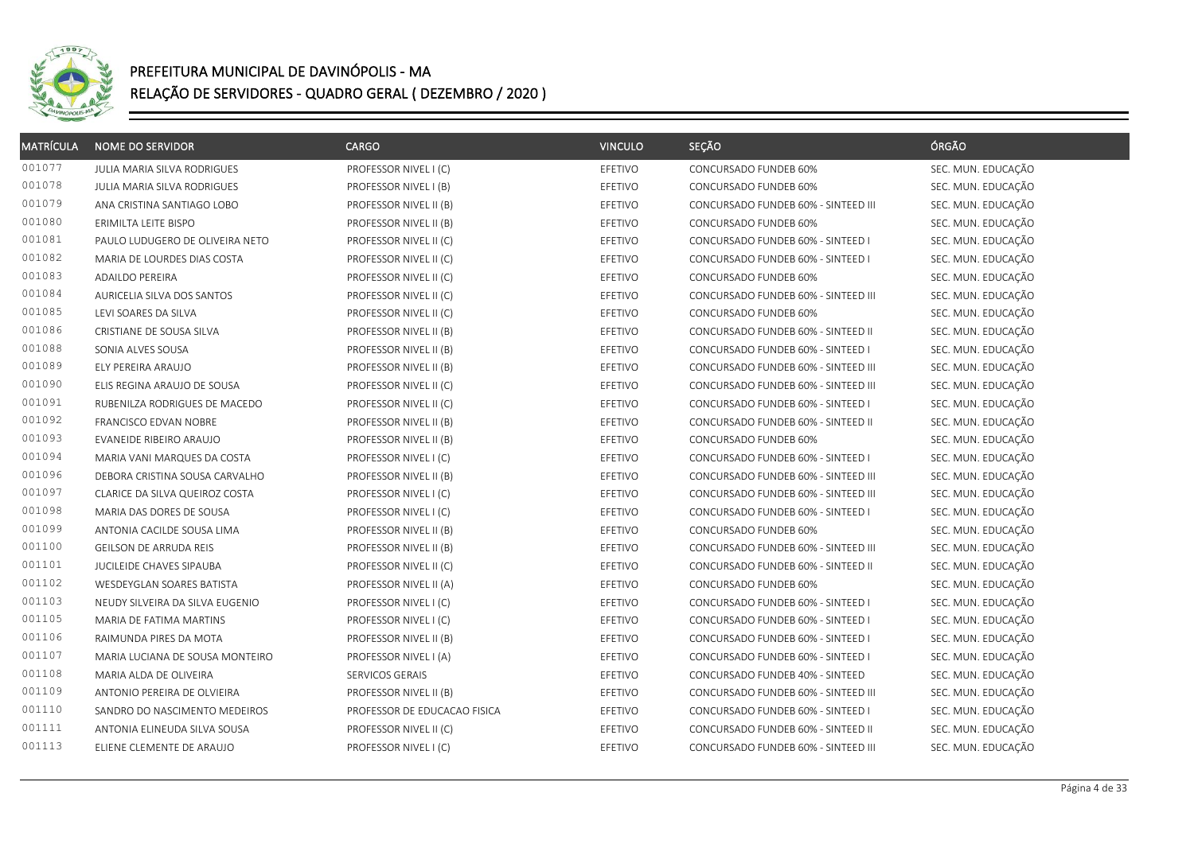# PREFEITURA MUNICIPAL DE DAVINÓPOLIS - MA

## RELAÇÃO DE SERVIDORES - QUADRO GERAL ( DEZEMBRO / 2020 )

| MATRÍCULA | NOME DO SERVIDOR | CARGO | VINCULO | SEÇÃO | ÓRGÃO |
|---|---|---|---|---|---|
| 001077 | JULIA MARIA SILVA RODRIGUES | PROFESSOR NIVEL I (C) | EFETIVO | CONCURSADO FUNDEB 60% | SEC. MUN. EDUCAÇÃO |
| 001078 | JULIA MARIA SILVA RODRIGUES | PROFESSOR NIVEL I (B) | EFETIVO | CONCURSADO FUNDEB 60% | SEC. MUN. EDUCAÇÃO |
| 001079 | ANA CRISTINA SANTIAGO LOBO | PROFESSOR NIVEL II (B) | EFETIVO | CONCURSADO FUNDEB 60% - SINTEED III | SEC. MUN. EDUCAÇÃO |
| 001080 | ERIMILTA LEITE BISPO | PROFESSOR NIVEL II (B) | EFETIVO | CONCURSADO FUNDEB 60% | SEC. MUN. EDUCAÇÃO |
| 001081 | PAULO LUDUGERO DE OLIVEIRA NETO | PROFESSOR NIVEL II (C) | EFETIVO | CONCURSADO FUNDEB 60% - SINTEED I | SEC. MUN. EDUCAÇÃO |
| 001082 | MARIA DE LOURDES DIAS COSTA | PROFESSOR NIVEL II (C) | EFETIVO | CONCURSADO FUNDEB 60% - SINTEED I | SEC. MUN. EDUCAÇÃO |
| 001083 | ADAILDO PEREIRA | PROFESSOR NIVEL II (C) | EFETIVO | CONCURSADO FUNDEB 60% | SEC. MUN. EDUCAÇÃO |
| 001084 | AURICELIA SILVA DOS SANTOS | PROFESSOR NIVEL II (C) | EFETIVO | CONCURSADO FUNDEB 60% - SINTEED III | SEC. MUN. EDUCAÇÃO |
| 001085 | LEVI SOARES DA SILVA | PROFESSOR NIVEL II (C) | EFETIVO | CONCURSADO FUNDEB 60% | SEC. MUN. EDUCAÇÃO |
| 001086 | CRISTIANE DE SOUSA SILVA | PROFESSOR NIVEL II (B) | EFETIVO | CONCURSADO FUNDEB 60% - SINTEED II | SEC. MUN. EDUCAÇÃO |
| 001088 | SONIA ALVES SOUSA | PROFESSOR NIVEL II (B) | EFETIVO | CONCURSADO FUNDEB 60% - SINTEED I | SEC. MUN. EDUCAÇÃO |
| 001089 | ELY PEREIRA ARAUJO | PROFESSOR NIVEL II (B) | EFETIVO | CONCURSADO FUNDEB 60% - SINTEED III | SEC. MUN. EDUCAÇÃO |
| 001090 | ELIS REGINA ARAUJO DE SOUSA | PROFESSOR NIVEL II (C) | EFETIVO | CONCURSADO FUNDEB 60% - SINTEED III | SEC. MUN. EDUCAÇÃO |
| 001091 | RUBENILZA RODRIGUES DE MACEDO | PROFESSOR NIVEL II (C) | EFETIVO | CONCURSADO FUNDEB 60% - SINTEED I | SEC. MUN. EDUCAÇÃO |
| 001092 | FRANCISCO EDVAN NOBRE | PROFESSOR NIVEL II (B) | EFETIVO | CONCURSADO FUNDEB 60% - SINTEED II | SEC. MUN. EDUCAÇÃO |
| 001093 | EVANEIDE RIBEIRO ARAUJO | PROFESSOR NIVEL II (B) | EFETIVO | CONCURSADO FUNDEB 60% | SEC. MUN. EDUCAÇÃO |
| 001094 | MARIA VANI MARQUES DA COSTA | PROFESSOR NIVEL I (C) | EFETIVO | CONCURSADO FUNDEB 60% - SINTEED I | SEC. MUN. EDUCAÇÃO |
| 001096 | DEBORA CRISTINA SOUSA CARVALHO | PROFESSOR NIVEL II (B) | EFETIVO | CONCURSADO FUNDEB 60% - SINTEED III | SEC. MUN. EDUCAÇÃO |
| 001097 | CLARICE DA SILVA QUEIROZ COSTA | PROFESSOR NIVEL I (C) | EFETIVO | CONCURSADO FUNDEB 60% - SINTEED III | SEC. MUN. EDUCAÇÃO |
| 001098 | MARIA DAS DORES DE SOUSA | PROFESSOR NIVEL I (C) | EFETIVO | CONCURSADO FUNDEB 60% - SINTEED I | SEC. MUN. EDUCAÇÃO |
| 001099 | ANTONIA CACILDE SOUSA LIMA | PROFESSOR NIVEL II (B) | EFETIVO | CONCURSADO FUNDEB 60% | SEC. MUN. EDUCAÇÃO |
| 001100 | GEILSON DE ARRUDA REIS | PROFESSOR NIVEL II (B) | EFETIVO | CONCURSADO FUNDEB 60% - SINTEED III | SEC. MUN. EDUCAÇÃO |
| 001101 | JUCILEIDE CHAVES SIPAUBA | PROFESSOR NIVEL II (C) | EFETIVO | CONCURSADO FUNDEB 60% - SINTEED II | SEC. MUN. EDUCAÇÃO |
| 001102 | WESDEYGLAN SOARES BATISTA | PROFESSOR NIVEL II (A) | EFETIVO | CONCURSADO FUNDEB 60% | SEC. MUN. EDUCAÇÃO |
| 001103 | NEUDY SILVEIRA DA SILVA EUGENIO | PROFESSOR NIVEL I (C) | EFETIVO | CONCURSADO FUNDEB 60% - SINTEED I | SEC. MUN. EDUCAÇÃO |
| 001105 | MARIA DE FATIMA MARTINS | PROFESSOR NIVEL I (C) | EFETIVO | CONCURSADO FUNDEB 60% - SINTEED I | SEC. MUN. EDUCAÇÃO |
| 001106 | RAIMUNDA PIRES DA MOTA | PROFESSOR NIVEL II (B) | EFETIVO | CONCURSADO FUNDEB 60% - SINTEED I | SEC. MUN. EDUCAÇÃO |
| 001107 | MARIA LUCIANA DE SOUSA MONTEIRO | PROFESSOR NIVEL I (A) | EFETIVO | CONCURSADO FUNDEB 60% - SINTEED I | SEC. MUN. EDUCAÇÃO |
| 001108 | MARIA ALDA DE OLIVEIRA | SERVICOS GERAIS | EFETIVO | CONCURSADO FUNDEB 40% - SINTEED | SEC. MUN. EDUCAÇÃO |
| 001109 | ANTONIO PEREIRA DE OLVIEIRA | PROFESSOR NIVEL II (B) | EFETIVO | CONCURSADO FUNDEB 60% - SINTEED III | SEC. MUN. EDUCAÇÃO |
| 001110 | SANDRO DO NASCIMENTO MEDEIROS | PROFESSOR DE EDUCACAO FISICA | EFETIVO | CONCURSADO FUNDEB 60% - SINTEED I | SEC. MUN. EDUCAÇÃO |
| 001111 | ANTONIA ELINEUDA SILVA SOUSA | PROFESSOR NIVEL II (C) | EFETIVO | CONCURSADO FUNDEB 60% - SINTEED II | SEC. MUN. EDUCAÇÃO |
| 001113 | ELIENE CLEMENTE DE ARAUJO | PROFESSOR NIVEL I (C) | EFETIVO | CONCURSADO FUNDEB 60% - SINTEED III | SEC. MUN. EDUCAÇÃO |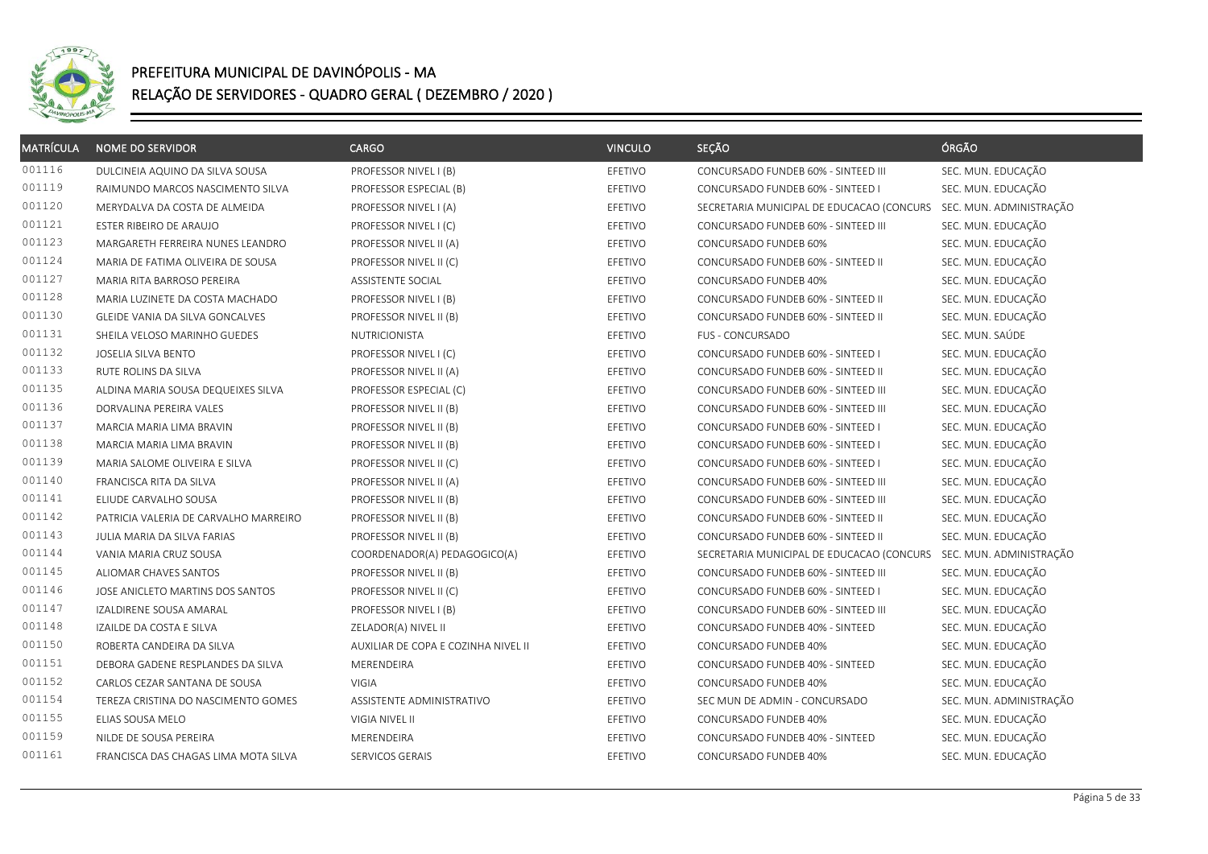# PREFEITURA MUNICIPAL DE DAVINÓPOLIS - MA

## RELAÇÃO DE SERVIDORES - QUADRO GERAL ( DEZEMBRO / 2020 )

| MATRÍCULA | NOME DO SERVIDOR | CARGO | VINCULO | SEÇÃO | ÓRGÃO |
|---|---|---|---|---|---|
| 001116 | DULCINEIA AQUINO DA SILVA SOUSA | PROFESSOR NIVEL I (B) | EFETIVO | CONCURSADO FUNDEB 60% - SINTEED III | SEC. MUN. EDUCAÇÃO |
| 001119 | RAIMUNDO MARCOS NASCIMENTO SILVA | PROFESSOR ESPECIAL (B) | EFETIVO | CONCURSADO FUNDEB 60% - SINTEED I | SEC. MUN. EDUCAÇÃO |
| 001120 | MERYDALVA DA COSTA DE ALMEIDA | PROFESSOR NIVEL I (A) | EFETIVO | SECRETARIA MUNICIPAL DE EDUCACAO (CONCURS | SEC. MUN. ADMINISTRAÇÃO |
| 001121 | ESTER RIBEIRO DE ARAUJO | PROFESSOR NIVEL I (C) | EFETIVO | CONCURSADO FUNDEB 60% - SINTEED III | SEC. MUN. EDUCAÇÃO |
| 001123 | MARGARETH FERREIRA NUNES LEANDRO | PROFESSOR NIVEL II (A) | EFETIVO | CONCURSADO FUNDEB 60% | SEC. MUN. EDUCAÇÃO |
| 001124 | MARIA DE FATIMA OLIVEIRA DE SOUSA | PROFESSOR NIVEL II (C) | EFETIVO | CONCURSADO FUNDEB 60% - SINTEED II | SEC. MUN. EDUCAÇÃO |
| 001127 | MARIA RITA BARROSO PEREIRA | ASSISTENTE SOCIAL | EFETIVO | CONCURSADO FUNDEB 40% | SEC. MUN. EDUCAÇÃO |
| 001128 | MARIA LUZINETE DA COSTA MACHADO | PROFESSOR NIVEL I (B) | EFETIVO | CONCURSADO FUNDEB 60% - SINTEED II | SEC. MUN. EDUCAÇÃO |
| 001130 | GLEIDE VANIA DA SILVA GONCALVES | PROFESSOR NIVEL II (B) | EFETIVO | CONCURSADO FUNDEB 60% - SINTEED II | SEC. MUN. EDUCAÇÃO |
| 001131 | SHEILA VELOSO MARINHO GUEDES | NUTRICIONISTA | EFETIVO | FUS - CONCURSADO | SEC. MUN. SAÚDE |
| 001132 | JOSELIA SILVA BENTO | PROFESSOR NIVEL I (C) | EFETIVO | CONCURSADO FUNDEB 60% - SINTEED I | SEC. MUN. EDUCAÇÃO |
| 001133 | RUTE ROLINS DA SILVA | PROFESSOR NIVEL II (A) | EFETIVO | CONCURSADO FUNDEB 60% - SINTEED II | SEC. MUN. EDUCAÇÃO |
| 001135 | ALDINA MARIA SOUSA DEQUEIXES SILVA | PROFESSOR ESPECIAL (C) | EFETIVO | CONCURSADO FUNDEB 60% - SINTEED III | SEC. MUN. EDUCAÇÃO |
| 001136 | DORVALINA PEREIRA VALES | PROFESSOR NIVEL II (B) | EFETIVO | CONCURSADO FUNDEB 60% - SINTEED III | SEC. MUN. EDUCAÇÃO |
| 001137 | MARCIA MARIA LIMA BRAVIN | PROFESSOR NIVEL II (B) | EFETIVO | CONCURSADO FUNDEB 60% - SINTEED I | SEC. MUN. EDUCAÇÃO |
| 001138 | MARCIA MARIA LIMA BRAVIN | PROFESSOR NIVEL II (B) | EFETIVO | CONCURSADO FUNDEB 60% - SINTEED I | SEC. MUN. EDUCAÇÃO |
| 001139 | MARIA SALOME OLIVEIRA E SILVA | PROFESSOR NIVEL II (C) | EFETIVO | CONCURSADO FUNDEB 60% - SINTEED I | SEC. MUN. EDUCAÇÃO |
| 001140 | FRANCISCA RITA DA SILVA | PROFESSOR NIVEL II (A) | EFETIVO | CONCURSADO FUNDEB 60% - SINTEED III | SEC. MUN. EDUCAÇÃO |
| 001141 | ELIUDE CARVALHO SOUSA | PROFESSOR NIVEL II (B) | EFETIVO | CONCURSADO FUNDEB 60% - SINTEED III | SEC. MUN. EDUCAÇÃO |
| 001142 | PATRICIA VALERIA DE CARVALHO MARREIRO | PROFESSOR NIVEL II (B) | EFETIVO | CONCURSADO FUNDEB 60% - SINTEED II | SEC. MUN. EDUCAÇÃO |
| 001143 | JULIA MARIA DA SILVA FARIAS | PROFESSOR NIVEL II (B) | EFETIVO | CONCURSADO FUNDEB 60% - SINTEED II | SEC. MUN. EDUCAÇÃO |
| 001144 | VANIA MARIA CRUZ SOUSA | COORDENADOR(A) PEDAGOGICO(A) | EFETIVO | SECRETARIA MUNICIPAL DE EDUCACAO (CONCURS | SEC. MUN. ADMINISTRAÇÃO |
| 001145 | ALIOMAR CHAVES SANTOS | PROFESSOR NIVEL II (B) | EFETIVO | CONCURSADO FUNDEB 60% - SINTEED III | SEC. MUN. EDUCAÇÃO |
| 001146 | JOSE ANICLETO MARTINS DOS SANTOS | PROFESSOR NIVEL II (C) | EFETIVO | CONCURSADO FUNDEB 60% - SINTEED I | SEC. MUN. EDUCAÇÃO |
| 001147 | IZALDIRENE SOUSA AMARAL | PROFESSOR NIVEL I (B) | EFETIVO | CONCURSADO FUNDEB 60% - SINTEED III | SEC. MUN. EDUCAÇÃO |
| 001148 | IZAILDE DA COSTA E SILVA | ZELADOR(A) NIVEL II | EFETIVO | CONCURSADO FUNDEB 40% - SINTEED | SEC. MUN. EDUCAÇÃO |
| 001150 | ROBERTA CANDEIRA DA SILVA | AUXILIAR DE COPA E COZINHA NIVEL II | EFETIVO | CONCURSADO FUNDEB 40% | SEC. MUN. EDUCAÇÃO |
| 001151 | DEBORA GADENE RESPLANDES DA SILVA | MERENDEIRA | EFETIVO | CONCURSADO FUNDEB 40% - SINTEED | SEC. MUN. EDUCAÇÃO |
| 001152 | CARLOS CEZAR SANTANA DE SOUSA | VIGIA | EFETIVO | CONCURSADO FUNDEB 40% | SEC. MUN. EDUCAÇÃO |
| 001154 | TEREZA CRISTINA DO NASCIMENTO GOMES | ASSISTENTE ADMINISTRATIVO | EFETIVO | SEC MUN DE ADMIN - CONCURSADO | SEC. MUN. ADMINISTRAÇÃO |
| 001155 | ELIAS SOUSA MELO | VIGIA NIVEL II | EFETIVO | CONCURSADO FUNDEB 40% | SEC. MUN. EDUCAÇÃO |
| 001159 | NILDE DE SOUSA PEREIRA | MERENDEIRA | EFETIVO | CONCURSADO FUNDEB 40% - SINTEED | SEC. MUN. EDUCAÇÃO |
| 001161 | FRANCISCA DAS CHAGAS LIMA MOTA SILVA | SERVICOS GERAIS | EFETIVO | CONCURSADO FUNDEB 40% | SEC. MUN. EDUCAÇÃO |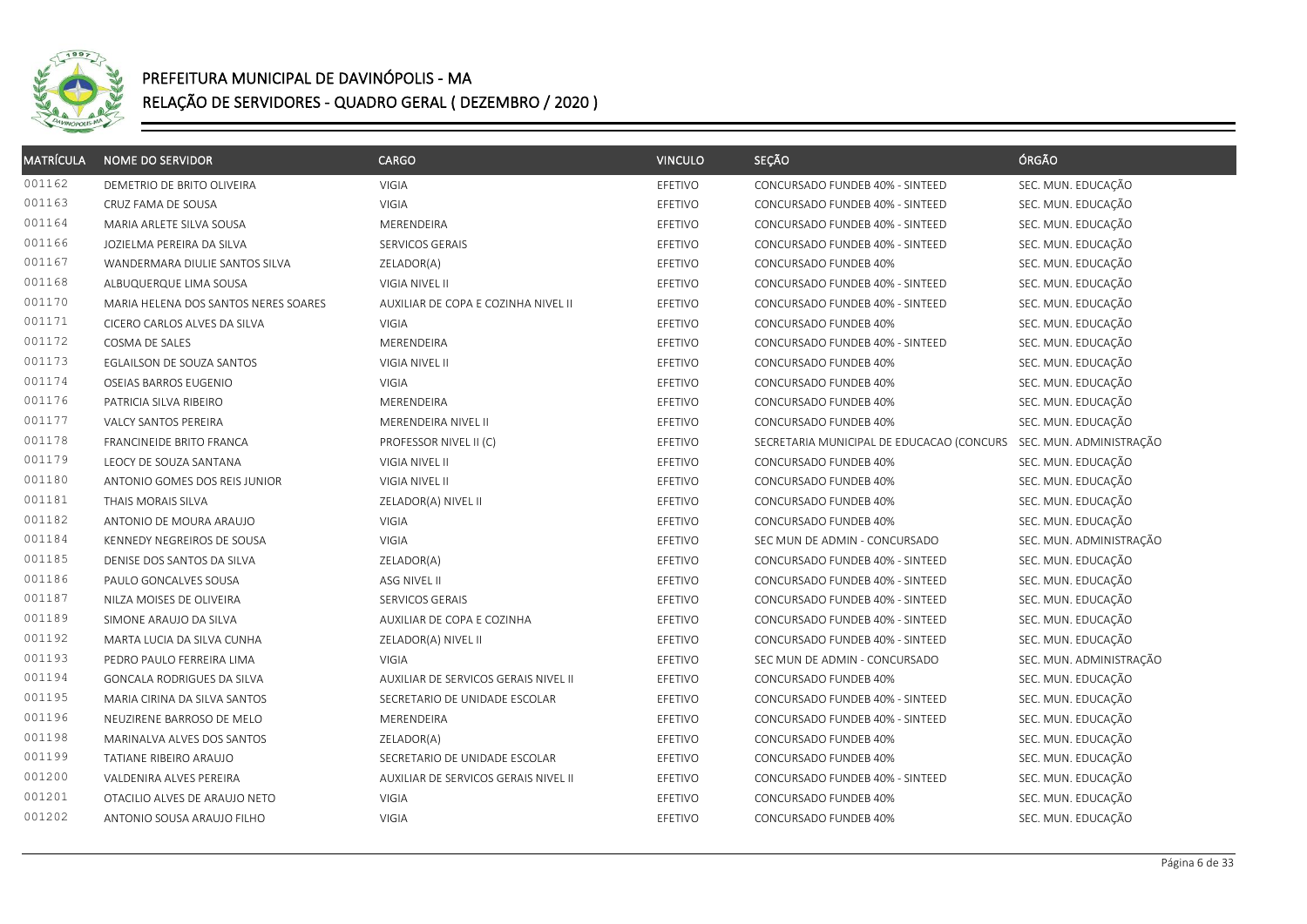# PREFEITURA MUNICIPAL DE DAVINÓPOLIS - MA

## RELAÇÃO DE SERVIDORES - QUADRO GERAL ( DEZEMBRO / 2020 )

| MATRÍCULA | NOME DO SERVIDOR | CARGO | VINCULO | SEÇÃO | ÓRGÃO |
|---|---|---|---|---|---|
| 001162 | DEMETRIO DE BRITO OLIVEIRA | VIGIA | EFETIVO | CONCURSADO FUNDEB 40% - SINTEED | SEC. MUN. EDUCAÇÃO |
| 001163 | CRUZ FAMA DE SOUSA | VIGIA | EFETIVO | CONCURSADO FUNDEB 40% - SINTEED | SEC. MUN. EDUCAÇÃO |
| 001164 | MARIA ARLETE SILVA SOUSA | MERENDEIRA | EFETIVO | CONCURSADO FUNDEB 40% - SINTEED | SEC. MUN. EDUCAÇÃO |
| 001166 | JOZIELMA PEREIRA DA SILVA | SERVICOS GERAIS | EFETIVO | CONCURSADO FUNDEB 40% - SINTEED | SEC. MUN. EDUCAÇÃO |
| 001167 | WANDERMARA DIULIE SANTOS SILVA | ZELADOR(A) | EFETIVO | CONCURSADO FUNDEB 40% | SEC. MUN. EDUCAÇÃO |
| 001168 | ALBUQUERQUE LIMA SOUSA | VIGIA NIVEL II | EFETIVO | CONCURSADO FUNDEB 40% - SINTEED | SEC. MUN. EDUCAÇÃO |
| 001170 | MARIA HELENA DOS SANTOS NERES SOARES | AUXILIAR DE COPA E COZINHA NIVEL II | EFETIVO | CONCURSADO FUNDEB 40% - SINTEED | SEC. MUN. EDUCAÇÃO |
| 001171 | CICERO CARLOS ALVES DA SILVA | VIGIA | EFETIVO | CONCURSADO FUNDEB 40% | SEC. MUN. EDUCAÇÃO |
| 001172 | COSMA DE SALES | MERENDEIRA | EFETIVO | CONCURSADO FUNDEB 40% - SINTEED | SEC. MUN. EDUCAÇÃO |
| 001173 | EGLAILSON DE SOUZA SANTOS | VIGIA NIVEL II | EFETIVO | CONCURSADO FUNDEB 40% | SEC. MUN. EDUCAÇÃO |
| 001174 | OSEIAS BARROS EUGENIO | VIGIA | EFETIVO | CONCURSADO FUNDEB 40% | SEC. MUN. EDUCAÇÃO |
| 001176 | PATRICIA SILVA RIBEIRO | MERENDEIRA | EFETIVO | CONCURSADO FUNDEB 40% | SEC. MUN. EDUCAÇÃO |
| 001177 | VALCY SANTOS PEREIRA | MERENDEIRA NIVEL II | EFETIVO | CONCURSADO FUNDEB 40% | SEC. MUN. EDUCAÇÃO |
| 001178 | FRANCINEIDE BRITO FRANCA | PROFESSOR NIVEL II (C) | EFETIVO | SECRETARIA MUNICIPAL DE EDUCACAO (CONCURS | SEC. MUN. ADMINISTRAÇÃO |
| 001179 | LEOCY DE SOUZA SANTANA | VIGIA NIVEL II | EFETIVO | CONCURSADO FUNDEB 40% | SEC. MUN. EDUCAÇÃO |
| 001180 | ANTONIO GOMES DOS REIS JUNIOR | VIGIA NIVEL II | EFETIVO | CONCURSADO FUNDEB 40% | SEC. MUN. EDUCAÇÃO |
| 001181 | THAIS MORAIS SILVA | ZELADOR(A) NIVEL II | EFETIVO | CONCURSADO FUNDEB 40% | SEC. MUN. EDUCAÇÃO |
| 001182 | ANTONIO DE MOURA ARAUJO | VIGIA | EFETIVO | CONCURSADO FUNDEB 40% | SEC. MUN. EDUCAÇÃO |
| 001184 | KENNEDY NEGREIROS DE SOUSA | VIGIA | EFETIVO | SEC MUN DE ADMIN - CONCURSADO | SEC. MUN. ADMINISTRAÇÃO |
| 001185 | DENISE DOS SANTOS DA SILVA | ZELADOR(A) | EFETIVO | CONCURSADO FUNDEB 40% - SINTEED | SEC. MUN. EDUCAÇÃO |
| 001186 | PAULO GONCALVES SOUSA | ASG NIVEL II | EFETIVO | CONCURSADO FUNDEB 40% - SINTEED | SEC. MUN. EDUCAÇÃO |
| 001187 | NILZA MOISES DE OLIVEIRA | SERVICOS GERAIS | EFETIVO | CONCURSADO FUNDEB 40% - SINTEED | SEC. MUN. EDUCAÇÃO |
| 001189 | SIMONE ARAUJO DA SILVA | AUXILIAR DE COPA E COZINHA | EFETIVO | CONCURSADO FUNDEB 40% - SINTEED | SEC. MUN. EDUCAÇÃO |
| 001192 | MARTA LUCIA DA SILVA CUNHA | ZELADOR(A) NIVEL II | EFETIVO | CONCURSADO FUNDEB 40% - SINTEED | SEC. MUN. EDUCAÇÃO |
| 001193 | PEDRO PAULO FERREIRA LIMA | VIGIA | EFETIVO | SEC MUN DE ADMIN - CONCURSADO | SEC. MUN. ADMINISTRAÇÃO |
| 001194 | GONCALA RODRIGUES DA SILVA | AUXILIAR DE SERVICOS GERAIS NIVEL II | EFETIVO | CONCURSADO FUNDEB 40% | SEC. MUN. EDUCAÇÃO |
| 001195 | MARIA CIRINA DA SILVA SANTOS | SECRETARIO DE UNIDADE ESCOLAR | EFETIVO | CONCURSADO FUNDEB 40% - SINTEED | SEC. MUN. EDUCAÇÃO |
| 001196 | NEUZIRENE BARROSO DE MELO | MERENDEIRA | EFETIVO | CONCURSADO FUNDEB 40% - SINTEED | SEC. MUN. EDUCAÇÃO |
| 001198 | MARINALVA ALVES DOS SANTOS | ZELADOR(A) | EFETIVO | CONCURSADO FUNDEB 40% | SEC. MUN. EDUCAÇÃO |
| 001199 | TATIANE RIBEIRO ARAUJO | SECRETARIO DE UNIDADE ESCOLAR | EFETIVO | CONCURSADO FUNDEB 40% | SEC. MUN. EDUCAÇÃO |
| 001200 | VALDENIRA ALVES PEREIRA | AUXILIAR DE SERVICOS GERAIS NIVEL II | EFETIVO | CONCURSADO FUNDEB 40% - SINTEED | SEC. MUN. EDUCAÇÃO |
| 001201 | OTACILIO ALVES DE ARAUJO NETO | VIGIA | EFETIVO | CONCURSADO FUNDEB 40% | SEC. MUN. EDUCAÇÃO |
| 001202 | ANTONIO SOUSA ARAUJO FILHO | VIGIA | EFETIVO | CONCURSADO FUNDEB 40% | SEC. MUN. EDUCAÇÃO |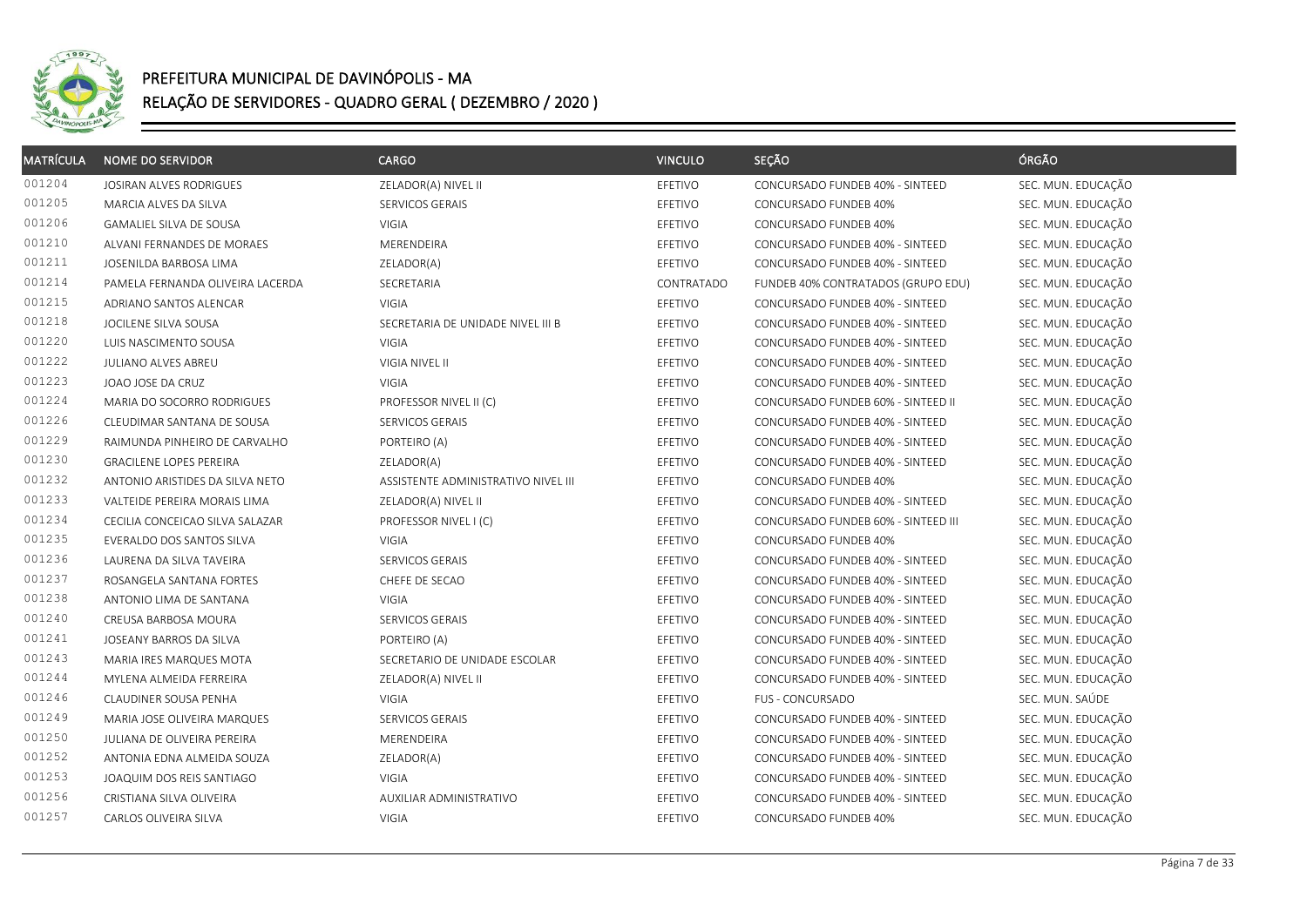# PREFEITURA MUNICIPAL DE DAVINÓPOLIS - MA

## RELAÇÃO DE SERVIDORES - QUADRO GERAL ( DEZEMBRO / 2020 )

| MATRÍCULA | NOME DO SERVIDOR | CARGO | VINCULO | SEÇÃO | ÓRGÃO |
|---|---|---|---|---|---|
| 001204 | JOSIRAN ALVES RODRIGUES | ZELADOR(A) NIVEL II | EFETIVO | CONCURSADO FUNDEB 40% - SINTEED | SEC. MUN. EDUCAÇÃO |
| 001205 | MARCIA ALVES DA SILVA | SERVICOS GERAIS | EFETIVO | CONCURSADO FUNDEB 40% | SEC. MUN. EDUCAÇÃO |
| 001206 | GAMALIEL SILVA DE SOUSA | VIGIA | EFETIVO | CONCURSADO FUNDEB 40% | SEC. MUN. EDUCAÇÃO |
| 001210 | ALVANI FERNANDES DE MORAES | MERENDEIRA | EFETIVO | CONCURSADO FUNDEB 40% - SINTEED | SEC. MUN. EDUCAÇÃO |
| 001211 | JOSENILDA BARBOSA LIMA | ZELADOR(A) | EFETIVO | CONCURSADO FUNDEB 40% - SINTEED | SEC. MUN. EDUCAÇÃO |
| 001214 | PAMELA FERNANDA OLIVEIRA LACERDA | SECRETARIA | CONTRATADO | FUNDEB 40% CONTRATADOS (GRUPO EDU) | SEC. MUN. EDUCAÇÃO |
| 001215 | ADRIANO SANTOS ALENCAR | VIGIA | EFETIVO | CONCURSADO FUNDEB 40% - SINTEED | SEC. MUN. EDUCAÇÃO |
| 001218 | JOCILENE SILVA SOUSA | SECRETARIA DE UNIDADE NIVEL III B | EFETIVO | CONCURSADO FUNDEB 40% - SINTEED | SEC. MUN. EDUCAÇÃO |
| 001220 | LUIS NASCIMENTO SOUSA | VIGIA | EFETIVO | CONCURSADO FUNDEB 40% - SINTEED | SEC. MUN. EDUCAÇÃO |
| 001222 | JULIANO ALVES ABREU | VIGIA NIVEL II | EFETIVO | CONCURSADO FUNDEB 40% - SINTEED | SEC. MUN. EDUCAÇÃO |
| 001223 | JOAO JOSE DA CRUZ | VIGIA | EFETIVO | CONCURSADO FUNDEB 40% - SINTEED | SEC. MUN. EDUCAÇÃO |
| 001224 | MARIA DO SOCORRO RODRIGUES | PROFESSOR NIVEL II (C) | EFETIVO | CONCURSADO FUNDEB 60% - SINTEED II | SEC. MUN. EDUCAÇÃO |
| 001226 | CLEUDIMAR SANTANA DE SOUSA | SERVICOS GERAIS | EFETIVO | CONCURSADO FUNDEB 40% - SINTEED | SEC. MUN. EDUCAÇÃO |
| 001229 | RAIMUNDA PINHEIRO DE CARVALHO | PORTEIRO (A) | EFETIVO | CONCURSADO FUNDEB 40% - SINTEED | SEC. MUN. EDUCAÇÃO |
| 001230 | GRACILENE LOPES PEREIRA | ZELADOR(A) | EFETIVO | CONCURSADO FUNDEB 40% - SINTEED | SEC. MUN. EDUCAÇÃO |
| 001232 | ANTONIO ARISTIDES DA SILVA NETO | ASSISTENTE ADMINISTRATIVO NIVEL III | EFETIVO | CONCURSADO FUNDEB 40% | SEC. MUN. EDUCAÇÃO |
| 001233 | VALTEIDE PEREIRA MORAIS LIMA | ZELADOR(A) NIVEL II | EFETIVO | CONCURSADO FUNDEB 40% - SINTEED | SEC. MUN. EDUCAÇÃO |
| 001234 | CECILIA CONCEICAO SILVA SALAZAR | PROFESSOR NIVEL I (C) | EFETIVO | CONCURSADO FUNDEB 60% - SINTEED III | SEC. MUN. EDUCAÇÃO |
| 001235 | EVERALDO DOS SANTOS SILVA | VIGIA | EFETIVO | CONCURSADO FUNDEB 40% | SEC. MUN. EDUCAÇÃO |
| 001236 | LAURENA DA SILVA TAVEIRA | SERVICOS GERAIS | EFETIVO | CONCURSADO FUNDEB 40% - SINTEED | SEC. MUN. EDUCAÇÃO |
| 001237 | ROSANGELA SANTANA FORTES | CHEFE DE SECAO | EFETIVO | CONCURSADO FUNDEB 40% - SINTEED | SEC. MUN. EDUCAÇÃO |
| 001238 | ANTONIO LIMA DE SANTANA | VIGIA | EFETIVO | CONCURSADO FUNDEB 40% - SINTEED | SEC. MUN. EDUCAÇÃO |
| 001240 | CREUSA BARBOSA MOURA | SERVICOS GERAIS | EFETIVO | CONCURSADO FUNDEB 40% - SINTEED | SEC. MUN. EDUCAÇÃO |
| 001241 | JOSEANY BARROS DA SILVA | PORTEIRO (A) | EFETIVO | CONCURSADO FUNDEB 40% - SINTEED | SEC. MUN. EDUCAÇÃO |
| 001243 | MARIA IRES MARQUES MOTA | SECRETARIO DE UNIDADE ESCOLAR | EFETIVO | CONCURSADO FUNDEB 40% - SINTEED | SEC. MUN. EDUCAÇÃO |
| 001244 | MYLENA ALMEIDA FERREIRA | ZELADOR(A) NIVEL II | EFETIVO | CONCURSADO FUNDEB 40% - SINTEED | SEC. MUN. EDUCAÇÃO |
| 001246 | CLAUDINER SOUSA PENHA | VIGIA | EFETIVO | FUS - CONCURSADO | SEC. MUN. SAÚDE |
| 001249 | MARIA JOSE OLIVEIRA MARQUES | SERVICOS GERAIS | EFETIVO | CONCURSADO FUNDEB 40% - SINTEED | SEC. MUN. EDUCAÇÃO |
| 001250 | JULIANA DE OLIVEIRA PEREIRA | MERENDEIRA | EFETIVO | CONCURSADO FUNDEB 40% - SINTEED | SEC. MUN. EDUCAÇÃO |
| 001252 | ANTONIA EDNA ALMEIDA SOUZA | ZELADOR(A) | EFETIVO | CONCURSADO FUNDEB 40% - SINTEED | SEC. MUN. EDUCAÇÃO |
| 001253 | JOAQUIM DOS REIS SANTIAGO | VIGIA | EFETIVO | CONCURSADO FUNDEB 40% - SINTEED | SEC. MUN. EDUCAÇÃO |
| 001256 | CRISTIANA SILVA OLIVEIRA | AUXILIAR ADMINISTRATIVO | EFETIVO | CONCURSADO FUNDEB 40% - SINTEED | SEC. MUN. EDUCAÇÃO |
| 001257 | CARLOS OLIVEIRA SILVA | VIGIA | EFETIVO | CONCURSADO FUNDEB 40% | SEC. MUN. EDUCAÇÃO |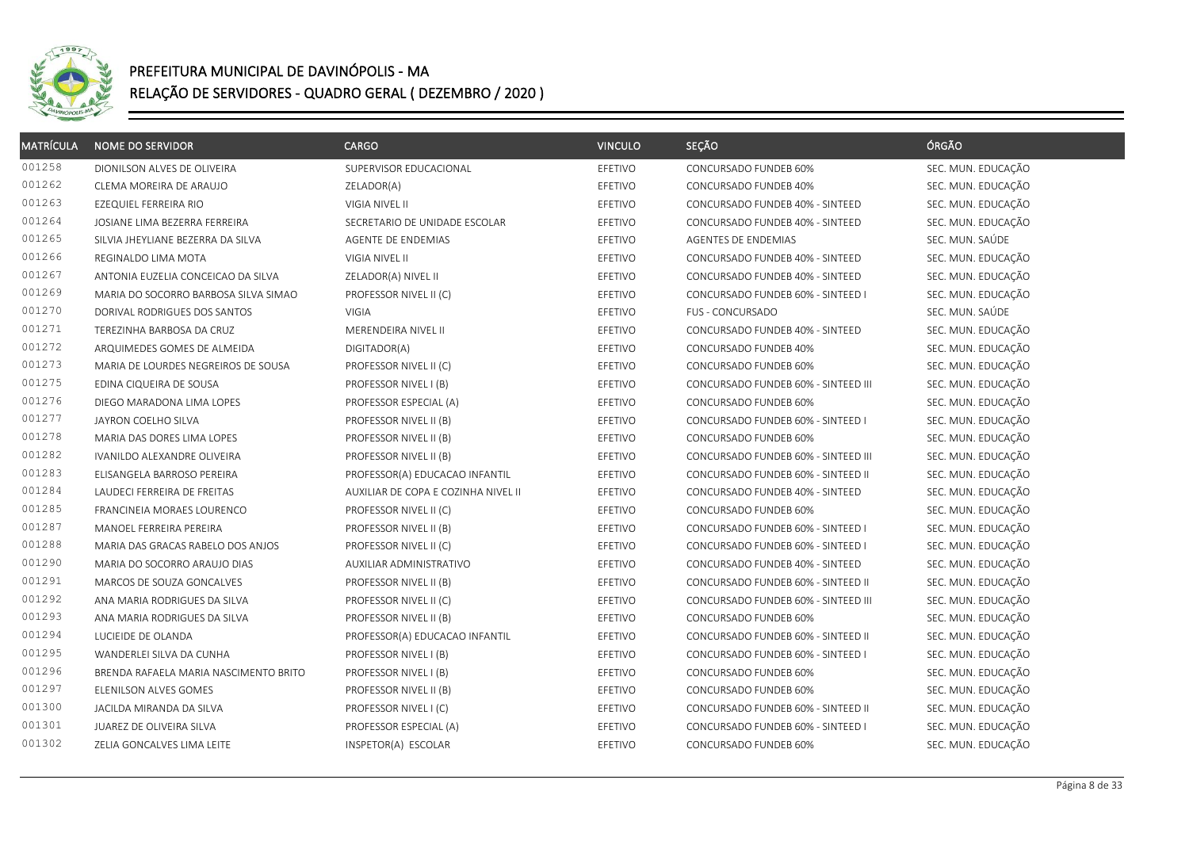# PREFEITURA MUNICIPAL DE DAVINÓPOLIS - MA

## RELAÇÃO DE SERVIDORES - QUADRO GERAL ( DEZEMBRO / 2020 )

| MATRÍCULA | NOME DO SERVIDOR | CARGO | VINCULO | SEÇÃO | ÓRGÃO |
|---|---|---|---|---|---|
| 001258 | DIONILSON ALVES DE OLIVEIRA | SUPERVISOR EDUCACIONAL | EFETIVO | CONCURSADO FUNDEB 60% | SEC. MUN. EDUCAÇÃO |
| 001262 | CLEMA MOREIRA DE ARAUJO | ZELADOR(A) | EFETIVO | CONCURSADO FUNDEB 40% | SEC. MUN. EDUCAÇÃO |
| 001263 | EZEQUIEL FERREIRA RIO | VIGIA NIVEL II | EFETIVO | CONCURSADO FUNDEB 40% - SINTEED | SEC. MUN. EDUCAÇÃO |
| 001264 | JOSIANE LIMA BEZERRA FERREIRA | SECRETARIO DE UNIDADE ESCOLAR | EFETIVO | CONCURSADO FUNDEB 40% - SINTEED | SEC. MUN. EDUCAÇÃO |
| 001265 | SILVIA JHEYLIANE BEZERRA DA SILVA | AGENTE DE ENDEMIAS | EFETIVO | AGENTES DE ENDEMIAS | SEC. MUN. SAÚDE |
| 001266 | REGINALDO LIMA MOTA | VIGIA NIVEL II | EFETIVO | CONCURSADO FUNDEB 40% - SINTEED | SEC. MUN. EDUCAÇÃO |
| 001267 | ANTONIA EUZELIA CONCEICAO DA SILVA | ZELADOR(A) NIVEL II | EFETIVO | CONCURSADO FUNDEB 40% - SINTEED | SEC. MUN. EDUCAÇÃO |
| 001269 | MARIA DO SOCORRO BARBOSA SILVA SIMAO | PROFESSOR NIVEL II (C) | EFETIVO | CONCURSADO FUNDEB 60% - SINTEED I | SEC. MUN. EDUCAÇÃO |
| 001270 | DORIVAL RODRIGUES DOS SANTOS | VIGIA | EFETIVO | FUS - CONCURSADO | SEC. MUN. SAÚDE |
| 001271 | TEREZINHA BARBOSA DA CRUZ | MERENDEIRA NIVEL II | EFETIVO | CONCURSADO FUNDEB 40% - SINTEED | SEC. MUN. EDUCAÇÃO |
| 001272 | ARQUIMEDES GOMES DE ALMEIDA | DIGITADOR(A) | EFETIVO | CONCURSADO FUNDEB 40% | SEC. MUN. EDUCAÇÃO |
| 001273 | MARIA DE LOURDES NEGREIROS DE SOUSA | PROFESSOR NIVEL II (C) | EFETIVO | CONCURSADO FUNDEB 60% | SEC. MUN. EDUCAÇÃO |
| 001275 | EDINA CIQUEIRA DE SOUSA | PROFESSOR NIVEL I (B) | EFETIVO | CONCURSADO FUNDEB 60% - SINTEED III | SEC. MUN. EDUCAÇÃO |
| 001276 | DIEGO MARADONA LIMA LOPES | PROFESSOR ESPECIAL (A) | EFETIVO | CONCURSADO FUNDEB 60% | SEC. MUN. EDUCAÇÃO |
| 001277 | JAYRON COELHO SILVA | PROFESSOR NIVEL II (B) | EFETIVO | CONCURSADO FUNDEB 60% - SINTEED I | SEC. MUN. EDUCAÇÃO |
| 001278 | MARIA DAS DORES LIMA LOPES | PROFESSOR NIVEL II (B) | EFETIVO | CONCURSADO FUNDEB 60% | SEC. MUN. EDUCAÇÃO |
| 001282 | IVANILDO ALEXANDRE OLIVEIRA | PROFESSOR NIVEL II (B) | EFETIVO | CONCURSADO FUNDEB 60% - SINTEED III | SEC. MUN. EDUCAÇÃO |
| 001283 | ELISANGELA BARROSO PEREIRA | PROFESSOR(A) EDUCACAO INFANTIL | EFETIVO | CONCURSADO FUNDEB 60% - SINTEED II | SEC. MUN. EDUCAÇÃO |
| 001284 | LAUDECI FERREIRA DE FREITAS | AUXILIAR DE COPA E COZINHA NIVEL II | EFETIVO | CONCURSADO FUNDEB 40% - SINTEED | SEC. MUN. EDUCAÇÃO |
| 001285 | FRANCINEIA MORAES LOURENCO | PROFESSOR NIVEL II (C) | EFETIVO | CONCURSADO FUNDEB 60% | SEC. MUN. EDUCAÇÃO |
| 001287 | MANOEL FERREIRA PEREIRA | PROFESSOR NIVEL II (B) | EFETIVO | CONCURSADO FUNDEB 60% - SINTEED I | SEC. MUN. EDUCAÇÃO |
| 001288 | MARIA DAS GRACAS RABELO DOS ANJOS | PROFESSOR NIVEL II (C) | EFETIVO | CONCURSADO FUNDEB 60% - SINTEED I | SEC. MUN. EDUCAÇÃO |
| 001290 | MARIA DO SOCORRO ARAUJO DIAS | AUXILIAR ADMINISTRATIVO | EFETIVO | CONCURSADO FUNDEB 40% - SINTEED | SEC. MUN. EDUCAÇÃO |
| 001291 | MARCOS DE SOUZA GONCALVES | PROFESSOR NIVEL II (B) | EFETIVO | CONCURSADO FUNDEB 60% - SINTEED II | SEC. MUN. EDUCAÇÃO |
| 001292 | ANA MARIA RODRIGUES DA SILVA | PROFESSOR NIVEL II (C) | EFETIVO | CONCURSADO FUNDEB 60% - SINTEED III | SEC. MUN. EDUCAÇÃO |
| 001293 | ANA MARIA RODRIGUES DA SILVA | PROFESSOR NIVEL II (B) | EFETIVO | CONCURSADO FUNDEB 60% | SEC. MUN. EDUCAÇÃO |
| 001294 | LUCIEIDE DE OLANDA | PROFESSOR(A) EDUCACAO INFANTIL | EFETIVO | CONCURSADO FUNDEB 60% - SINTEED II | SEC. MUN. EDUCAÇÃO |
| 001295 | WANDERLEI SILVA DA CUNHA | PROFESSOR NIVEL I (B) | EFETIVO | CONCURSADO FUNDEB 60% - SINTEED I | SEC. MUN. EDUCAÇÃO |
| 001296 | BRENDA RAFAELA MARIA NASCIMENTO BRITO | PROFESSOR NIVEL I (B) | EFETIVO | CONCURSADO FUNDEB 60% | SEC. MUN. EDUCAÇÃO |
| 001297 | ELENILSON ALVES GOMES | PROFESSOR NIVEL II (B) | EFETIVO | CONCURSADO FUNDEB 60% | SEC. MUN. EDUCAÇÃO |
| 001300 | JACILDA MIRANDA DA SILVA | PROFESSOR NIVEL I (C) | EFETIVO | CONCURSADO FUNDEB 60% - SINTEED II | SEC. MUN. EDUCAÇÃO |
| 001301 | JUAREZ DE OLIVEIRA SILVA | PROFESSOR ESPECIAL (A) | EFETIVO | CONCURSADO FUNDEB 60% - SINTEED I | SEC. MUN. EDUCAÇÃO |
| 001302 | ZELIA GONCALVES LIMA LEITE | INSPETOR(A) ESCOLAR | EFETIVO | CONCURSADO FUNDEB 60% | SEC. MUN. EDUCAÇÃO |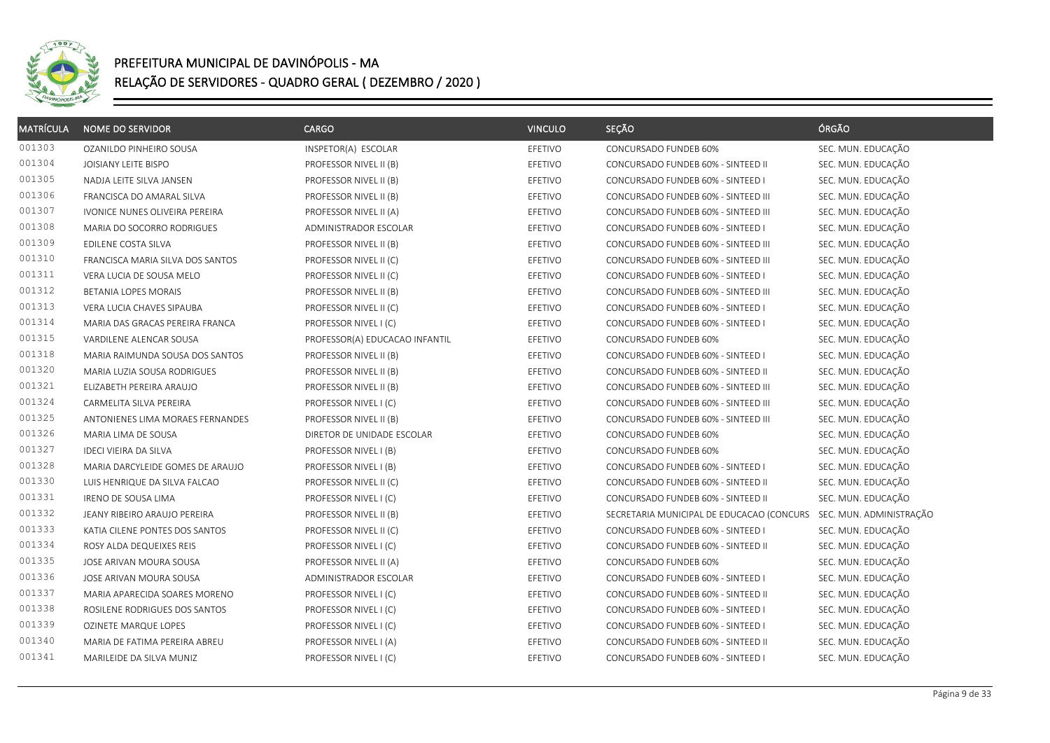# PREFEITURA MUNICIPAL DE DAVINÓPOLIS - MA

## RELAÇÃO DE SERVIDORES - QUADRO GERAL ( DEZEMBRO / 2020 )

| MATRÍCULA | NOME DO SERVIDOR | CARGO | VINCULO | SEÇÃO | ÓRGÃO |
|---|---|---|---|---|---|
| 001303 | OZANILDO PINHEIRO SOUSA | INSPETOR(A) ESCOLAR | EFETIVO | CONCURSADO FUNDEB 60% | SEC. MUN. EDUCAÇÃO |
| 001304 | JOISIANY LEITE BISPO | PROFESSOR NIVEL II (B) | EFETIVO | CONCURSADO FUNDEB 60% - SINTEED II | SEC. MUN. EDUCAÇÃO |
| 001305 | NADJA LEITE SILVA JANSEN | PROFESSOR NIVEL II (B) | EFETIVO | CONCURSADO FUNDEB 60% - SINTEED I | SEC. MUN. EDUCAÇÃO |
| 001306 | FRANCISCA DO AMARAL SILVA | PROFESSOR NIVEL II (B) | EFETIVO | CONCURSADO FUNDEB 60% - SINTEED III | SEC. MUN. EDUCAÇÃO |
| 001307 | IVONICE NUNES OLIVEIRA PEREIRA | PROFESSOR NIVEL II (A) | EFETIVO | CONCURSADO FUNDEB 60% - SINTEED III | SEC. MUN. EDUCAÇÃO |
| 001308 | MARIA DO SOCORRO RODRIGUES | ADMINISTRADOR ESCOLAR | EFETIVO | CONCURSADO FUNDEB 60% - SINTEED I | SEC. MUN. EDUCAÇÃO |
| 001309 | EDILENE COSTA SILVA | PROFESSOR NIVEL II (B) | EFETIVO | CONCURSADO FUNDEB 60% - SINTEED III | SEC. MUN. EDUCAÇÃO |
| 001310 | FRANCISCA MARIA SILVA DOS SANTOS | PROFESSOR NIVEL II (C) | EFETIVO | CONCURSADO FUNDEB 60% - SINTEED III | SEC. MUN. EDUCAÇÃO |
| 001311 | VERA LUCIA DE SOUSA MELO | PROFESSOR NIVEL II (C) | EFETIVO | CONCURSADO FUNDEB 60% - SINTEED I | SEC. MUN. EDUCAÇÃO |
| 001312 | BETANIA LOPES MORAIS | PROFESSOR NIVEL II (B) | EFETIVO | CONCURSADO FUNDEB 60% - SINTEED III | SEC. MUN. EDUCAÇÃO |
| 001313 | VERA LUCIA CHAVES SIPAUBA | PROFESSOR NIVEL II (C) | EFETIVO | CONCURSADO FUNDEB 60% - SINTEED I | SEC. MUN. EDUCAÇÃO |
| 001314 | MARIA DAS GRACAS PEREIRA FRANCA | PROFESSOR NIVEL I (C) | EFETIVO | CONCURSADO FUNDEB 60% - SINTEED I | SEC. MUN. EDUCAÇÃO |
| 001315 | VARDILENE ALENCAR SOUSA | PROFESSOR(A) EDUCACAO INFANTIL | EFETIVO | CONCURSADO FUNDEB 60% | SEC. MUN. EDUCAÇÃO |
| 001318 | MARIA RAIMUNDA SOUSA DOS SANTOS | PROFESSOR NIVEL II (B) | EFETIVO | CONCURSADO FUNDEB 60% - SINTEED I | SEC. MUN. EDUCAÇÃO |
| 001320 | MARIA LUZIA SOUSA RODRIGUES | PROFESSOR NIVEL II (B) | EFETIVO | CONCURSADO FUNDEB 60% - SINTEED II | SEC. MUN. EDUCAÇÃO |
| 001321 | ELIZABETH PEREIRA ARAUJO | PROFESSOR NIVEL II (B) | EFETIVO | CONCURSADO FUNDEB 60% - SINTEED III | SEC. MUN. EDUCAÇÃO |
| 001324 | CARMELITA SILVA PEREIRA | PROFESSOR NIVEL I (C) | EFETIVO | CONCURSADO FUNDEB 60% - SINTEED III | SEC. MUN. EDUCAÇÃO |
| 001325 | ANTONIENES LIMA MORAES FERNANDES | PROFESSOR NIVEL II (B) | EFETIVO | CONCURSADO FUNDEB 60% - SINTEED III | SEC. MUN. EDUCAÇÃO |
| 001326 | MARIA LIMA DE SOUSA | DIRETOR DE UNIDADE ESCOLAR | EFETIVO | CONCURSADO FUNDEB 60% | SEC. MUN. EDUCAÇÃO |
| 001327 | IDECI VIEIRA DA SILVA | PROFESSOR NIVEL I (B) | EFETIVO | CONCURSADO FUNDEB 60% | SEC. MUN. EDUCAÇÃO |
| 001328 | MARIA DARCYLEIDE GOMES DE ARAUJO | PROFESSOR NIVEL I (B) | EFETIVO | CONCURSADO FUNDEB 60% - SINTEED I | SEC. MUN. EDUCAÇÃO |
| 001330 | LUIS HENRIQUE DA SILVA FALCAO | PROFESSOR NIVEL II (C) | EFETIVO | CONCURSADO FUNDEB 60% - SINTEED II | SEC. MUN. EDUCAÇÃO |
| 001331 | IRENO DE SOUSA LIMA | PROFESSOR NIVEL I (C) | EFETIVO | CONCURSADO FUNDEB 60% - SINTEED II | SEC. MUN. EDUCAÇÃO |
| 001332 | JEANY RIBEIRO ARAUJO PEREIRA | PROFESSOR NIVEL II (B) | EFETIVO | SECRETARIA MUNICIPAL DE EDUCACAO (CONCURS | SEC. MUN. ADMINISTRAÇÃO |
| 001333 | KATIA CILENE PONTES DOS SANTOS | PROFESSOR NIVEL II (C) | EFETIVO | CONCURSADO FUNDEB 60% - SINTEED I | SEC. MUN. EDUCAÇÃO |
| 001334 | ROSY ALDA DEQUEIXES REIS | PROFESSOR NIVEL I (C) | EFETIVO | CONCURSADO FUNDEB 60% - SINTEED II | SEC. MUN. EDUCAÇÃO |
| 001335 | JOSE ARIVAN MOURA SOUSA | PROFESSOR NIVEL II (A) | EFETIVO | CONCURSADO FUNDEB 60% | SEC. MUN. EDUCAÇÃO |
| 001336 | JOSE ARIVAN MOURA SOUSA | ADMINISTRADOR ESCOLAR | EFETIVO | CONCURSADO FUNDEB 60% - SINTEED I | SEC. MUN. EDUCAÇÃO |
| 001337 | MARIA APARECIDA SOARES MORENO | PROFESSOR NIVEL I (C) | EFETIVO | CONCURSADO FUNDEB 60% - SINTEED II | SEC. MUN. EDUCAÇÃO |
| 001338 | ROSILENE RODRIGUES DOS SANTOS | PROFESSOR NIVEL I (C) | EFETIVO | CONCURSADO FUNDEB 60% - SINTEED I | SEC. MUN. EDUCAÇÃO |
| 001339 | OZINETE MARQUE LOPES | PROFESSOR NIVEL I (C) | EFETIVO | CONCURSADO FUNDEB 60% - SINTEED I | SEC. MUN. EDUCAÇÃO |
| 001340 | MARIA DE FATIMA PEREIRA ABREU | PROFESSOR NIVEL I (A) | EFETIVO | CONCURSADO FUNDEB 60% - SINTEED II | SEC. MUN. EDUCAÇÃO |
| 001341 | MARILEIDE DA SILVA MUNIZ | PROFESSOR NIVEL I (C) | EFETIVO | CONCURSADO FUNDEB 60% - SINTEED I | SEC. MUN. EDUCAÇÃO |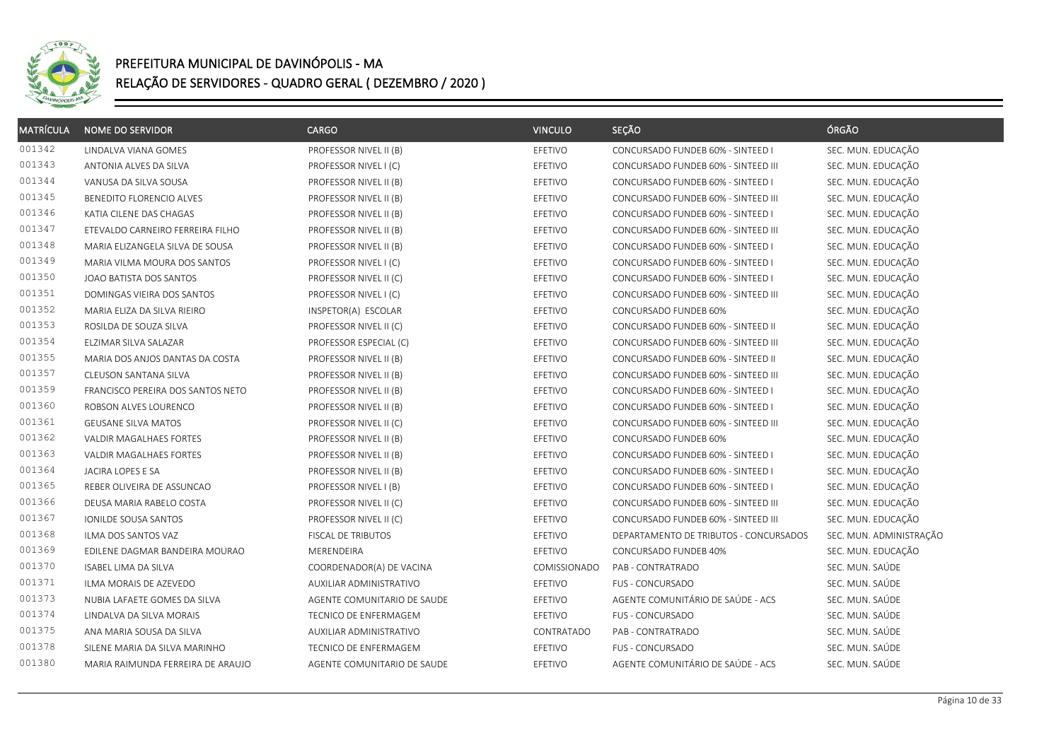# PREFEITURA MUNICIPAL DE DAVINÓPOLIS - MA

## RELAÇÃO DE SERVIDORES - QUADRO GERAL ( DEZEMBRO / 2020 )

| MATRÍCULA | NOME DO SERVIDOR | CARGO | VINCULO | SEÇÃO | ÓRGÃO |
|---|---|---|---|---|---|
| 001342 | LINDALVA VIANA GOMES | PROFESSOR NIVEL II (B) | EFETIVO | CONCURSADO FUNDEB 60% - SINTEED I | SEC. MUN. EDUCAÇÃO |
| 001343 | ANTONIA ALVES DA SILVA | PROFESSOR NIVEL I (C) | EFETIVO | CONCURSADO FUNDEB 60% - SINTEED III | SEC. MUN. EDUCAÇÃO |
| 001344 | VANUSA DA SILVA SOUSA | PROFESSOR NIVEL II (B) | EFETIVO | CONCURSADO FUNDEB 60% - SINTEED I | SEC. MUN. EDUCAÇÃO |
| 001345 | BENEDITO FLORENCIO ALVES | PROFESSOR NIVEL II (B) | EFETIVO | CONCURSADO FUNDEB 60% - SINTEED III | SEC. MUN. EDUCAÇÃO |
| 001346 | KATIA CILENE DAS CHAGAS | PROFESSOR NIVEL II (B) | EFETIVO | CONCURSADO FUNDEB 60% - SINTEED I | SEC. MUN. EDUCAÇÃO |
| 001347 | ETEVALDO CARNEIRO FERREIRA FILHO | PROFESSOR NIVEL II (B) | EFETIVO | CONCURSADO FUNDEB 60% - SINTEED III | SEC. MUN. EDUCAÇÃO |
| 001348 | MARIA ELIZANGELA SILVA DE SOUSA | PROFESSOR NIVEL II (B) | EFETIVO | CONCURSADO FUNDEB 60% - SINTEED I | SEC. MUN. EDUCAÇÃO |
| 001349 | MARIA VILMA MOURA DOS SANTOS | PROFESSOR NIVEL I (C) | EFETIVO | CONCURSADO FUNDEB 60% - SINTEED I | SEC. MUN. EDUCAÇÃO |
| 001350 | JOAO BATISTA DOS SANTOS | PROFESSOR NIVEL II (C) | EFETIVO | CONCURSADO FUNDEB 60% - SINTEED I | SEC. MUN. EDUCAÇÃO |
| 001351 | DOMINGAS VIEIRA DOS SANTOS | PROFESSOR NIVEL I (C) | EFETIVO | CONCURSADO FUNDEB 60% - SINTEED III | SEC. MUN. EDUCAÇÃO |
| 001352 | MARIA ELIZA DA SILVA RIEIRO | INSPETOR(A) ESCOLAR | EFETIVO | CONCURSADO FUNDEB 60% | SEC. MUN. EDUCAÇÃO |
| 001353 | ROSILDA DE SOUZA SILVA | PROFESSOR NIVEL II (C) | EFETIVO | CONCURSADO FUNDEB 60% - SINTEED II | SEC. MUN. EDUCAÇÃO |
| 001354 | ELZIMAR SILVA SALAZAR | PROFESSOR ESPECIAL (C) | EFETIVO | CONCURSADO FUNDEB 60% - SINTEED III | SEC. MUN. EDUCAÇÃO |
| 001355 | MARIA DOS ANJOS DANTAS DA COSTA | PROFESSOR NIVEL II (B) | EFETIVO | CONCURSADO FUNDEB 60% - SINTEED II | SEC. MUN. EDUCAÇÃO |
| 001357 | CLEUSON SANTANA SILVA | PROFESSOR NIVEL II (B) | EFETIVO | CONCURSADO FUNDEB 60% - SINTEED III | SEC. MUN. EDUCAÇÃO |
| 001359 | FRANCISCO PEREIRA DOS SANTOS NETO | PROFESSOR NIVEL II (B) | EFETIVO | CONCURSADO FUNDEB 60% - SINTEED I | SEC. MUN. EDUCAÇÃO |
| 001360 | ROBSON ALVES LOURENCO | PROFESSOR NIVEL II (B) | EFETIVO | CONCURSADO FUNDEB 60% - SINTEED I | SEC. MUN. EDUCAÇÃO |
| 001361 | GEUSANE SILVA MATOS | PROFESSOR NIVEL II (C) | EFETIVO | CONCURSADO FUNDEB 60% - SINTEED III | SEC. MUN. EDUCAÇÃO |
| 001362 | VALDIR MAGALHAES FORTES | PROFESSOR NIVEL II (B) | EFETIVO | CONCURSADO FUNDEB 60% | SEC. MUN. EDUCAÇÃO |
| 001363 | VALDIR MAGALHAES FORTES | PROFESSOR NIVEL II (B) | EFETIVO | CONCURSADO FUNDEB 60% - SINTEED I | SEC. MUN. EDUCAÇÃO |
| 001364 | JACIRA LOPES E SA | PROFESSOR NIVEL II (B) | EFETIVO | CONCURSADO FUNDEB 60% - SINTEED I | SEC. MUN. EDUCAÇÃO |
| 001365 | REBER OLIVEIRA DE ASSUNCAO | PROFESSOR NIVEL I (B) | EFETIVO | CONCURSADO FUNDEB 60% - SINTEED I | SEC. MUN. EDUCAÇÃO |
| 001366 | DEUSA MARIA RABELO COSTA | PROFESSOR NIVEL II (C) | EFETIVO | CONCURSADO FUNDEB 60% - SINTEED III | SEC. MUN. EDUCAÇÃO |
| 001367 | IONILDE SOUSA SANTOS | PROFESSOR NIVEL II (C) | EFETIVO | CONCURSADO FUNDEB 60% - SINTEED III | SEC. MUN. EDUCAÇÃO |
| 001368 | ILMA DOS SANTOS VAZ | FISCAL DE TRIBUTOS | EFETIVO | DEPARTAMENTO DE TRIBUTOS - CONCURSADOS | SEC. MUN. ADMINISTRAÇÃO |
| 001369 | EDILENE DAGMAR BANDEIRA MOURAO | MERENDEIRA | EFETIVO | CONCURSADO FUNDEB 40% | SEC. MUN. EDUCAÇÃO |
| 001370 | ISABEL LIMA DA SILVA | COORDENADOR(A) DE VACINA | COMISSIONADO | PAB - CONTRATRADO | SEC. MUN. SAÚDE |
| 001371 | ILMA MORAIS DE AZEVEDO | AUXILIAR ADMINISTRATIVO | EFETIVO | FUS - CONCURSADO | SEC. MUN. SAÚDE |
| 001373 | NUBIA LAFAETE GOMES DA SILVA | AGENTE COMUNITARIO DE SAUDE | EFETIVO | AGENTE COMUNITÁRIO DE SAÚDE - ACS | SEC. MUN. SAÚDE |
| 001374 | LINDALVA DA SILVA MORAIS | TECNICO DE ENFERMAGEM | EFETIVO | FUS - CONCURSADO | SEC. MUN. SAÚDE |
| 001375 | ANA MARIA SOUSA DA SILVA | AUXILIAR ADMINISTRATIVO | CONTRATADO | PAB - CONTRATRADO | SEC. MUN. SAÚDE |
| 001378 | SILENE MARIA DA SILVA MARINHO | TECNICO DE ENFERMAGEM | EFETIVO | FUS - CONCURSADO | SEC. MUN. SAÚDE |
| 001380 | MARIA RAIMUNDA FERREIRA DE ARAUJO | AGENTE COMUNITARIO DE SAUDE | EFETIVO | AGENTE COMUNITÁRIO DE SAÚDE - ACS | SEC. MUN. SAÚDE |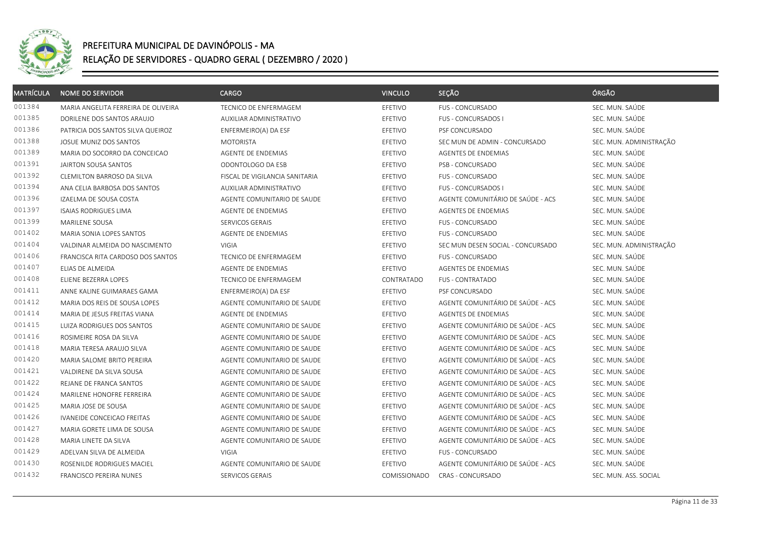# PREFEITURA MUNICIPAL DE DAVINÓPOLIS - MA

## RELAÇÃO DE SERVIDORES - QUADRO GERAL ( DEZEMBRO / 2020 )

| MATRÍCULA | NOME DO SERVIDOR | CARGO | VINCULO | SEÇÃO | ÓRGÃO |
|---|---|---|---|---|---|
| 001384 | MARIA ANGELITA FERREIRA DE OLIVEIRA | TECNICO DE ENFERMAGEM | EFETIVO | FUS - CONCURSADO | SEC. MUN. SAÚDE |
| 001385 | DORILENE DOS SANTOS ARAUJO | AUXILIAR ADMINISTRATIVO | EFETIVO | FUS - CONCURSADOS I | SEC. MUN. SAÚDE |
| 001386 | PATRICIA DOS SANTOS SILVA QUEIROZ | ENFERMEIRO(A) DA ESF | EFETIVO | PSF CONCURSADO | SEC. MUN. SAÚDE |
| 001388 | JOSUE MUNIZ DOS SANTOS | MOTORISTA | EFETIVO | SEC MUN DE ADMIN - CONCURSADO | SEC. MUN. ADMINISTRAÇÃO |
| 001389 | MARIA DO SOCORRO DA CONCEICAO | AGENTE DE ENDEMIAS | EFETIVO | AGENTES DE ENDEMIAS | SEC. MUN. SAÚDE |
| 001391 | JAIRTON SOUSA SANTOS | ODONTOLOGO DA ESB | EFETIVO | PSB - CONCURSADO | SEC. MUN. SAÚDE |
| 001392 | CLEMILTON BARROSO DA SILVA | FISCAL DE VIGILANCIA SANITARIA | EFETIVO | FUS - CONCURSADO | SEC. MUN. SAÚDE |
| 001394 | ANA CELIA BARBOSA DOS SANTOS | AUXILIAR ADMINISTRATIVO | EFETIVO | FUS - CONCURSADOS I | SEC. MUN. SAÚDE |
| 001396 | IZAELMA DE SOUSA COSTA | AGENTE COMUNITARIO DE SAUDE | EFETIVO | AGENTE COMUNITÁRIO DE SAÚDE - ACS | SEC. MUN. SAÚDE |
| 001397 | ISAIAS RODRIGUES LIMA | AGENTE DE ENDEMIAS | EFETIVO | AGENTES DE ENDEMIAS | SEC. MUN. SAÚDE |
| 001399 | MARILENE SOUSA | SERVICOS GERAIS | EFETIVO | FUS - CONCURSADO | SEC. MUN. SAÚDE |
| 001402 | MARIA SONIA LOPES SANTOS | AGENTE DE ENDEMIAS | EFETIVO | FUS - CONCURSADO | SEC. MUN. SAÚDE |
| 001404 | VALDINAR ALMEIDA DO NASCIMENTO | VIGIA | EFETIVO | SEC MUN DESEN SOCIAL - CONCURSADO | SEC. MUN. ADMINISTRAÇÃO |
| 001406 | FRANCISCA RITA CARDOSO DOS SANTOS | TECNICO DE ENFERMAGEM | EFETIVO | FUS - CONCURSADO | SEC. MUN. SAÚDE |
| 001407 | ELIAS DE ALMEIDA | AGENTE DE ENDEMIAS | EFETIVO | AGENTES DE ENDEMIAS | SEC. MUN. SAÚDE |
| 001408 | ELIENE BEZERRA LOPES | TECNICO DE ENFERMAGEM | CONTRATADO | FUS - CONTRATADO | SEC. MUN. SAÚDE |
| 001411 | ANNE KALINE GUIMARAES GAMA | ENFERMEIRO(A) DA ESF | EFETIVO | PSF CONCURSADO | SEC. MUN. SAÚDE |
| 001412 | MARIA DOS REIS DE SOUSA LOPES | AGENTE COMUNITARIO DE SAUDE | EFETIVO | AGENTE COMUNITÁRIO DE SAÚDE - ACS | SEC. MUN. SAÚDE |
| 001414 | MARIA DE JESUS FREITAS VIANA | AGENTE DE ENDEMIAS | EFETIVO | AGENTES DE ENDEMIAS | SEC. MUN. SAÚDE |
| 001415 | LUIZA RODRIGUES DOS SANTOS | AGENTE COMUNITARIO DE SAUDE | EFETIVO | AGENTE COMUNITÁRIO DE SAÚDE - ACS | SEC. MUN. SAÚDE |
| 001416 | ROSIMEIRE ROSA DA SILVA | AGENTE COMUNITARIO DE SAUDE | EFETIVO | AGENTE COMUNITÁRIO DE SAÚDE - ACS | SEC. MUN. SAÚDE |
| 001418 | MARIA TERESA ARAUJO SILVA | AGENTE COMUNITARIO DE SAUDE | EFETIVO | AGENTE COMUNITÁRIO DE SAÚDE - ACS | SEC. MUN. SAÚDE |
| 001420 | MARIA SALOME BRITO PEREIRA | AGENTE COMUNITARIO DE SAUDE | EFETIVO | AGENTE COMUNITÁRIO DE SAÚDE - ACS | SEC. MUN. SAÚDE |
| 001421 | VALDIRENE DA SILVA SOUSA | AGENTE COMUNITARIO DE SAUDE | EFETIVO | AGENTE COMUNITÁRIO DE SAÚDE - ACS | SEC. MUN. SAÚDE |
| 001422 | REJANE DE FRANCA SANTOS | AGENTE COMUNITARIO DE SAUDE | EFETIVO | AGENTE COMUNITÁRIO DE SAÚDE - ACS | SEC. MUN. SAÚDE |
| 001424 | MARILENE HONOFRE FERREIRA | AGENTE COMUNITARIO DE SAUDE | EFETIVO | AGENTE COMUNITÁRIO DE SAÚDE - ACS | SEC. MUN. SAÚDE |
| 001425 | MARIA JOSE DE SOUSA | AGENTE COMUNITARIO DE SAUDE | EFETIVO | AGENTE COMUNITÁRIO DE SAÚDE - ACS | SEC. MUN. SAÚDE |
| 001426 | IVANEIDE CONCEICAO FREITAS | AGENTE COMUNITARIO DE SAUDE | EFETIVO | AGENTE COMUNITÁRIO DE SAÚDE - ACS | SEC. MUN. SAÚDE |
| 001427 | MARIA GORETE LIMA DE SOUSA | AGENTE COMUNITARIO DE SAUDE | EFETIVO | AGENTE COMUNITÁRIO DE SAÚDE - ACS | SEC. MUN. SAÚDE |
| 001428 | MARIA LINETE DA SILVA | AGENTE COMUNITARIO DE SAUDE | EFETIVO | AGENTE COMUNITÁRIO DE SAÚDE - ACS | SEC. MUN. SAÚDE |
| 001429 | ADELVAN SILVA DE ALMEIDA | VIGIA | EFETIVO | FUS - CONCURSADO | SEC. MUN. SAÚDE |
| 001430 | ROSENILDE RODRIGUES MACIEL | AGENTE COMUNITARIO DE SAUDE | EFETIVO | AGENTE COMUNITÁRIO DE SAÚDE - ACS | SEC. MUN. SAÚDE |
| 001432 | FRANCISCO PEREIRA NUNES | SERVICOS GERAIS | COMISSIONADO | CRAS - CONCURSADO | SEC. MUN. ASS. SOCIAL |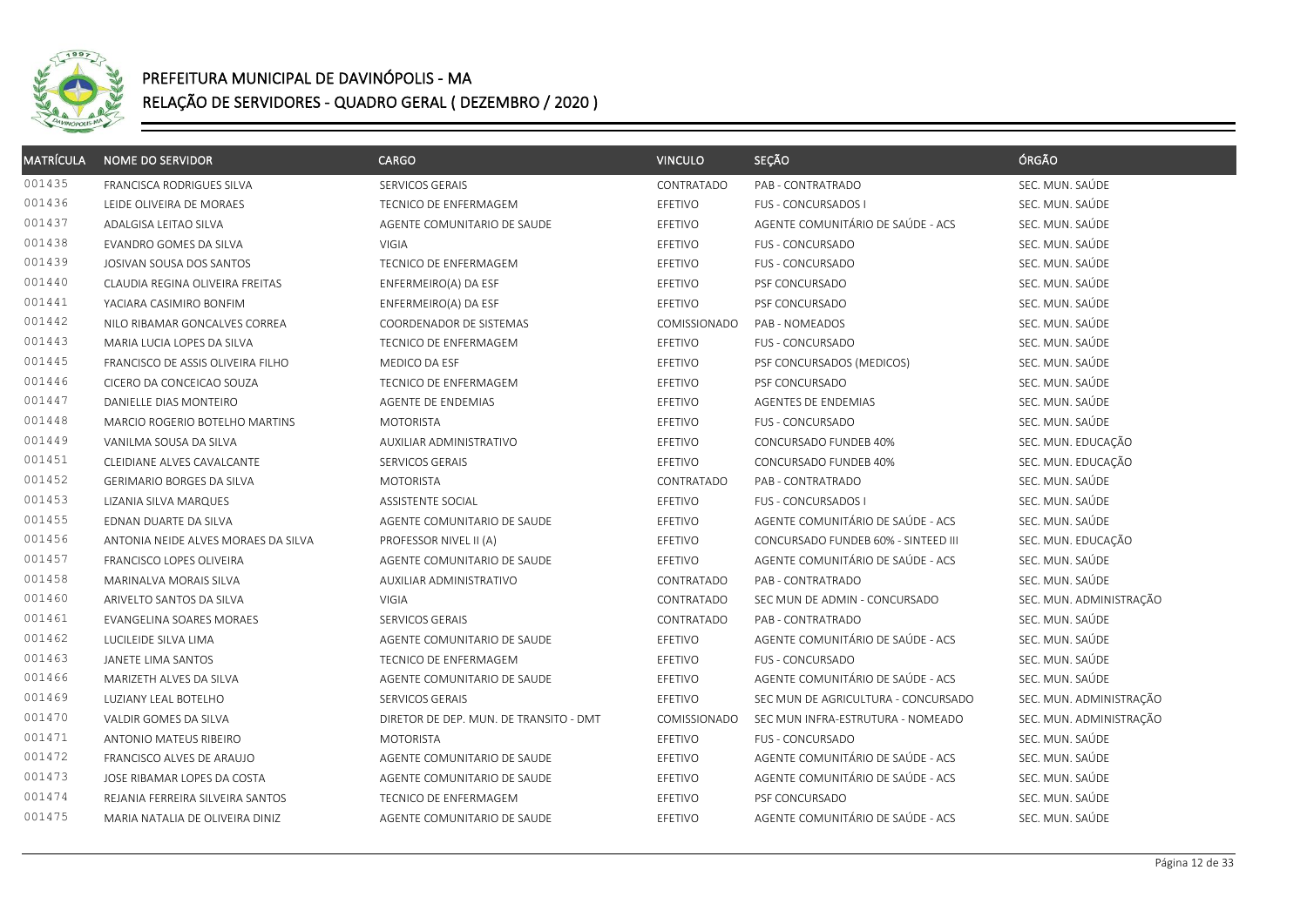# PREFEITURA MUNICIPAL DE DAVINÓPOLIS - MA

## RELAÇÃO DE SERVIDORES - QUADRO GERAL ( DEZEMBRO / 2020 )

| MATRÍCULA | NOME DO SERVIDOR | CARGO | VINCULO | SEÇÃO | ÓRGÃO |
|---|---|---|---|---|---|
| 001435 | FRANCISCA RODRIGUES SILVA | SERVICOS GERAIS | CONTRATADO | PAB - CONTRATRADO | SEC. MUN. SAÚDE |
| 001436 | LEIDE OLIVEIRA DE MORAES | TECNICO DE ENFERMAGEM | EFETIVO | FUS - CONCURSADOS I | SEC. MUN. SAÚDE |
| 001437 | ADALGISA LEITAO SILVA | AGENTE COMUNITARIO DE SAUDE | EFETIVO | AGENTE COMUNITÁRIO DE SAÚDE - ACS | SEC. MUN. SAÚDE |
| 001438 | EVANDRO GOMES DA SILVA | VIGIA | EFETIVO | FUS - CONCURSADO | SEC. MUN. SAÚDE |
| 001439 | JOSIVAN SOUSA DOS SANTOS | TECNICO DE ENFERMAGEM | EFETIVO | FUS - CONCURSADO | SEC. MUN. SAÚDE |
| 001440 | CLAUDIA REGINA OLIVEIRA FREITAS | ENFERMEIRO(A) DA ESF | EFETIVO | PSF CONCURSADO | SEC. MUN. SAÚDE |
| 001441 | YACIARA CASIMIRO BONFIM | ENFERMEIRO(A) DA ESF | EFETIVO | PSF CONCURSADO | SEC. MUN. SAÚDE |
| 001442 | NILO RIBAMAR GONCALVES CORREA | COORDENADOR DE SISTEMAS | COMISSIONADO | PAB - NOMEADOS | SEC. MUN. SAÚDE |
| 001443 | MARIA LUCIA LOPES DA SILVA | TECNICO DE ENFERMAGEM | EFETIVO | FUS - CONCURSADO | SEC. MUN. SAÚDE |
| 001445 | FRANCISCO DE ASSIS OLIVEIRA FILHO | MEDICO DA ESF | EFETIVO | PSF CONCURSADOS (MEDICOS) | SEC. MUN. SAÚDE |
| 001446 | CICERO DA CONCEICAO SOUZA | TECNICO DE ENFERMAGEM | EFETIVO | PSF CONCURSADO | SEC. MUN. SAÚDE |
| 001447 | DANIELLE DIAS MONTEIRO | AGENTE DE ENDEMIAS | EFETIVO | AGENTES DE ENDEMIAS | SEC. MUN. SAÚDE |
| 001448 | MARCIO ROGERIO BOTELHO MARTINS | MOTORISTA | EFETIVO | FUS - CONCURSADO | SEC. MUN. SAÚDE |
| 001449 | VANILMA SOUSA DA SILVA | AUXILIAR ADMINISTRATIVO | EFETIVO | CONCURSADO FUNDEB 40% | SEC. MUN. EDUCAÇÃO |
| 001451 | CLEIDIANE ALVES CAVALCANTE | SERVICOS GERAIS | EFETIVO | CONCURSADO FUNDEB 40% | SEC. MUN. EDUCAÇÃO |
| 001452 | GERIMARIO BORGES DA SILVA | MOTORISTA | CONTRATADO | PAB - CONTRATRADO | SEC. MUN. SAÚDE |
| 001453 | LIZANIA SILVA MARQUES | ASSISTENTE SOCIAL | EFETIVO | FUS - CONCURSADOS I | SEC. MUN. SAÚDE |
| 001455 | EDNAN DUARTE DA SILVA | AGENTE COMUNITARIO DE SAUDE | EFETIVO | AGENTE COMUNITÁRIO DE SAÚDE - ACS | SEC. MUN. SAÚDE |
| 001456 | ANTONIA NEIDE ALVES MORAES DA SILVA | PROFESSOR NIVEL II (A) | EFETIVO | CONCURSADO FUNDEB 60% - SINTEED III | SEC. MUN. EDUCAÇÃO |
| 001457 | FRANCISCO LOPES OLIVEIRA | AGENTE COMUNITARIO DE SAUDE | EFETIVO | AGENTE COMUNITÁRIO DE SAÚDE - ACS | SEC. MUN. SAÚDE |
| 001458 | MARINALVA MORAIS SILVA | AUXILIAR ADMINISTRATIVO | CONTRATADO | PAB - CONTRATRADO | SEC. MUN. SAÚDE |
| 001460 | ARIVELTO SANTOS DA SILVA | VIGIA | CONTRATADO | SEC MUN DE ADMIN - CONCURSADO | SEC. MUN. ADMINISTRAÇÃO |
| 001461 | EVANGELINA SOARES MORAES | SERVICOS GERAIS | CONTRATADO | PAB - CONTRATRADO | SEC. MUN. SAÚDE |
| 001462 | LUCILEIDE SILVA LIMA | AGENTE COMUNITARIO DE SAUDE | EFETIVO | AGENTE COMUNITÁRIO DE SAÚDE - ACS | SEC. MUN. SAÚDE |
| 001463 | JANETE LIMA SANTOS | TECNICO DE ENFERMAGEM | EFETIVO | FUS - CONCURSADO | SEC. MUN. SAÚDE |
| 001466 | MARIZETH ALVES DA SILVA | AGENTE COMUNITARIO DE SAUDE | EFETIVO | AGENTE COMUNITÁRIO DE SAÚDE - ACS | SEC. MUN. SAÚDE |
| 001469 | LUZIANY LEAL BOTELHO | SERVICOS GERAIS | EFETIVO | SEC MUN DE AGRICULTURA - CONCURSADO | SEC. MUN. ADMINISTRAÇÃO |
| 001470 | VALDIR GOMES DA SILVA | DIRETOR DE DEP. MUN. DE TRANSITO - DMT | COMISSIONADO | SEC MUN INFRA-ESTRUTURA - NOMEADO | SEC. MUN. ADMINISTRAÇÃO |
| 001471 | ANTONIO MATEUS RIBEIRO | MOTORISTA | EFETIVO | FUS - CONCURSADO | SEC. MUN. SAÚDE |
| 001472 | FRANCISCO ALVES DE ARAUJO | AGENTE COMUNITARIO DE SAUDE | EFETIVO | AGENTE COMUNITÁRIO DE SAÚDE - ACS | SEC. MUN. SAÚDE |
| 001473 | JOSE RIBAMAR LOPES DA COSTA | AGENTE COMUNITARIO DE SAUDE | EFETIVO | AGENTE COMUNITÁRIO DE SAÚDE - ACS | SEC. MUN. SAÚDE |
| 001474 | REJANIA FERREIRA SILVEIRA SANTOS | TECNICO DE ENFERMAGEM | EFETIVO | PSF CONCURSADO | SEC. MUN. SAÚDE |
| 001475 | MARIA NATALIA DE OLIVEIRA DINIZ | AGENTE COMUNITARIO DE SAUDE | EFETIVO | AGENTE COMUNITÁRIO DE SAÚDE - ACS | SEC. MUN. SAÚDE |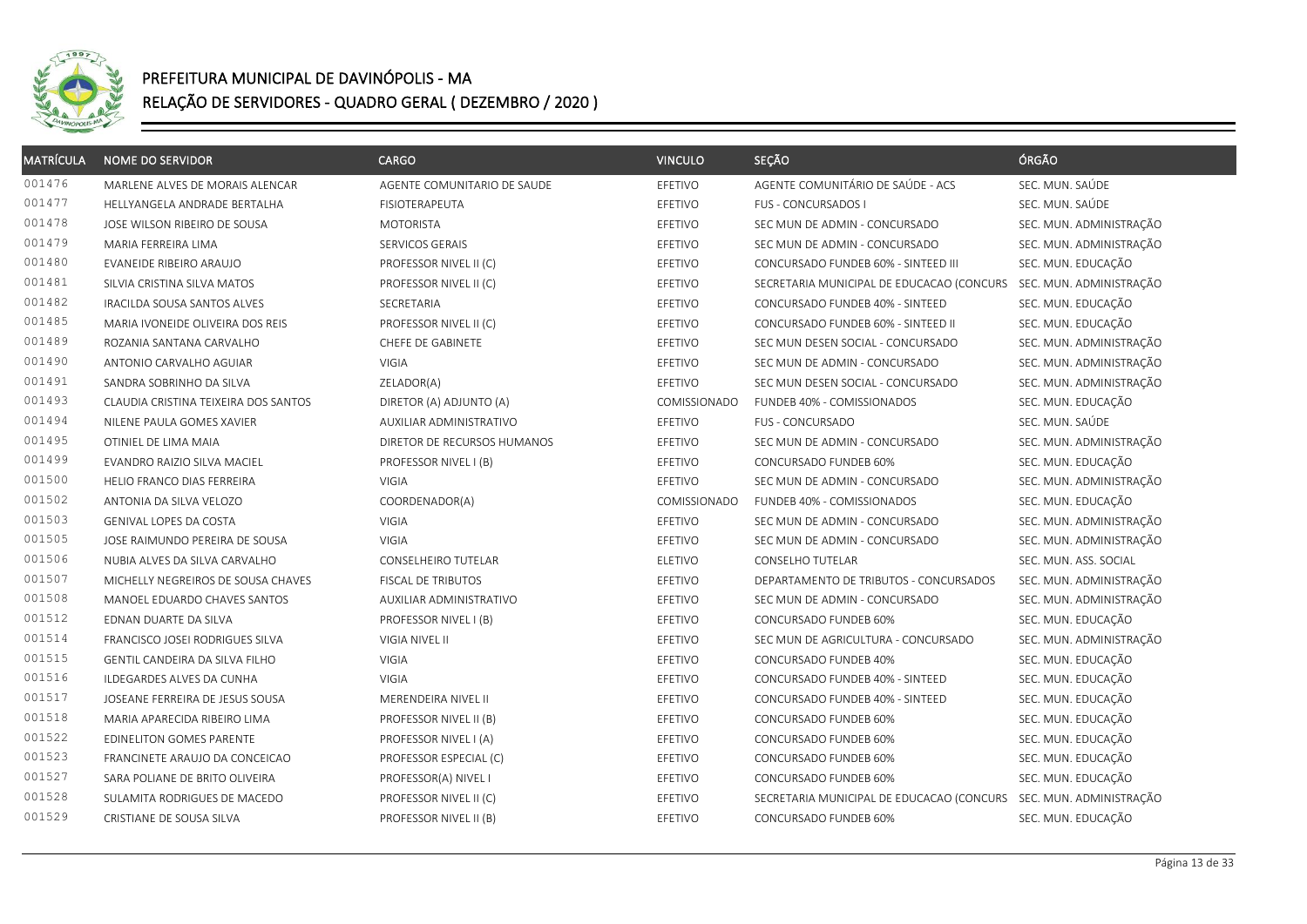# PREFEITURA MUNICIPAL DE DAVINÓPOLIS - MA

## RELAÇÃO DE SERVIDORES - QUADRO GERAL ( DEZEMBRO / 2020 )

| MATRÍCULA | NOME DO SERVIDOR | CARGO | VINCULO | SEÇÃO | ÓRGÃO |
|---|---|---|---|---|---|
| 001476 | MARLENE ALVES DE MORAIS ALENCAR | AGENTE COMUNITARIO DE SAUDE | EFETIVO | AGENTE COMUNITÁRIO DE SAÚDE - ACS | SEC. MUN. SAÚDE |
| 001477 | HELLYANGELA ANDRADE BERTALHA | FISIOTERAPEUTA | EFETIVO | FUS - CONCURSADOS I | SEC. MUN. SAÚDE |
| 001478 | JOSE WILSON RIBEIRO DE SOUSA | MOTORISTA | EFETIVO | SEC MUN DE ADMIN - CONCURSADO | SEC. MUN. ADMINISTRAÇÃO |
| 001479 | MARIA FERREIRA LIMA | SERVICOS GERAIS | EFETIVO | SEC MUN DE ADMIN - CONCURSADO | SEC. MUN. ADMINISTRAÇÃO |
| 001480 | EVANEIDE RIBEIRO ARAUJO | PROFESSOR NIVEL II (C) | EFETIVO | CONCURSADO FUNDEB 60% - SINTEED III | SEC. MUN. EDUCAÇÃO |
| 001481 | SILVIA CRISTINA SILVA MATOS | PROFESSOR NIVEL II (C) | EFETIVO | SECRETARIA MUNICIPAL DE EDUCACAO (CONCURS | SEC. MUN. ADMINISTRAÇÃO |
| 001482 | IRACILDA SOUSA SANTOS ALVES | SECRETARIA | EFETIVO | CONCURSADO FUNDEB 40% - SINTEED | SEC. MUN. EDUCAÇÃO |
| 001485 | MARIA IVONEIDE OLIVEIRA DOS REIS | PROFESSOR NIVEL II (C) | EFETIVO | CONCURSADO FUNDEB 60% - SINTEED II | SEC. MUN. EDUCAÇÃO |
| 001489 | ROZANIA SANTANA CARVALHO | CHEFE DE GABINETE | EFETIVO | SEC MUN DESEN SOCIAL - CONCURSADO | SEC. MUN. ADMINISTRAÇÃO |
| 001490 | ANTONIO CARVALHO AGUIAR | VIGIA | EFETIVO | SEC MUN DE ADMIN - CONCURSADO | SEC. MUN. ADMINISTRAÇÃO |
| 001491 | SANDRA SOBRINHO DA SILVA | ZELADOR(A) | EFETIVO | SEC MUN DESEN SOCIAL - CONCURSADO | SEC. MUN. ADMINISTRAÇÃO |
| 001493 | CLAUDIA CRISTINA TEIXEIRA DOS SANTOS | DIRETOR (A) ADJUNTO (A) | COMISSIONADO | FUNDEB 40% - COMISSIONADOS | SEC. MUN. EDUCAÇÃO |
| 001494 | NILENE PAULA GOMES XAVIER | AUXILIAR ADMINISTRATIVO | EFETIVO | FUS - CONCURSADO | SEC. MUN. SAÚDE |
| 001495 | OTINIEL DE LIMA MAIA | DIRETOR DE RECURSOS HUMANOS | EFETIVO | SEC MUN DE ADMIN - CONCURSADO | SEC. MUN. ADMINISTRAÇÃO |
| 001499 | EVANDRO RAIZIO SILVA MACIEL | PROFESSOR NIVEL I (B) | EFETIVO | CONCURSADO FUNDEB 60% | SEC. MUN. EDUCAÇÃO |
| 001500 | HELIO FRANCO DIAS FERREIRA | VIGIA | EFETIVO | SEC MUN DE ADMIN - CONCURSADO | SEC. MUN. ADMINISTRAÇÃO |
| 001502 | ANTONIA DA SILVA VELOZO | COORDENADOR(A) | COMISSIONADO | FUNDEB 40% - COMISSIONADOS | SEC. MUN. EDUCAÇÃO |
| 001503 | GENIVAL LOPES DA COSTA | VIGIA | EFETIVO | SEC MUN DE ADMIN - CONCURSADO | SEC. MUN. ADMINISTRAÇÃO |
| 001505 | JOSE RAIMUNDO PEREIRA DE SOUSA | VIGIA | EFETIVO | SEC MUN DE ADMIN - CONCURSADO | SEC. MUN. ADMINISTRAÇÃO |
| 001506 | NUBIA ALVES DA SILVA CARVALHO | CONSELHEIRO TUTELAR | ELETIVO | CONSELHO TUTELAR | SEC. MUN. ASS. SOCIAL |
| 001507 | MICHELLY NEGREIROS DE SOUSA CHAVES | FISCAL DE TRIBUTOS | EFETIVO | DEPARTAMENTO DE TRIBUTOS - CONCURSADOS | SEC. MUN. ADMINISTRAÇÃO |
| 001508 | MANOEL EDUARDO CHAVES SANTOS | AUXILIAR ADMINISTRATIVO | EFETIVO | SEC MUN DE ADMIN - CONCURSADO | SEC. MUN. ADMINISTRAÇÃO |
| 001512 | EDNAN DUARTE DA SILVA | PROFESSOR NIVEL I (B) | EFETIVO | CONCURSADO FUNDEB 60% | SEC. MUN. EDUCAÇÃO |
| 001514 | FRANCISCO JOSEI RODRIGUES SILVA | VIGIA NIVEL II | EFETIVO | SEC MUN DE AGRICULTURA - CONCURSADO | SEC. MUN. ADMINISTRAÇÃO |
| 001515 | GENTIL CANDEIRA DA SILVA FILHO | VIGIA | EFETIVO | CONCURSADO FUNDEB 40% | SEC. MUN. EDUCAÇÃO |
| 001516 | ILDEGARDES ALVES DA CUNHA | VIGIA | EFETIVO | CONCURSADO FUNDEB 40% - SINTEED | SEC. MUN. EDUCAÇÃO |
| 001517 | JOSEANE FERREIRA DE JESUS SOUSA | MERENDEIRA NIVEL II | EFETIVO | CONCURSADO FUNDEB 40% - SINTEED | SEC. MUN. EDUCAÇÃO |
| 001518 | MARIA APARECIDA RIBEIRO LIMA | PROFESSOR NIVEL II (B) | EFETIVO | CONCURSADO FUNDEB 60% | SEC. MUN. EDUCAÇÃO |
| 001522 | EDINELITON GOMES PARENTE | PROFESSOR NIVEL I (A) | EFETIVO | CONCURSADO FUNDEB 60% | SEC. MUN. EDUCAÇÃO |
| 001523 | FRANCINETE ARAUJO DA CONCEICAO | PROFESSOR ESPECIAL (C) | EFETIVO | CONCURSADO FUNDEB 60% | SEC. MUN. EDUCAÇÃO |
| 001527 | SARA POLIANE DE BRITO OLIVEIRA | PROFESSOR(A) NIVEL I | EFETIVO | CONCURSADO FUNDEB 60% | SEC. MUN. EDUCAÇÃO |
| 001528 | SULAMITA RODRIGUES DE MACEDO | PROFESSOR NIVEL II (C) | EFETIVO | SECRETARIA MUNICIPAL DE EDUCACAO (CONCURS | SEC. MUN. ADMINISTRAÇÃO |
| 001529 | CRISTIANE DE SOUSA SILVA | PROFESSOR NIVEL II (B) | EFETIVO | CONCURSADO FUNDEB 60% | SEC. MUN. EDUCAÇÃO |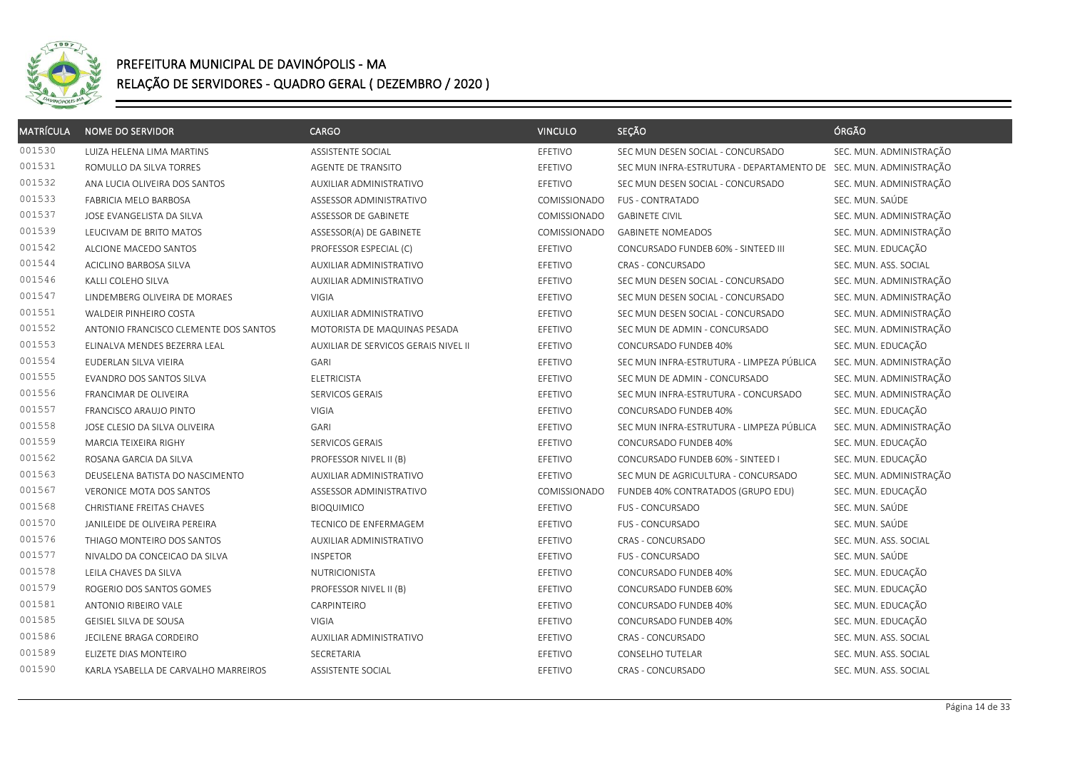# PREFEITURA MUNICIPAL DE DAVINÓPOLIS - MA

## RELAÇÃO DE SERVIDORES - QUADRO GERAL ( DEZEMBRO / 2020 )

| MATRÍCULA | NOME DO SERVIDOR | CARGO | VINCULO | SEÇÃO | ÓRGÃO |
|---|---|---|---|---|---|
| 001530 | LUIZA HELENA LIMA MARTINS | ASSISTENTE SOCIAL | EFETIVO | SEC MUN DESEN SOCIAL - CONCURSADO | SEC. MUN. ADMINISTRAÇÃO |
| 001531 | ROMULLO DA SILVA TORRES | AGENTE DE TRANSITO | EFETIVO | SEC MUN INFRA-ESTRUTURA - DEPARTAMENTO DE | SEC. MUN. ADMINISTRAÇÃO |
| 001532 | ANA LUCIA OLIVEIRA DOS SANTOS | AUXILIAR ADMINISTRATIVO | EFETIVO | SEC MUN DESEN SOCIAL - CONCURSADO | SEC. MUN. ADMINISTRAÇÃO |
| 001533 | FABRICIA MELO BARBOSA | ASSESSOR ADMINISTRATIVO | COMISSIONADO | FUS - CONTRATADO | SEC. MUN. SAÚDE |
| 001537 | JOSE EVANGELISTA DA SILVA | ASSESSOR DE GABINETE | COMISSIONADO | GABINETE CIVIL | SEC. MUN. ADMINISTRAÇÃO |
| 001539 | LEUCIVAM DE BRITO MATOS | ASSESSOR(A) DE GABINETE | COMISSIONADO | GABINETE NOMEADOS | SEC. MUN. ADMINISTRAÇÃO |
| 001542 | ALCIONE MACEDO SANTOS | PROFESSOR ESPECIAL (C) | EFETIVO | CONCURSADO FUNDEB 60% - SINTEED III | SEC. MUN. EDUCAÇÃO |
| 001544 | ACICLINO BARBOSA SILVA | AUXILIAR ADMINISTRATIVO | EFETIVO | CRAS - CONCURSADO | SEC. MUN. ASS. SOCIAL |
| 001546 | KALLI COLEHO SILVA | AUXILIAR ADMINISTRATIVO | EFETIVO | SEC MUN DESEN SOCIAL - CONCURSADO | SEC. MUN. ADMINISTRAÇÃO |
| 001547 | LINDEMBERG OLIVEIRA DE MORAES | VIGIA | EFETIVO | SEC MUN DESEN SOCIAL - CONCURSADO | SEC. MUN. ADMINISTRAÇÃO |
| 001551 | WALDEIR PINHEIRO COSTA | AUXILIAR ADMINISTRATIVO | EFETIVO | SEC MUN DESEN SOCIAL - CONCURSADO | SEC. MUN. ADMINISTRAÇÃO |
| 001552 | ANTONIO FRANCISCO CLEMENTE DOS SANTOS | MOTORISTA DE MAQUINAS PESADA | EFETIVO | SEC MUN DE ADMIN - CONCURSADO | SEC. MUN. ADMINISTRAÇÃO |
| 001553 | ELINALVA MENDES BEZERRA LEAL | AUXILIAR DE SERVICOS GERAIS NIVEL II | EFETIVO | CONCURSADO FUNDEB 40% | SEC. MUN. EDUCAÇÃO |
| 001554 | EUDERLAN SILVA VIEIRA | GARI | EFETIVO | SEC MUN INFRA-ESTRUTURA - LIMPEZA PÚBLICA | SEC. MUN. ADMINISTRAÇÃO |
| 001555 | EVANDRO DOS SANTOS SILVA | ELETRICISTA | EFETIVO | SEC MUN DE ADMIN - CONCURSADO | SEC. MUN. ADMINISTRAÇÃO |
| 001556 | FRANCIMAR DE OLIVEIRA | SERVICOS GERAIS | EFETIVO | SEC MUN INFRA-ESTRUTURA - CONCURSADO | SEC. MUN. ADMINISTRAÇÃO |
| 001557 | FRANCISCO ARAUJO PINTO | VIGIA | EFETIVO | CONCURSADO FUNDEB 40% | SEC. MUN. EDUCAÇÃO |
| 001558 | JOSE CLESIO DA SILVA OLIVEIRA | GARI | EFETIVO | SEC MUN INFRA-ESTRUTURA - LIMPEZA PÚBLICA | SEC. MUN. ADMINISTRAÇÃO |
| 001559 | MARCIA TEIXEIRA RIGHY | SERVICOS GERAIS | EFETIVO | CONCURSADO FUNDEB 40% | SEC. MUN. EDUCAÇÃO |
| 001562 | ROSANA GARCIA DA SILVA | PROFESSOR NIVEL II (B) | EFETIVO | CONCURSADO FUNDEB 60% - SINTEED I | SEC. MUN. EDUCAÇÃO |
| 001563 | DEUSELENA BATISTA DO NASCIMENTO | AUXILIAR ADMINISTRATIVO | EFETIVO | SEC MUN DE AGRICULTURA - CONCURSADO | SEC. MUN. ADMINISTRAÇÃO |
| 001567 | VERONICE MOTA DOS SANTOS | ASSESSOR ADMINISTRATIVO | COMISSIONADO | FUNDEB 40% CONTRATADOS (GRUPO EDU) | SEC. MUN. EDUCAÇÃO |
| 001568 | CHRISTIANE FREITAS CHAVES | BIOQUIMICO | EFETIVO | FUS - CONCURSADO | SEC. MUN. SAÚDE |
| 001570 | JANILEIDE DE OLIVEIRA PEREIRA | TECNICO DE ENFERMAGEM | EFETIVO | FUS - CONCURSADO | SEC. MUN. SAÚDE |
| 001576 | THIAGO MONTEIRO DOS SANTOS | AUXILIAR ADMINISTRATIVO | EFETIVO | CRAS - CONCURSADO | SEC. MUN. ASS. SOCIAL |
| 001577 | NIVALDO DA CONCEICAO DA SILVA | INSPETOR | EFETIVO | FUS - CONCURSADO | SEC. MUN. SAÚDE |
| 001578 | LEILA CHAVES DA SILVA | NUTRICIONISTA | EFETIVO | CONCURSADO FUNDEB 40% | SEC. MUN. EDUCAÇÃO |
| 001579 | ROGERIO DOS SANTOS GOMES | PROFESSOR NIVEL II (B) | EFETIVO | CONCURSADO FUNDEB 60% | SEC. MUN. EDUCAÇÃO |
| 001581 | ANTONIO RIBEIRO VALE | CARPINTEIRO | EFETIVO | CONCURSADO FUNDEB 40% | SEC. MUN. EDUCAÇÃO |
| 001585 | GEISIEL SILVA DE SOUSA | VIGIA | EFETIVO | CONCURSADO FUNDEB 40% | SEC. MUN. EDUCAÇÃO |
| 001586 | JECILENE BRAGA CORDEIRO | AUXILIAR ADMINISTRATIVO | EFETIVO | CRAS - CONCURSADO | SEC. MUN. ASS. SOCIAL |
| 001589 | ELIZETE DIAS MONTEIRO | SECRETARIA | EFETIVO | CONSELHO TUTELAR | SEC. MUN. ASS. SOCIAL |
| 001590 | KARLA YSABELLA DE CARVALHO MARREIROS | ASSISTENTE SOCIAL | EFETIVO | CRAS - CONCURSADO | SEC. MUN. ASS. SOCIAL |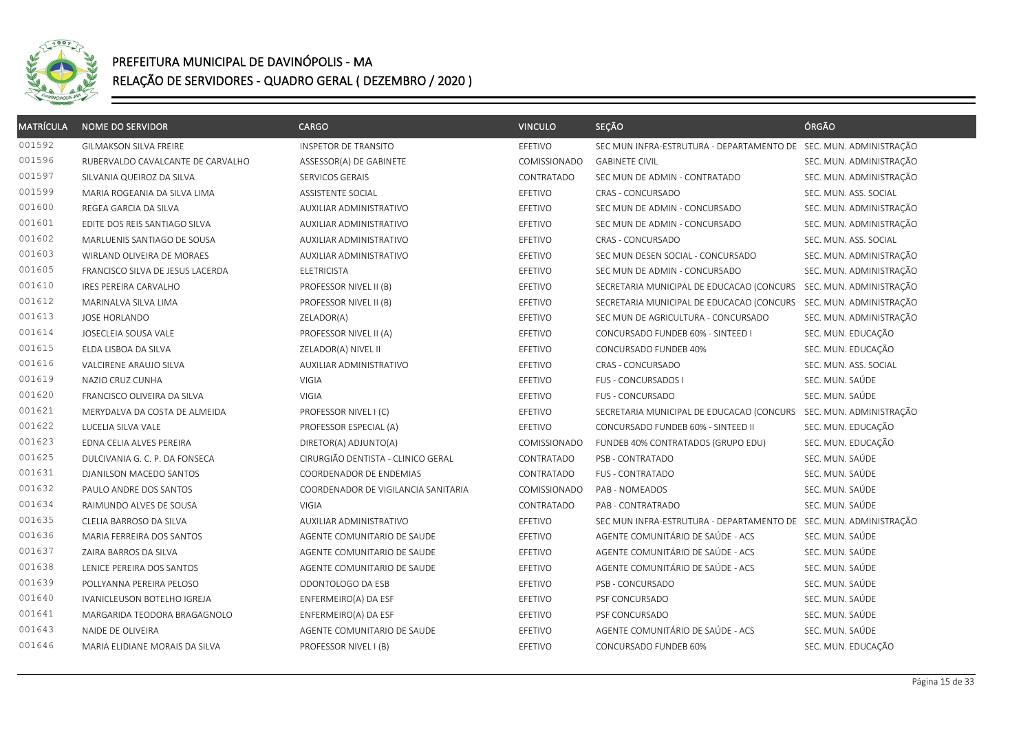# PREFEITURA MUNICIPAL DE DAVINÓPOLIS - MA

## RELAÇÃO DE SERVIDORES - QUADRO GERAL ( DEZEMBRO / 2020 )

| MATRÍCULA | NOME DO SERVIDOR | CARGO | VINCULO | SEÇÃO | ÓRGÃO |
|---|---|---|---|---|---|
| 001592 | GILMAKSON SILVA FREIRE | INSPETOR DE TRANSITO | EFETIVO | SEC MUN INFRA-ESTRUTURA - DEPARTAMENTO DE | SEC. MUN. ADMINISTRAÇÃO |
| 001596 | RUBERVALDO CAVALCANTE DE CARVALHO | ASSESSOR(A) DE GABINETE | COMISSIONADO | GABINETE CIVIL | SEC. MUN. ADMINISTRAÇÃO |
| 001597 | SILVANIA QUEIROZ DA SILVA | SERVICOS GERAIS | CONTRATADO | SEC MUN DE ADMIN - CONTRATADO | SEC. MUN. ADMINISTRAÇÃO |
| 001599 | MARIA ROGEANIA DA SILVA LIMA | ASSISTENTE SOCIAL | EFETIVO | CRAS - CONCURSADO | SEC. MUN. ASS. SOCIAL |
| 001600 | REGEA GARCIA DA SILVA | AUXILIAR ADMINISTRATIVO | EFETIVO | SEC MUN DE ADMIN - CONCURSADO | SEC. MUN. ADMINISTRAÇÃO |
| 001601 | EDITE DOS REIS SANTIAGO SILVA | AUXILIAR ADMINISTRATIVO | EFETIVO | SEC MUN DE ADMIN - CONCURSADO | SEC. MUN. ADMINISTRAÇÃO |
| 001602 | MARLUENIS SANTIAGO DE SOUSA | AUXILIAR ADMINISTRATIVO | EFETIVO | CRAS - CONCURSADO | SEC. MUN. ASS. SOCIAL |
| 001603 | WIRLAND OLIVEIRA DE MORAES | AUXILIAR ADMINISTRATIVO | EFETIVO | SEC MUN DESEN SOCIAL - CONCURSADO | SEC. MUN. ADMINISTRAÇÃO |
| 001605 | FRANCISCO SILVA DE JESUS LACERDA | ELETRICISTA | EFETIVO | SEC MUN DE ADMIN - CONCURSADO | SEC. MUN. ADMINISTRAÇÃO |
| 001610 | IRES PEREIRA CARVALHO | PROFESSOR NIVEL II (B) | EFETIVO | SECRETARIA MUNICIPAL DE EDUCACAO (CONCURS | SEC. MUN. ADMINISTRAÇÃO |
| 001612 | MARINALVA SILVA LIMA | PROFESSOR NIVEL II (B) | EFETIVO | SECRETARIA MUNICIPAL DE EDUCACAO (CONCURS | SEC. MUN. ADMINISTRAÇÃO |
| 001613 | JOSE HORLANDO | ZELADOR(A) | EFETIVO | SEC MUN DE AGRICULTURA - CONCURSADO | SEC. MUN. ADMINISTRAÇÃO |
| 001614 | JOSECLEIA SOUSA VALE | PROFESSOR NIVEL II (A) | EFETIVO | CONCURSADO FUNDEB 60% - SINTEED I | SEC. MUN. EDUCAÇÃO |
| 001615 | ELDA LISBOA DA SILVA | ZELADOR(A) NIVEL II | EFETIVO | CONCURSADO FUNDEB 40% | SEC. MUN. EDUCAÇÃO |
| 001616 | VALCIRENE ARAUJO SILVA | AUXILIAR ADMINISTRATIVO | EFETIVO | CRAS - CONCURSADO | SEC. MUN. ASS. SOCIAL |
| 001619 | NAZIO CRUZ CUNHA | VIGIA | EFETIVO | FUS - CONCURSADOS I | SEC. MUN. SAÚDE |
| 001620 | FRANCISCO OLIVEIRA DA SILVA | VIGIA | EFETIVO | FUS - CONCURSADO | SEC. MUN. SAÚDE |
| 001621 | MERYDALVA DA COSTA DE ALMEIDA | PROFESSOR NIVEL I (C) | EFETIVO | SECRETARIA MUNICIPAL DE EDUCACAO (CONCURS | SEC. MUN. ADMINISTRAÇÃO |
| 001622 | LUCELIA SILVA VALE | PROFESSOR ESPECIAL (A) | EFETIVO | CONCURSADO FUNDEB 60% - SINTEED II | SEC. MUN. EDUCAÇÃO |
| 001623 | EDNA CELIA ALVES PEREIRA | DIRETOR(A) ADJUNTO(A) | COMISSIONADO | FUNDEB 40% CONTRATADOS (GRUPO EDU) | SEC. MUN. EDUCAÇÃO |
| 001625 | DULCIVANIA G. C. P. DA FONSECA | CIRURGIÃO DENTISTA - CLINICO GERAL | CONTRATADO | PSB - CONTRATADO | SEC. MUN. SAÚDE |
| 001631 | DJANILSON MACEDO SANTOS | COORDENADOR DE ENDEMIAS | CONTRATADO | FUS - CONTRATADO | SEC. MUN. SAÚDE |
| 001632 | PAULO ANDRE DOS SANTOS | COORDENADOR DE VIGILANCIA SANITARIA | COMISSIONADO | PAB - NOMEADOS | SEC. MUN. SAÚDE |
| 001634 | RAIMUNDO ALVES DE SOUSA | VIGIA | CONTRATADO | PAB - CONTRATRADO | SEC. MUN. SAÚDE |
| 001635 | CLELIA BARROSO DA SILVA | AUXILIAR ADMINISTRATIVO | EFETIVO | SEC MUN INFRA-ESTRUTURA - DEPARTAMENTO DE | SEC. MUN. ADMINISTRAÇÃO |
| 001636 | MARIA FERREIRA DOS SANTOS | AGENTE COMUNITARIO DE SAUDE | EFETIVO | AGENTE COMUNITÁRIO DE SAÚDE - ACS | SEC. MUN. SAÚDE |
| 001637 | ZAIRA BARROS DA SILVA | AGENTE COMUNITARIO DE SAUDE | EFETIVO | AGENTE COMUNITÁRIO DE SAÚDE - ACS | SEC. MUN. SAÚDE |
| 001638 | LENICE PEREIRA DOS SANTOS | AGENTE COMUNITARIO DE SAUDE | EFETIVO | AGENTE COMUNITÁRIO DE SAÚDE - ACS | SEC. MUN. SAÚDE |
| 001639 | POLLYANNA PEREIRA PELOSO | ODONTOLOGO DA ESB | EFETIVO | PSB - CONCURSADO | SEC. MUN. SAÚDE |
| 001640 | IVANICLEUSON BOTELHO IGREJA | ENFERMEIRO(A) DA ESF | EFETIVO | PSF CONCURSADO | SEC. MUN. SAÚDE |
| 001641 | MARGARIDA TEODORA BRAGAGNOLO | ENFERMEIRO(A) DA ESF | EFETIVO | PSF CONCURSADO | SEC. MUN. SAÚDE |
| 001643 | NAIDE DE OLIVEIRA | AGENTE COMUNITARIO DE SAUDE | EFETIVO | AGENTE COMUNITÁRIO DE SAÚDE - ACS | SEC. MUN. SAÚDE |
| 001646 | MARIA ELIDIANE MORAIS DA SILVA | PROFESSOR NIVEL I (B) | EFETIVO | CONCURSADO FUNDEB 60% | SEC. MUN. EDUCAÇÃO |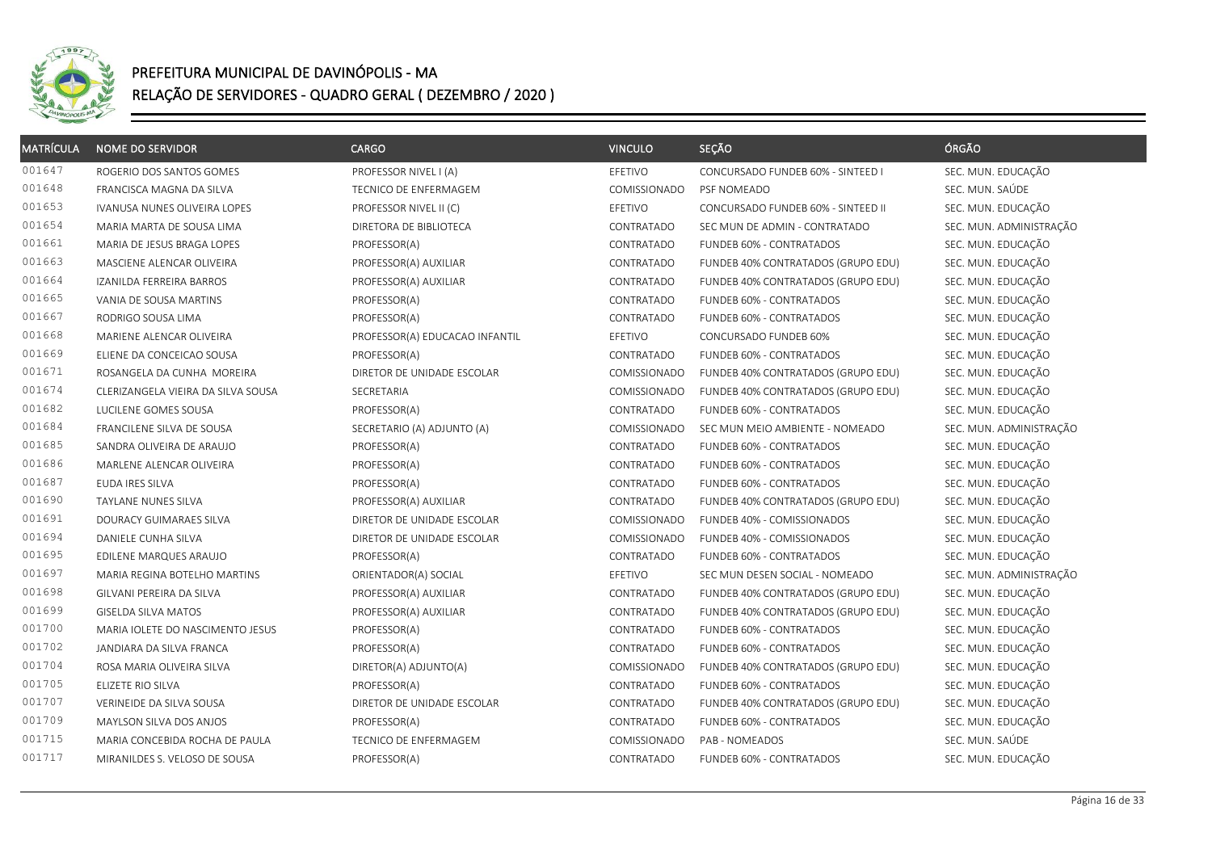# PREFEITURA MUNICIPAL DE DAVINÓPOLIS - MA

## RELAÇÃO DE SERVIDORES - QUADRO GERAL ( DEZEMBRO / 2020 )

| MATRÍCULA | NOME DO SERVIDOR | CARGO | VINCULO | SEÇÃO | ÓRGÃO |
|---|---|---|---|---|---|
| 001647 | ROGERIO DOS SANTOS GOMES | PROFESSOR NIVEL I (A) | EFETIVO | CONCURSADO FUNDEB 60% - SINTEED I | SEC. MUN. EDUCAÇÃO |
| 001648 | FRANCISCA MAGNA DA SILVA | TECNICO DE ENFERMAGEM | COMISSIONADO | PSF NOMEADO | SEC. MUN. SAÚDE |
| 001653 | IVANUSA NUNES OLIVEIRA LOPES | PROFESSOR NIVEL II (C) | EFETIVO | CONCURSADO FUNDEB 60% - SINTEED II | SEC. MUN. EDUCAÇÃO |
| 001654 | MARIA MARTA DE SOUSA LIMA | DIRETORA DE BIBLIOTECA | CONTRATADO | SEC MUN DE ADMIN - CONTRATADO | SEC. MUN. ADMINISTRAÇÃO |
| 001661 | MARIA DE JESUS BRAGA LOPES | PROFESSOR(A) | CONTRATADO | FUNDEB 60% - CONTRATADOS | SEC. MUN. EDUCAÇÃO |
| 001663 | MASCIENE ALENCAR OLIVEIRA | PROFESSOR(A) AUXILIAR | CONTRATADO | FUNDEB 40% CONTRATADOS (GRUPO EDU) | SEC. MUN. EDUCAÇÃO |
| 001664 | IZANILDA FERREIRA BARROS | PROFESSOR(A) AUXILIAR | CONTRATADO | FUNDEB 40% CONTRATADOS (GRUPO EDU) | SEC. MUN. EDUCAÇÃO |
| 001665 | VANIA DE SOUSA MARTINS | PROFESSOR(A) | CONTRATADO | FUNDEB 60% - CONTRATADOS | SEC. MUN. EDUCAÇÃO |
| 001667 | RODRIGO SOUSA LIMA | PROFESSOR(A) | CONTRATADO | FUNDEB 60% - CONTRATADOS | SEC. MUN. EDUCAÇÃO |
| 001668 | MARIENE ALENCAR OLIVEIRA | PROFESSOR(A) EDUCACAO INFANTIL | EFETIVO | CONCURSADO FUNDEB 60% | SEC. MUN. EDUCAÇÃO |
| 001669 | ELIENE DA CONCEICAO SOUSA | PROFESSOR(A) | CONTRATADO | FUNDEB 60% - CONTRATADOS | SEC. MUN. EDUCAÇÃO |
| 001671 | ROSANGELA DA CUNHA MOREIRA | DIRETOR DE UNIDADE ESCOLAR | COMISSIONADO | FUNDEB 40% CONTRATADOS (GRUPO EDU) | SEC. MUN. EDUCAÇÃO |
| 001674 | CLERIZANGELA VIEIRA DA SILVA SOUSA | SECRETARIA | COMISSIONADO | FUNDEB 40% CONTRATADOS (GRUPO EDU) | SEC. MUN. EDUCAÇÃO |
| 001682 | LUCILENE GOMES SOUSA | PROFESSOR(A) | CONTRATADO | FUNDEB 60% - CONTRATADOS | SEC. MUN. EDUCAÇÃO |
| 001684 | FRANCILENE SILVA DE SOUSA | SECRETARIO (A) ADJUNTO (A) | COMISSIONADO | SEC MUN MEIO AMBIENTE - NOMEADO | SEC. MUN. ADMINISTRAÇÃO |
| 001685 | SANDRA OLIVEIRA DE ARAUJO | PROFESSOR(A) | CONTRATADO | FUNDEB 60% - CONTRATADOS | SEC. MUN. EDUCAÇÃO |
| 001686 | MARLENE ALENCAR OLIVEIRA | PROFESSOR(A) | CONTRATADO | FUNDEB 60% - CONTRATADOS | SEC. MUN. EDUCAÇÃO |
| 001687 | EUDA IRES SILVA | PROFESSOR(A) | CONTRATADO | FUNDEB 60% - CONTRATADOS | SEC. MUN. EDUCAÇÃO |
| 001690 | TAYLANE NUNES SILVA | PROFESSOR(A) AUXILIAR | CONTRATADO | FUNDEB 40% CONTRATADOS (GRUPO EDU) | SEC. MUN. EDUCAÇÃO |
| 001691 | DOURACY GUIMARAES SILVA | DIRETOR DE UNIDADE ESCOLAR | COMISSIONADO | FUNDEB 40% - COMISSIONADOS | SEC. MUN. EDUCAÇÃO |
| 001694 | DANIELE CUNHA SILVA | DIRETOR DE UNIDADE ESCOLAR | COMISSIONADO | FUNDEB 40% - COMISSIONADOS | SEC. MUN. EDUCAÇÃO |
| 001695 | EDILENE MARQUES ARAUJO | PROFESSOR(A) | CONTRATADO | FUNDEB 60% - CONTRATADOS | SEC. MUN. EDUCAÇÃO |
| 001697 | MARIA REGINA BOTELHO MARTINS | ORIENTADOR(A) SOCIAL | EFETIVO | SEC MUN DESEN SOCIAL - NOMEADO | SEC. MUN. ADMINISTRAÇÃO |
| 001698 | GILVANI PEREIRA DA SILVA | PROFESSOR(A) AUXILIAR | CONTRATADO | FUNDEB 40% CONTRATADOS (GRUPO EDU) | SEC. MUN. EDUCAÇÃO |
| 001699 | GISELDA SILVA MATOS | PROFESSOR(A) AUXILIAR | CONTRATADO | FUNDEB 40% CONTRATADOS (GRUPO EDU) | SEC. MUN. EDUCAÇÃO |
| 001700 | MARIA IOLETE DO NASCIMENTO JESUS | PROFESSOR(A) | CONTRATADO | FUNDEB 60% - CONTRATADOS | SEC. MUN. EDUCAÇÃO |
| 001702 | JANDIARA DA SILVA FRANCA | PROFESSOR(A) | CONTRATADO | FUNDEB 60% - CONTRATADOS | SEC. MUN. EDUCAÇÃO |
| 001704 | ROSA MARIA OLIVEIRA SILVA | DIRETOR(A) ADJUNTO(A) | COMISSIONADO | FUNDEB 40% CONTRATADOS (GRUPO EDU) | SEC. MUN. EDUCAÇÃO |
| 001705 | ELIZETE RIO SILVA | PROFESSOR(A) | CONTRATADO | FUNDEB 60% - CONTRATADOS | SEC. MUN. EDUCAÇÃO |
| 001707 | VERINEIDE DA SILVA SOUSA | DIRETOR DE UNIDADE ESCOLAR | CONTRATADO | FUNDEB 40% CONTRATADOS (GRUPO EDU) | SEC. MUN. EDUCAÇÃO |
| 001709 | MAYLSON SILVA DOS ANJOS | PROFESSOR(A) | CONTRATADO | FUNDEB 60% - CONTRATADOS | SEC. MUN. EDUCAÇÃO |
| 001715 | MARIA CONCEBIDA ROCHA DE PAULA | TECNICO DE ENFERMAGEM | COMISSIONADO | PAB - NOMEADOS | SEC. MUN. SAÚDE |
| 001717 | MIRANILDES S. VELOSO DE SOUSA | PROFESSOR(A) | CONTRATADO | FUNDEB 60% - CONTRATADOS | SEC. MUN. EDUCAÇÃO |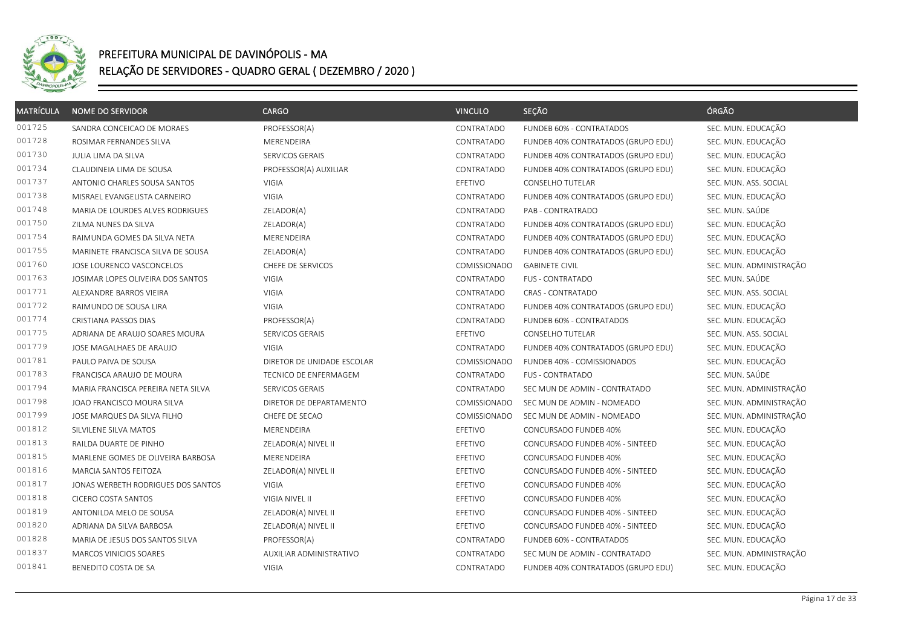# PREFEITURA MUNICIPAL DE DAVINÓPOLIS - MA

## RELAÇÃO DE SERVIDORES - QUADRO GERAL ( DEZEMBRO / 2020 )

| MATRÍCULA | NOME DO SERVIDOR | CARGO | VINCULO | SEÇÃO | ÓRGÃO |
|---|---|---|---|---|---|
| 001725 | SANDRA CONCEICAO DE MORAES | PROFESSOR(A) | CONTRATADO | FUNDEB 60% - CONTRATADOS | SEC. MUN. EDUCAÇÃO |
| 001728 | ROSIMAR FERNANDES SILVA | MERENDEIRA | CONTRATADO | FUNDEB 40% CONTRATADOS (GRUPO EDU) | SEC. MUN. EDUCAÇÃO |
| 001730 | JULIA LIMA DA SILVA | SERVICOS GERAIS | CONTRATADO | FUNDEB 40% CONTRATADOS (GRUPO EDU) | SEC. MUN. EDUCAÇÃO |
| 001734 | CLAUDINEIA LIMA DE SOUSA | PROFESSOR(A) AUXILIAR | CONTRATADO | FUNDEB 40% CONTRATADOS (GRUPO EDU) | SEC. MUN. EDUCAÇÃO |
| 001737 | ANTONIO CHARLES SOUSA SANTOS | VIGIA | EFETIVO | CONSELHO TUTELAR | SEC. MUN. ASS. SOCIAL |
| 001738 | MISRAEL EVANGELISTA CARNEIRO | VIGIA | CONTRATADO | FUNDEB 40% CONTRATADOS (GRUPO EDU) | SEC. MUN. EDUCAÇÃO |
| 001748 | MARIA DE LOURDES ALVES RODRIGUES | ZELADOR(A) | CONTRATADO | PAB - CONTRATRADO | SEC. MUN. SAÚDE |
| 001750 | ZILMA NUNES DA SILVA | ZELADOR(A) | CONTRATADO | FUNDEB 40% CONTRATADOS (GRUPO EDU) | SEC. MUN. EDUCAÇÃO |
| 001754 | RAIMUNDA GOMES DA SILVA NETA | MERENDEIRA | CONTRATADO | FUNDEB 40% CONTRATADOS (GRUPO EDU) | SEC. MUN. EDUCAÇÃO |
| 001755 | MARINETE FRANCISCA SILVA DE SOUSA | ZELADOR(A) | CONTRATADO | FUNDEB 40% CONTRATADOS (GRUPO EDU) | SEC. MUN. EDUCAÇÃO |
| 001760 | JOSE LOURENCO VASCONCELOS | CHEFE DE SERVICOS | COMISSIONADO | GABINETE CIVIL | SEC. MUN. ADMINISTRAÇÃO |
| 001763 | JOSIMAR LOPES OLIVEIRA DOS SANTOS | VIGIA | CONTRATADO | FUS - CONTRATADO | SEC. MUN. SAÚDE |
| 001771 | ALEXANDRE BARROS VIEIRA | VIGIA | CONTRATADO | CRAS - CONTRATADO | SEC. MUN. ASS. SOCIAL |
| 001772 | RAIMUNDO DE SOUSA LIRA | VIGIA | CONTRATADO | FUNDEB 40% CONTRATADOS (GRUPO EDU) | SEC. MUN. EDUCAÇÃO |
| 001774 | CRISTIANA PASSOS DIAS | PROFESSOR(A) | CONTRATADO | FUNDEB 60% - CONTRATADOS | SEC. MUN. EDUCAÇÃO |
| 001775 | ADRIANA DE ARAUJO SOARES MOURA | SERVICOS GERAIS | EFETIVO | CONSELHO TUTELAR | SEC. MUN. ASS. SOCIAL |
| 001779 | JOSE MAGALHAES DE ARAUJO | VIGIA | CONTRATADO | FUNDEB 40% CONTRATADOS (GRUPO EDU) | SEC. MUN. EDUCAÇÃO |
| 001781 | PAULO PAIVA DE SOUSA | DIRETOR DE UNIDADE ESCOLAR | COMISSIONADO | FUNDEB 40% - COMISSIONADOS | SEC. MUN. EDUCAÇÃO |
| 001783 | FRANCISCA ARAUJO DE MOURA | TECNICO DE ENFERMAGEM | CONTRATADO | FUS - CONTRATADO | SEC. MUN. SAÚDE |
| 001794 | MARIA FRANCISCA PEREIRA NETA SILVA | SERVICOS GERAIS | CONTRATADO | SEC MUN DE ADMIN - CONTRATADO | SEC. MUN. ADMINISTRAÇÃO |
| 001798 | JOAO FRANCISCO MOURA SILVA | DIRETOR DE DEPARTAMENTO | COMISSIONADO | SEC MUN DE ADMIN - NOMEADO | SEC. MUN. ADMINISTRAÇÃO |
| 001799 | JOSE MARQUES DA SILVA FILHO | CHEFE DE SECAO | COMISSIONADO | SEC MUN DE ADMIN - NOMEADO | SEC. MUN. ADMINISTRAÇÃO |
| 001812 | SILVILENE SILVA MATOS | MERENDEIRA | EFETIVO | CONCURSADO FUNDEB 40% | SEC. MUN. EDUCAÇÃO |
| 001813 | RAILDA DUARTE DE PINHO | ZELADOR(A) NIVEL II | EFETIVO | CONCURSADO FUNDEB 40% - SINTEED | SEC. MUN. EDUCAÇÃO |
| 001815 | MARLENE GOMES DE OLIVEIRA BARBOSA | MERENDEIRA | EFETIVO | CONCURSADO FUNDEB 40% | SEC. MUN. EDUCAÇÃO |
| 001816 | MARCIA SANTOS FEITOZA | ZELADOR(A) NIVEL II | EFETIVO | CONCURSADO FUNDEB 40% - SINTEED | SEC. MUN. EDUCAÇÃO |
| 001817 | JONAS WERBETH RODRIGUES DOS SANTOS | VIGIA | EFETIVO | CONCURSADO FUNDEB 40% | SEC. MUN. EDUCAÇÃO |
| 001818 | CICERO COSTA SANTOS | VIGIA NIVEL II | EFETIVO | CONCURSADO FUNDEB 40% | SEC. MUN. EDUCAÇÃO |
| 001819 | ANTONILDA MELO DE SOUSA | ZELADOR(A) NIVEL II | EFETIVO | CONCURSADO FUNDEB 40% - SINTEED | SEC. MUN. EDUCAÇÃO |
| 001820 | ADRIANA DA SILVA BARBOSA | ZELADOR(A) NIVEL II | EFETIVO | CONCURSADO FUNDEB 40% - SINTEED | SEC. MUN. EDUCAÇÃO |
| 001828 | MARIA DE JESUS DOS SANTOS SILVA | PROFESSOR(A) | CONTRATADO | FUNDEB 60% - CONTRATADOS | SEC. MUN. EDUCAÇÃO |
| 001837 | MARCOS VINICIOS SOARES | AUXILIAR ADMINISTRATIVO | CONTRATADO | SEC MUN DE ADMIN - CONTRATADO | SEC. MUN. ADMINISTRAÇÃO |
| 001841 | BENEDITO COSTA DE SA | VIGIA | CONTRATADO | FUNDEB 40% CONTRATADOS (GRUPO EDU) | SEC. MUN. EDUCAÇÃO |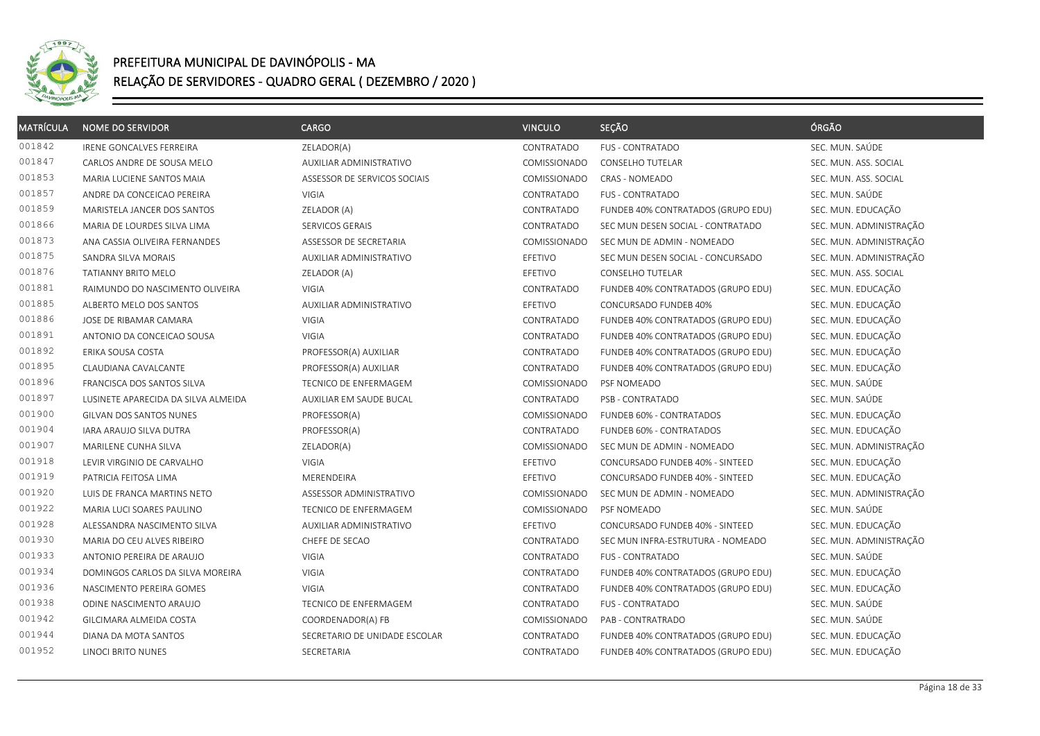# PREFEITURA MUNICIPAL DE DAVINÓPOLIS - MA

## RELAÇÃO DE SERVIDORES - QUADRO GERAL ( DEZEMBRO / 2020 )

| MATRÍCULA | NOME DO SERVIDOR | CARGO | VINCULO | SEÇÃO | ÓRGÃO |
|---|---|---|---|---|---|
| 001842 | IRENE GONCALVES FERREIRA | ZELADOR(A) | CONTRATADO | FUS - CONTRATADO | SEC. MUN. SAÚDE |
| 001847 | CARLOS ANDRE DE SOUSA MELO | AUXILIAR ADMINISTRATIVO | COMISSIONADO | CONSELHO TUTELAR | SEC. MUN. ASS. SOCIAL |
| 001853 | MARIA LUCIENE SANTOS MAIA | ASSESSOR DE SERVICOS SOCIAIS | COMISSIONADO | CRAS - NOMEADO | SEC. MUN. ASS. SOCIAL |
| 001857 | ANDRE DA CONCEICAO PEREIRA | VIGIA | CONTRATADO | FUS - CONTRATADO | SEC. MUN. SAÚDE |
| 001859 | MARISTELA JANCER DOS SANTOS | ZELADOR (A) | CONTRATADO | FUNDEB 40% CONTRATADOS (GRUPO EDU) | SEC. MUN. EDUCAÇÃO |
| 001866 | MARIA DE LOURDES SILVA LIMA | SERVICOS GERAIS | CONTRATADO | SEC MUN DESEN SOCIAL - CONTRATADO | SEC. MUN. ADMINISTRAÇÃO |
| 001873 | ANA CASSIA OLIVEIRA FERNANDES | ASSESSOR DE SECRETARIA | COMISSIONADO | SEC MUN DE ADMIN - NOMEADO | SEC. MUN. ADMINISTRAÇÃO |
| 001875 | SANDRA SILVA MORAIS | AUXILIAR ADMINISTRATIVO | EFETIVO | SEC MUN DESEN SOCIAL - CONCURSADO | SEC. MUN. ADMINISTRAÇÃO |
| 001876 | TATIANNY BRITO MELO | ZELADOR (A) | EFETIVO | CONSELHO TUTELAR | SEC. MUN. ASS. SOCIAL |
| 001881 | RAIMUNDO DO NASCIMENTO OLIVEIRA | VIGIA | CONTRATADO | FUNDEB 40% CONTRATADOS (GRUPO EDU) | SEC. MUN. EDUCAÇÃO |
| 001885 | ALBERTO MELO DOS SANTOS | AUXILIAR ADMINISTRATIVO | EFETIVO | CONCURSADO FUNDEB 40% | SEC. MUN. EDUCAÇÃO |
| 001886 | JOSE DE RIBAMAR CAMARA | VIGIA | CONTRATADO | FUNDEB 40% CONTRATADOS (GRUPO EDU) | SEC. MUN. EDUCAÇÃO |
| 001891 | ANTONIO DA CONCEICAO SOUSA | VIGIA | CONTRATADO | FUNDEB 40% CONTRATADOS (GRUPO EDU) | SEC. MUN. EDUCAÇÃO |
| 001892 | ERIKA SOUSA COSTA | PROFESSOR(A) AUXILIAR | CONTRATADO | FUNDEB 40% CONTRATADOS (GRUPO EDU) | SEC. MUN. EDUCAÇÃO |
| 001895 | CLAUDIANA CAVALCANTE | PROFESSOR(A) AUXILIAR | CONTRATADO | FUNDEB 40% CONTRATADOS (GRUPO EDU) | SEC. MUN. EDUCAÇÃO |
| 001896 | FRANCISCA DOS SANTOS SILVA | TECNICO DE ENFERMAGEM | COMISSIONADO | PSF NOMEADO | SEC. MUN. SAÚDE |
| 001897 | LUSINETE APARECIDA DA SILVA ALMEIDA | AUXILIAR EM SAUDE BUCAL | CONTRATADO | PSB - CONTRATADO | SEC. MUN. SAÚDE |
| 001900 | GILVAN DOS SANTOS NUNES | PROFESSOR(A) | COMISSIONADO | FUNDEB 60% - CONTRATADOS | SEC. MUN. EDUCAÇÃO |
| 001904 | IARA ARAUJO SILVA DUTRA | PROFESSOR(A) | CONTRATADO | FUNDEB 60% - CONTRATADOS | SEC. MUN. EDUCAÇÃO |
| 001907 | MARILENE CUNHA SILVA | ZELADOR(A) | COMISSIONADO | SEC MUN DE ADMIN - NOMEADO | SEC. MUN. ADMINISTRAÇÃO |
| 001918 | LEVIR VIRGINIO DE CARVALHO | VIGIA | EFETIVO | CONCURSADO FUNDEB 40% - SINTEED | SEC. MUN. EDUCAÇÃO |
| 001919 | PATRICIA FEITOSA LIMA | MERENDEIRA | EFETIVO | CONCURSADO FUNDEB 40% - SINTEED | SEC. MUN. EDUCAÇÃO |
| 001920 | LUIS DE FRANCA MARTINS NETO | ASSESSOR ADMINISTRATIVO | COMISSIONADO | SEC MUN DE ADMIN - NOMEADO | SEC. MUN. ADMINISTRAÇÃO |
| 001922 | MARIA LUCI SOARES PAULINO | TECNICO DE ENFERMAGEM | COMISSIONADO | PSF NOMEADO | SEC. MUN. SAÚDE |
| 001928 | ALESSANDRA NASCIMENTO SILVA | AUXILIAR ADMINISTRATIVO | EFETIVO | CONCURSADO FUNDEB 40% - SINTEED | SEC. MUN. EDUCAÇÃO |
| 001930 | MARIA DO CEU ALVES RIBEIRO | CHEFE DE SECAO | CONTRATADO | SEC MUN INFRA-ESTRUTURA - NOMEADO | SEC. MUN. ADMINISTRAÇÃO |
| 001933 | ANTONIO PEREIRA DE ARAUJO | VIGIA | CONTRATADO | FUS - CONTRATADO | SEC. MUN. SAÚDE |
| 001934 | DOMINGOS CARLOS DA SILVA MOREIRA | VIGIA | CONTRATADO | FUNDEB 40% CONTRATADOS (GRUPO EDU) | SEC. MUN. EDUCAÇÃO |
| 001936 | NASCIMENTO PEREIRA GOMES | VIGIA | CONTRATADO | FUNDEB 40% CONTRATADOS (GRUPO EDU) | SEC. MUN. EDUCAÇÃO |
| 001938 | ODINE NASCIMENTO ARAUJO | TECNICO DE ENFERMAGEM | CONTRATADO | FUS - CONTRATADO | SEC. MUN. SAÚDE |
| 001942 | GILCIMARA ALMEIDA COSTA | COORDENADOR(A) FB | COMISSIONADO | PAB - CONTRATRADO | SEC. MUN. SAÚDE |
| 001944 | DIANA DA MOTA SANTOS | SECRETARIO DE UNIDADE ESCOLAR | CONTRATADO | FUNDEB 40% CONTRATADOS (GRUPO EDU) | SEC. MUN. EDUCAÇÃO |
| 001952 | LINOCI BRITO NUNES | SECRETARIA | CONTRATADO | FUNDEB 40% CONTRATADOS (GRUPO EDU) | SEC. MUN. EDUCAÇÃO |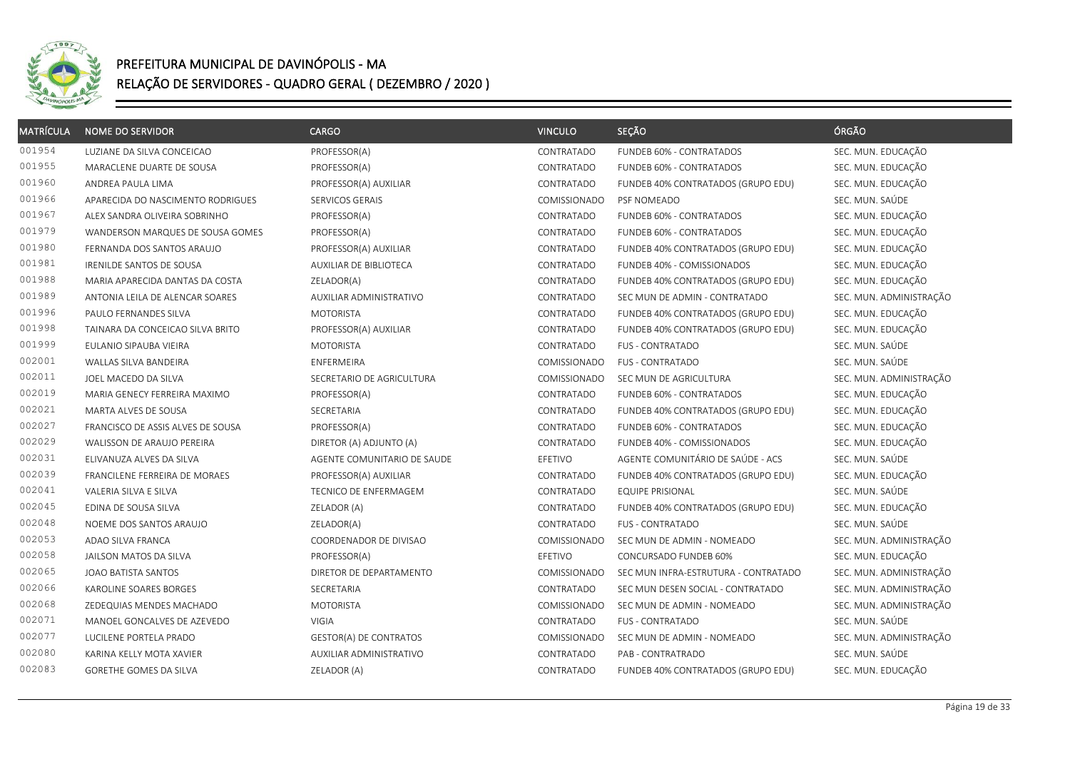# PREFEITURA MUNICIPAL DE DAVINÓPOLIS - MA

## RELAÇÃO DE SERVIDORES - QUADRO GERAL ( DEZEMBRO / 2020 )

| MATRÍCULA | NOME DO SERVIDOR | CARGO | VINCULO | SEÇÃO | ÓRGÃO |
|---|---|---|---|---|---|
| 001954 | LUZIANE DA SILVA CONCEICAO | PROFESSOR(A) | CONTRATADO | FUNDEB 60% - CONTRATADOS | SEC. MUN. EDUCAÇÃO |
| 001955 | MARACLENE DUARTE DE SOUSA | PROFESSOR(A) | CONTRATADO | FUNDEB 60% - CONTRATADOS | SEC. MUN. EDUCAÇÃO |
| 001960 | ANDREA PAULA LIMA | PROFESSOR(A) AUXILIAR | CONTRATADO | FUNDEB 40% CONTRATADOS (GRUPO EDU) | SEC. MUN. EDUCAÇÃO |
| 001966 | APARECIDA DO NASCIMENTO RODRIGUES | SERVICOS GERAIS | COMISSIONADO | PSF NOMEADO | SEC. MUN. SAÚDE |
| 001967 | ALEX SANDRA OLIVEIRA SOBRINHO | PROFESSOR(A) | CONTRATADO | FUNDEB 60% - CONTRATADOS | SEC. MUN. EDUCAÇÃO |
| 001979 | WANDERSON MARQUES DE SOUSA GOMES | PROFESSOR(A) | CONTRATADO | FUNDEB 60% - CONTRATADOS | SEC. MUN. EDUCAÇÃO |
| 001980 | FERNANDA DOS SANTOS ARAUJO | PROFESSOR(A) AUXILIAR | CONTRATADO | FUNDEB 40% CONTRATADOS (GRUPO EDU) | SEC. MUN. EDUCAÇÃO |
| 001981 | IRENILDE SANTOS DE SOUSA | AUXILIAR DE BIBLIOTECA | CONTRATADO | FUNDEB 40% - COMISSIONADOS | SEC. MUN. EDUCAÇÃO |
| 001988 | MARIA APARECIDA DANTAS DA COSTA | ZELADOR(A) | CONTRATADO | FUNDEB 40% CONTRATADOS (GRUPO EDU) | SEC. MUN. EDUCAÇÃO |
| 001989 | ANTONIA LEILA DE ALENCAR SOARES | AUXILIAR ADMINISTRATIVO | CONTRATADO | SEC MUN DE ADMIN - CONTRATADO | SEC. MUN. ADMINISTRAÇÃO |
| 001996 | PAULO FERNANDES SILVA | MOTORISTA | CONTRATADO | FUNDEB 40% CONTRATADOS (GRUPO EDU) | SEC. MUN. EDUCAÇÃO |
| 001998 | TAINARA DA CONCEICAO SILVA BRITO | PROFESSOR(A) AUXILIAR | CONTRATADO | FUNDEB 40% CONTRATADOS (GRUPO EDU) | SEC. MUN. EDUCAÇÃO |
| 001999 | EULANIO SIPAUBA VIEIRA | MOTORISTA | CONTRATADO | FUS - CONTRATADO | SEC. MUN. SAÚDE |
| 002001 | WALLAS SILVA BANDEIRA | ENFERMEIRA | COMISSIONADO | FUS - CONTRATADO | SEC. MUN. SAÚDE |
| 002011 | JOEL MACEDO DA SILVA | SECRETARIO DE AGRICULTURA | COMISSIONADO | SEC MUN DE AGRICULTURA | SEC. MUN. ADMINISTRAÇÃO |
| 002019 | MARIA GENECY FERREIRA MAXIMO | PROFESSOR(A) | CONTRATADO | FUNDEB 60% - CONTRATADOS | SEC. MUN. EDUCAÇÃO |
| 002021 | MARTA ALVES DE SOUSA | SECRETARIA | CONTRATADO | FUNDEB 40% CONTRATADOS (GRUPO EDU) | SEC. MUN. EDUCAÇÃO |
| 002027 | FRANCISCO DE ASSIS ALVES DE SOUSA | PROFESSOR(A) | CONTRATADO | FUNDEB 60% - CONTRATADOS | SEC. MUN. EDUCAÇÃO |
| 002029 | WALISSON DE ARAUJO PEREIRA | DIRETOR (A) ADJUNTO (A) | CONTRATADO | FUNDEB 40% - COMISSIONADOS | SEC. MUN. EDUCAÇÃO |
| 002031 | ELIVANUZA ALVES DA SILVA | AGENTE COMUNITARIO DE SAUDE | EFETIVO | AGENTE COMUNITÁRIO DE SAÚDE - ACS | SEC. MUN. SAÚDE |
| 002039 | FRANCILENE FERREIRA DE MORAES | PROFESSOR(A) AUXILIAR | CONTRATADO | FUNDEB 40% CONTRATADOS (GRUPO EDU) | SEC. MUN. EDUCAÇÃO |
| 002041 | VALERIA SILVA E SILVA | TECNICO DE ENFERMAGEM | CONTRATADO | EQUIPE PRISIONAL | SEC. MUN. SAÚDE |
| 002045 | EDINA DE SOUSA SILVA | ZELADOR (A) | CONTRATADO | FUNDEB 40% CONTRATADOS (GRUPO EDU) | SEC. MUN. EDUCAÇÃO |
| 002048 | NOEME DOS SANTOS ARAUJO | ZELADOR(A) | CONTRATADO | FUS - CONTRATADO | SEC. MUN. SAÚDE |
| 002053 | ADAO SILVA FRANCA | COORDENADOR DE DIVISAO | COMISSIONADO | SEC MUN DE ADMIN - NOMEADO | SEC. MUN. ADMINISTRAÇÃO |
| 002058 | JAILSON MATOS DA SILVA | PROFESSOR(A) | EFETIVO | CONCURSADO FUNDEB 60% | SEC. MUN. EDUCAÇÃO |
| 002065 | JOAO BATISTA SANTOS | DIRETOR DE DEPARTAMENTO | COMISSIONADO | SEC MUN INFRA-ESTRUTURA - CONTRATADO | SEC. MUN. ADMINISTRAÇÃO |
| 002066 | KAROLINE SOARES BORGES | SECRETARIA | CONTRATADO | SEC MUN DESEN SOCIAL - CONTRATADO | SEC. MUN. ADMINISTRAÇÃO |
| 002068 | ZEDEQUIAS MENDES MACHADO | MOTORISTA | COMISSIONADO | SEC MUN DE ADMIN - NOMEADO | SEC. MUN. ADMINISTRAÇÃO |
| 002071 | MANOEL GONCALVES DE AZEVEDO | VIGIA | CONTRATADO | FUS - CONTRATADO | SEC. MUN. SAÚDE |
| 002077 | LUCILENE PORTELA PRADO | GESTOR(A) DE CONTRATOS | COMISSIONADO | SEC MUN DE ADMIN - NOMEADO | SEC. MUN. ADMINISTRAÇÃO |
| 002080 | KARINA KELLY MOTA XAVIER | AUXILIAR ADMINISTRATIVO | CONTRATADO | PAB - CONTRATRADO | SEC. MUN. SAÚDE |
| 002083 | GORETHE GOMES DA SILVA | ZELADOR (A) | CONTRATADO | FUNDEB 40% CONTRATADOS (GRUPO EDU) | SEC. MUN. EDUCAÇÃO |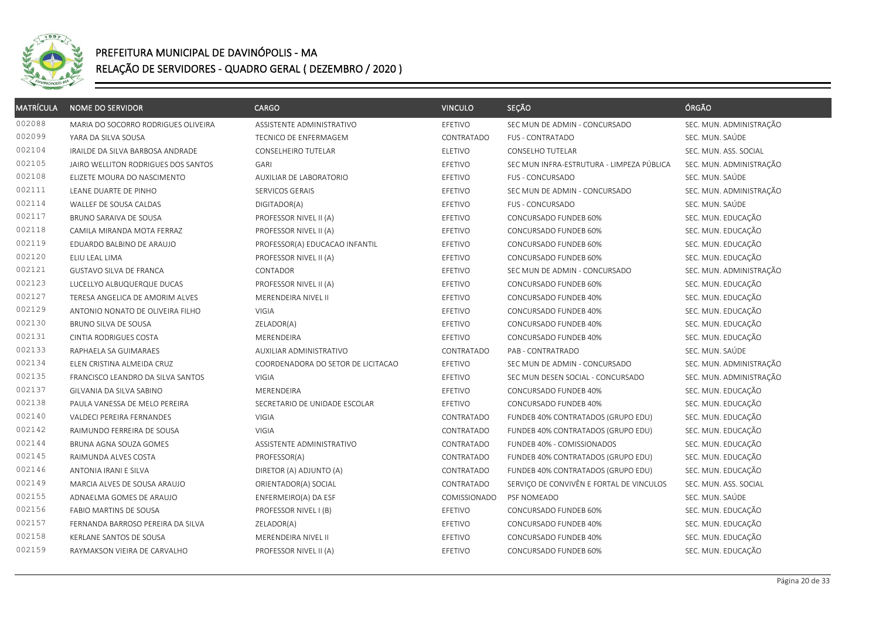# PREFEITURA MUNICIPAL DE DAVINÓPOLIS - MA

## RELAÇÃO DE SERVIDORES - QUADRO GERAL ( DEZEMBRO / 2020 )

| MATRÍCULA | NOME DO SERVIDOR | CARGO | VINCULO | SEÇÃO | ÓRGÃO |
|---|---|---|---|---|---|
| 002088 | MARIA DO SOCORRO RODRIGUES OLIVEIRA | ASSISTENTE ADMINISTRATIVO | EFETIVO | SEC MUN DE ADMIN - CONCURSADO | SEC. MUN. ADMINISTRAÇÃO |
| 002099 | YARA DA SILVA SOUSA | TECNICO DE ENFERMAGEM | CONTRATADO | FUS - CONTRATADO | SEC. MUN. SAÚDE |
| 002104 | IRAILDE DA SILVA BARBOSA ANDRADE | CONSELHEIRO TUTELAR | ELETIVO | CONSELHO TUTELAR | SEC. MUN. ASS. SOCIAL |
| 002105 | JAIRO WELLITON RODRIGUES DOS SANTOS | GARI | EFETIVO | SEC MUN INFRA-ESTRUTURA - LIMPEZA PÚBLICA | SEC. MUN. ADMINISTRAÇÃO |
| 002108 | ELIZETE MOURA DO NASCIMENTO | AUXILIAR DE LABORATORIO | EFETIVO | FUS - CONCURSADO | SEC. MUN. SAÚDE |
| 002111 | LEANE DUARTE DE PINHO | SERVICOS GERAIS | EFETIVO | SEC MUN DE ADMIN - CONCURSADO | SEC. MUN. ADMINISTRAÇÃO |
| 002114 | WALLEF DE SOUSA CALDAS | DIGITADOR(A) | EFETIVO | FUS - CONCURSADO | SEC. MUN. SAÚDE |
| 002117 | BRUNO SARAIVA DE SOUSA | PROFESSOR NIVEL II (A) | EFETIVO | CONCURSADO FUNDEB 60% | SEC. MUN. EDUCAÇÃO |
| 002118 | CAMILA MIRANDA MOTA FERRAZ | PROFESSOR NIVEL II (A) | EFETIVO | CONCURSADO FUNDEB 60% | SEC. MUN. EDUCAÇÃO |
| 002119 | EDUARDO BALBINO DE ARAUJO | PROFESSOR(A) EDUCACAO INFANTIL | EFETIVO | CONCURSADO FUNDEB 60% | SEC. MUN. EDUCAÇÃO |
| 002120 | ELIU LEAL LIMA | PROFESSOR NIVEL II (A) | EFETIVO | CONCURSADO FUNDEB 60% | SEC. MUN. EDUCAÇÃO |
| 002121 | GUSTAVO SILVA DE FRANCA | CONTADOR | EFETIVO | SEC MUN DE ADMIN - CONCURSADO | SEC. MUN. ADMINISTRAÇÃO |
| 002123 | LUCELLYO ALBUQUERQUE DUCAS | PROFESSOR NIVEL II (A) | EFETIVO | CONCURSADO FUNDEB 60% | SEC. MUN. EDUCAÇÃO |
| 002127 | TERESA ANGELICA DE AMORIM ALVES | MERENDEIRA NIVEL II | EFETIVO | CONCURSADO FUNDEB 40% | SEC. MUN. EDUCAÇÃO |
| 002129 | ANTONIO NONATO DE OLIVEIRA FILHO | VIGIA | EFETIVO | CONCURSADO FUNDEB 40% | SEC. MUN. EDUCAÇÃO |
| 002130 | BRUNO SILVA DE SOUSA | ZELADOR(A) | EFETIVO | CONCURSADO FUNDEB 40% | SEC. MUN. EDUCAÇÃO |
| 002131 | CINTIA RODRIGUES COSTA | MERENDEIRA | EFETIVO | CONCURSADO FUNDEB 40% | SEC. MUN. EDUCAÇÃO |
| 002133 | RAPHAELA SA GUIMARAES | AUXILIAR ADMINISTRATIVO | CONTRATADO | PAB - CONTRATRADO | SEC. MUN. SAÚDE |
| 002134 | ELEN CRISTINA ALMEIDA CRUZ | COORDENADORA DO SETOR DE LICITACAO | EFETIVO | SEC MUN DE ADMIN - CONCURSADO | SEC. MUN. ADMINISTRAÇÃO |
| 002135 | FRANCISCO LEANDRO DA SILVA SANTOS | VIGIA | EFETIVO | SEC MUN DESEN SOCIAL - CONCURSADO | SEC. MUN. ADMINISTRAÇÃO |
| 002137 | GILVANIA DA SILVA SABINO | MERENDEIRA | EFETIVO | CONCURSADO FUNDEB 40% | SEC. MUN. EDUCAÇÃO |
| 002138 | PAULA VANESSA DE MELO PEREIRA | SECRETARIO DE UNIDADE ESCOLAR | EFETIVO | CONCURSADO FUNDEB 40% | SEC. MUN. EDUCAÇÃO |
| 002140 | VALDECI PEREIRA FERNANDES | VIGIA | CONTRATADO | FUNDEB 40% CONTRATADOS (GRUPO EDU) | SEC. MUN. EDUCAÇÃO |
| 002142 | RAIMUNDO FERREIRA DE SOUSA | VIGIA | CONTRATADO | FUNDEB 40% CONTRATADOS (GRUPO EDU) | SEC. MUN. EDUCAÇÃO |
| 002144 | BRUNA AGNA SOUZA GOMES | ASSISTENTE ADMINISTRATIVO | CONTRATADO | FUNDEB 40% - COMISSIONADOS | SEC. MUN. EDUCAÇÃO |
| 002145 | RAIMUNDA ALVES COSTA | PROFESSOR(A) | CONTRATADO | FUNDEB 40% CONTRATADOS (GRUPO EDU) | SEC. MUN. EDUCAÇÃO |
| 002146 | ANTONIA IRANI E SILVA | DIRETOR (A) ADJUNTO (A) | CONTRATADO | FUNDEB 40% CONTRATADOS (GRUPO EDU) | SEC. MUN. EDUCAÇÃO |
| 002149 | MARCIA ALVES DE SOUSA ARAUJO | ORIENTADOR(A) SOCIAL | CONTRATADO | SERVIÇO DE CONVIVÊN E FORTAL DE VINCULOS | SEC. MUN. ASS. SOCIAL |
| 002155 | ADNAELMA GOMES DE ARAUJO | ENFERMEIRO(A) DA ESF | COMISSIONADO | PSF NOMEADO | SEC. MUN. SAÚDE |
| 002156 | FABIO MARTINS DE SOUSA | PROFESSOR NIVEL I (B) | EFETIVO | CONCURSADO FUNDEB 60% | SEC. MUN. EDUCAÇÃO |
| 002157 | FERNANDA BARROSO PEREIRA DA SILVA | ZELADOR(A) | EFETIVO | CONCURSADO FUNDEB 40% | SEC. MUN. EDUCAÇÃO |
| 002158 | KERLANE SANTOS DE SOUSA | MERENDEIRA NIVEL II | EFETIVO | CONCURSADO FUNDEB 40% | SEC. MUN. EDUCAÇÃO |
| 002159 | RAYMAKSON VIEIRA DE CARVALHO | PROFESSOR NIVEL II (A) | EFETIVO | CONCURSADO FUNDEB 60% | SEC. MUN. EDUCAÇÃO |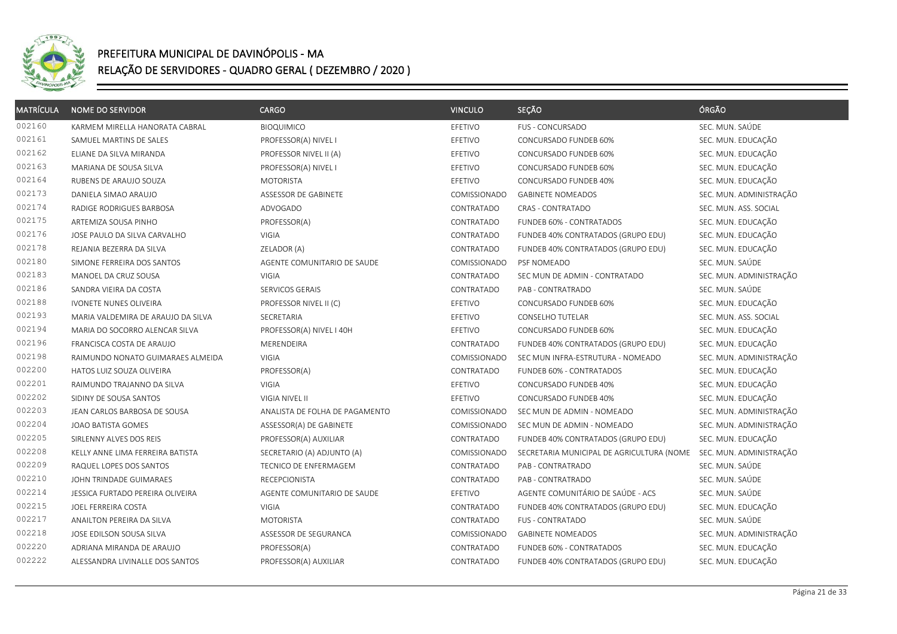# PREFEITURA MUNICIPAL DE DAVINÓPOLIS - MA

## RELAÇÃO DE SERVIDORES - QUADRO GERAL ( DEZEMBRO / 2020 )

| MATRÍCULA | NOME DO SERVIDOR | CARGO | VINCULO | SEÇÃO | ÓRGÃO |
|---|---|---|---|---|---|
| 002160 | KARMEM MIRELLA HANORATA CABRAL | BIOQUIMICO | EFETIVO | FUS - CONCURSADO | SEC. MUN. SAÚDE |
| 002161 | SAMUEL MARTINS DE SALES | PROFESSOR(A) NIVEL I | EFETIVO | CONCURSADO FUNDEB 60% | SEC. MUN. EDUCAÇÃO |
| 002162 | ELIANE DA SILVA MIRANDA | PROFESSOR NIVEL II (A) | EFETIVO | CONCURSADO FUNDEB 60% | SEC. MUN. EDUCAÇÃO |
| 002163 | MARIANA DE SOUSA SILVA | PROFESSOR(A) NIVEL I | EFETIVO | CONCURSADO FUNDEB 60% | SEC. MUN. EDUCAÇÃO |
| 002164 | RUBENS DE ARAUJO SOUZA | MOTORISTA | EFETIVO | CONCURSADO FUNDEB 40% | SEC. MUN. EDUCAÇÃO |
| 002173 | DANIELA SIMAO ARAUJO | ASSESSOR DE GABINETE | COMISSIONADO | GABINETE NOMEADOS | SEC. MUN. ADMINISTRAÇÃO |
| 002174 | RADIGE RODRIGUES BARBOSA | ADVOGADO | CONTRATADO | CRAS - CONTRATADO | SEC. MUN. ASS. SOCIAL |
| 002175 | ARTEMIZA SOUSA PINHO | PROFESSOR(A) | CONTRATADO | FUNDEB 60% - CONTRATADOS | SEC. MUN. EDUCAÇÃO |
| 002176 | JOSE PAULO DA SILVA CARVALHO | VIGIA | CONTRATADO | FUNDEB 40% CONTRATADOS (GRUPO EDU) | SEC. MUN. EDUCAÇÃO |
| 002178 | REJANIA BEZERRA DA SILVA | ZELADOR (A) | CONTRATADO | FUNDEB 40% CONTRATADOS (GRUPO EDU) | SEC. MUN. EDUCAÇÃO |
| 002180 | SIMONE FERREIRA DOS SANTOS | AGENTE COMUNITARIO DE SAUDE | COMISSIONADO | PSF NOMEADO | SEC. MUN. SAÚDE |
| 002183 | MANOEL DA CRUZ SOUSA | VIGIA | CONTRATADO | SEC MUN DE ADMIN - CONTRATADO | SEC. MUN. ADMINISTRAÇÃO |
| 002186 | SANDRA VIEIRA DA COSTA | SERVICOS GERAIS | CONTRATADO | PAB - CONTRATRADO | SEC. MUN. SAÚDE |
| 002188 | IVONETE NUNES OLIVEIRA | PROFESSOR NIVEL II (C) | EFETIVO | CONCURSADO FUNDEB 60% | SEC. MUN. EDUCAÇÃO |
| 002193 | MARIA VALDEMIRA DE ARAUJO DA SILVA | SECRETARIA | EFETIVO | CONSELHO TUTELAR | SEC. MUN. ASS. SOCIAL |
| 002194 | MARIA DO SOCORRO ALENCAR SILVA | PROFESSOR(A) NIVEL I 40H | EFETIVO | CONCURSADO FUNDEB 60% | SEC. MUN. EDUCAÇÃO |
| 002196 | FRANCISCA COSTA DE ARAUJO | MERENDEIRA | CONTRATADO | FUNDEB 40% CONTRATADOS (GRUPO EDU) | SEC. MUN. EDUCAÇÃO |
| 002198 | RAIMUNDO NONATO GUIMARAES ALMEIDA | VIGIA | COMISSIONADO | SEC MUN INFRA-ESTRUTURA - NOMEADO | SEC. MUN. ADMINISTRAÇÃO |
| 002200 | HATOS LUIZ SOUZA OLIVEIRA | PROFESSOR(A) | CONTRATADO | FUNDEB 60% - CONTRATADOS | SEC. MUN. EDUCAÇÃO |
| 002201 | RAIMUNDO TRAJANNO DA SILVA | VIGIA | EFETIVO | CONCURSADO FUNDEB 40% | SEC. MUN. EDUCAÇÃO |
| 002202 | SIDINY DE SOUSA SANTOS | VIGIA NIVEL II | EFETIVO | CONCURSADO FUNDEB 40% | SEC. MUN. EDUCAÇÃO |
| 002203 | JEAN CARLOS BARBOSA DE SOUSA | ANALISTA DE FOLHA DE PAGAMENTO | COMISSIONADO | SEC MUN DE ADMIN - NOMEADO | SEC. MUN. ADMINISTRAÇÃO |
| 002204 | JOAO BATISTA GOMES | ASSESSOR(A) DE GABINETE | COMISSIONADO | SEC MUN DE ADMIN - NOMEADO | SEC. MUN. ADMINISTRAÇÃO |
| 002205 | SIRLENNY ALVES DOS REIS | PROFESSOR(A) AUXILIAR | CONTRATADO | FUNDEB 40% CONTRATADOS (GRUPO EDU) | SEC. MUN. EDUCAÇÃO |
| 002208 | KELLY ANNE LIMA FERREIRA BATISTA | SECRETARIO (A) ADJUNTO (A) | COMISSIONADO | SECRETARIA MUNICIPAL DE AGRICULTURA (NOME | SEC. MUN. ADMINISTRAÇÃO |
| 002209 | RAQUEL LOPES DOS SANTOS | TECNICO DE ENFERMAGEM | CONTRATADO | PAB - CONTRATRADO | SEC. MUN. SAÚDE |
| 002210 | JOHN TRINDADE GUIMARAES | RECEPCIONISTA | CONTRATADO | PAB - CONTRATRADO | SEC. MUN. SAÚDE |
| 002214 | JESSICA FURTADO PEREIRA OLIVEIRA | AGENTE COMUNITARIO DE SAUDE | EFETIVO | AGENTE COMUNITÁRIO DE SAÚDE - ACS | SEC. MUN. SAÚDE |
| 002215 | JOEL FERREIRA COSTA | VIGIA | CONTRATADO | FUNDEB 40% CONTRATADOS (GRUPO EDU) | SEC. MUN. EDUCAÇÃO |
| 002217 | ANAILTON PEREIRA DA SILVA | MOTORISTA | CONTRATADO | FUS - CONTRATADO | SEC. MUN. SAÚDE |
| 002218 | JOSE EDILSON SOUSA SILVA | ASSESSOR DE SEGURANCA | COMISSIONADO | GABINETE NOMEADOS | SEC. MUN. ADMINISTRAÇÃO |
| 002220 | ADRIANA MIRANDA DE ARAUJO | PROFESSOR(A) | CONTRATADO | FUNDEB 60% - CONTRATADOS | SEC. MUN. EDUCAÇÃO |
| 002222 | ALESSANDRA LIVINALLE DOS SANTOS | PROFESSOR(A) AUXILIAR | CONTRATADO | FUNDEB 40% CONTRATADOS (GRUPO EDU) | SEC. MUN. EDUCAÇÃO |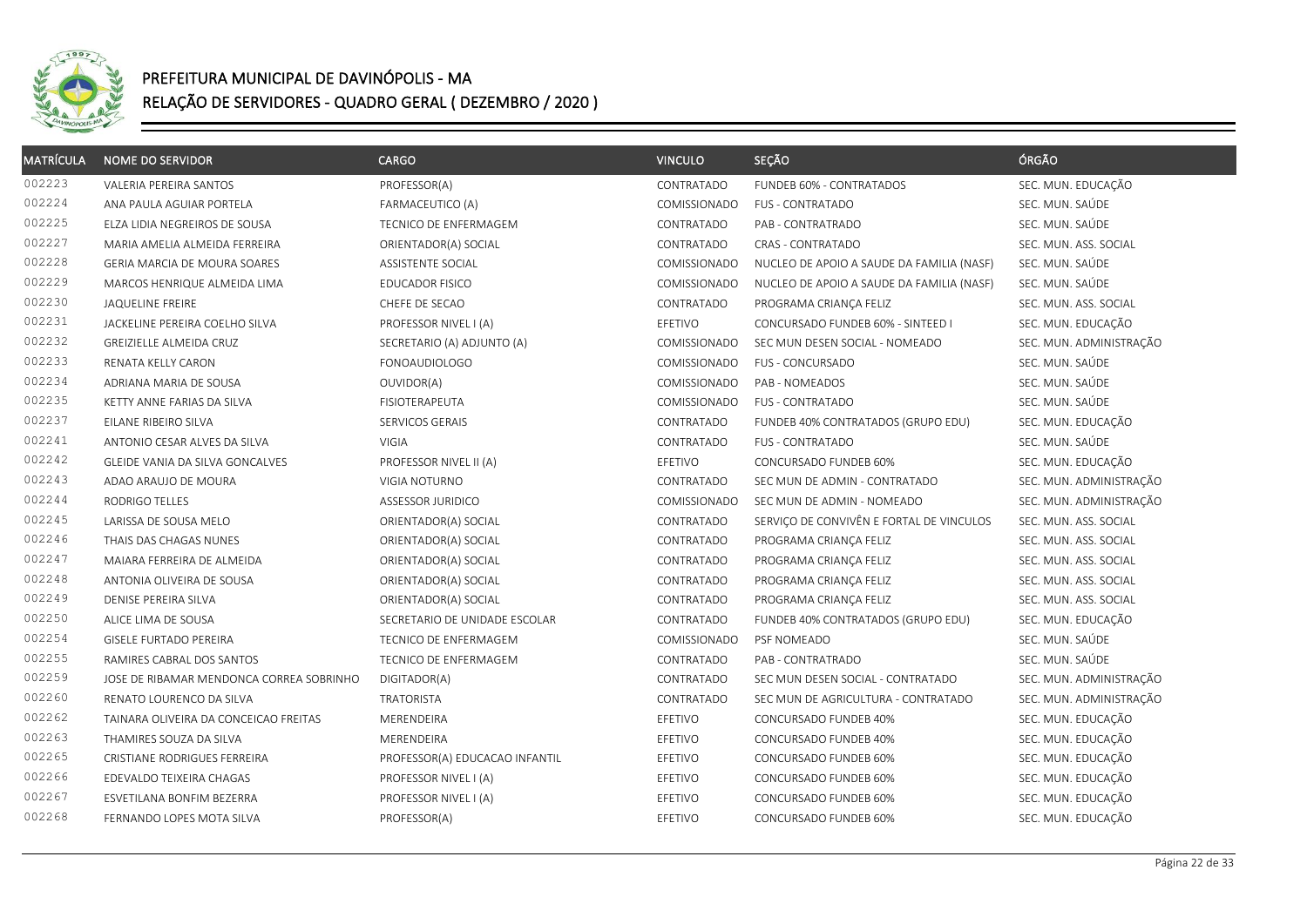# PREFEITURA MUNICIPAL DE DAVINÓPOLIS - MA

## RELAÇÃO DE SERVIDORES - QUADRO GERAL ( DEZEMBRO / 2020 )

| MATRÍCULA | NOME DO SERVIDOR | CARGO | VINCULO | SEÇÃO | ÓRGÃO |
|---|---|---|---|---|---|
| 002223 | VALERIA PEREIRA SANTOS | PROFESSOR(A) | CONTRATADO | FUNDEB 60% - CONTRATADOS | SEC. MUN. EDUCAÇÃO |
| 002224 | ANA PAULA AGUIAR PORTELA | FARMACEUTICO (A) | COMISSIONADO | FUS - CONTRATADO | SEC. MUN. SAÚDE |
| 002225 | ELZA LIDIA NEGREIROS DE SOUSA | TECNICO DE ENFERMAGEM | CONTRATADO | PAB - CONTRATRADO | SEC. MUN. SAÚDE |
| 002227 | MARIA AMELIA ALMEIDA FERREIRA | ORIENTADOR(A) SOCIAL | CONTRATADO | CRAS - CONTRATADO | SEC. MUN. ASS. SOCIAL |
| 002228 | GERIA MARCIA DE MOURA SOARES | ASSISTENTE SOCIAL | COMISSIONADO | NUCLEO DE APOIO A SAUDE DA FAMILIA (NASF) | SEC. MUN. SAÚDE |
| 002229 | MARCOS HENRIQUE ALMEIDA LIMA | EDUCADOR FISICO | COMISSIONADO | NUCLEO DE APOIO A SAUDE DA FAMILIA (NASF) | SEC. MUN. SAÚDE |
| 002230 | JAQUELINE FREIRE | CHEFE DE SECAO | CONTRATADO | PROGRAMA CRIANÇA FELIZ | SEC. MUN. ASS. SOCIAL |
| 002231 | JACKELINE PEREIRA COELHO SILVA | PROFESSOR NIVEL I (A) | EFETIVO | CONCURSADO FUNDEB 60% - SINTEED I | SEC. MUN. EDUCAÇÃO |
| 002232 | GREIZIELLE ALMEIDA CRUZ | SECRETARIO (A) ADJUNTO (A) | COMISSIONADO | SEC MUN DESEN SOCIAL - NOMEADO | SEC. MUN. ADMINISTRAÇÃO |
| 002233 | RENATA KELLY CARON | FONOAUDIOLOGO | COMISSIONADO | FUS - CONCURSADO | SEC. MUN. SAÚDE |
| 002234 | ADRIANA MARIA DE SOUSA | OUVIDOR(A) | COMISSIONADO | PAB - NOMEADOS | SEC. MUN. SAÚDE |
| 002235 | KETTY ANNE FARIAS DA SILVA | FISIOTERAPEUTA | COMISSIONADO | FUS - CONTRATADO | SEC. MUN. SAÚDE |
| 002237 | EILANE RIBEIRO SILVA | SERVICOS GERAIS | CONTRATADO | FUNDEB 40% CONTRATADOS (GRUPO EDU) | SEC. MUN. EDUCAÇÃO |
| 002241 | ANTONIO CESAR ALVES DA SILVA | VIGIA | CONTRATADO | FUS - CONTRATADO | SEC. MUN. SAÚDE |
| 002242 | GLEIDE VANIA DA SILVA GONCALVES | PROFESSOR NIVEL II (A) | EFETIVO | CONCURSADO FUNDEB 60% | SEC. MUN. EDUCAÇÃO |
| 002243 | ADAO ARAUJO DE MOURA | VIGIA NOTURNO | CONTRATADO | SEC MUN DE ADMIN - CONTRATADO | SEC. MUN. ADMINISTRAÇÃO |
| 002244 | RODRIGO TELLES | ASSESSOR JURIDICO | COMISSIONADO | SEC MUN DE ADMIN - NOMEADO | SEC. MUN. ADMINISTRAÇÃO |
| 002245 | LARISSA DE SOUSA MELO | ORIENTADOR(A) SOCIAL | CONTRATADO | SERVIÇO DE CONVIVÊN E FORTAL DE VINCULOS | SEC. MUN. ASS. SOCIAL |
| 002246 | THAIS DAS CHAGAS NUNES | ORIENTADOR(A) SOCIAL | CONTRATADO | PROGRAMA CRIANÇA FELIZ | SEC. MUN. ASS. SOCIAL |
| 002247 | MAIARA FERREIRA DE ALMEIDA | ORIENTADOR(A) SOCIAL | CONTRATADO | PROGRAMA CRIANÇA FELIZ | SEC. MUN. ASS. SOCIAL |
| 002248 | ANTONIA OLIVEIRA DE SOUSA | ORIENTADOR(A) SOCIAL | CONTRATADO | PROGRAMA CRIANÇA FELIZ | SEC. MUN. ASS. SOCIAL |
| 002249 | DENISE PEREIRA SILVA | ORIENTADOR(A) SOCIAL | CONTRATADO | PROGRAMA CRIANÇA FELIZ | SEC. MUN. ASS. SOCIAL |
| 002250 | ALICE LIMA DE SOUSA | SECRETARIO DE UNIDADE ESCOLAR | CONTRATADO | FUNDEB 40% CONTRATADOS (GRUPO EDU) | SEC. MUN. EDUCAÇÃO |
| 002254 | GISELE FURTADO PEREIRA | TECNICO DE ENFERMAGEM | COMISSIONADO | PSF NOMEADO | SEC. MUN. SAÚDE |
| 002255 | RAMIRES CABRAL DOS SANTOS | TECNICO DE ENFERMAGEM | CONTRATADO | PAB - CONTRATRADO | SEC. MUN. SAÚDE |
| 002259 | JOSE DE RIBAMAR MENDONCA CORREA SOBRINHO | DIGITADOR(A) | CONTRATADO | SEC MUN DESEN SOCIAL - CONTRATADO | SEC. MUN. ADMINISTRAÇÃO |
| 002260 | RENATO LOURENCO DA SILVA | TRATORISTA | CONTRATADO | SEC MUN DE AGRICULTURA - CONTRATADO | SEC. MUN. ADMINISTRAÇÃO |
| 002262 | TAINARA OLIVEIRA DA CONCEICAO FREITAS | MERENDEIRA | EFETIVO | CONCURSADO FUNDEB 40% | SEC. MUN. EDUCAÇÃO |
| 002263 | THAMIRES SOUZA DA SILVA | MERENDEIRA | EFETIVO | CONCURSADO FUNDEB 40% | SEC. MUN. EDUCAÇÃO |
| 002265 | CRISTIANE RODRIGUES FERREIRA | PROFESSOR(A) EDUCACAO INFANTIL | EFETIVO | CONCURSADO FUNDEB 60% | SEC. MUN. EDUCAÇÃO |
| 002266 | EDEVALDO TEIXEIRA CHAGAS | PROFESSOR NIVEL I (A) | EFETIVO | CONCURSADO FUNDEB 60% | SEC. MUN. EDUCAÇÃO |
| 002267 | ESVETILANA BONFIM BEZERRA | PROFESSOR NIVEL I (A) | EFETIVO | CONCURSADO FUNDEB 60% | SEC. MUN. EDUCAÇÃO |
| 002268 | FERNANDO LOPES MOTA SILVA | PROFESSOR(A) | EFETIVO | CONCURSADO FUNDEB 60% | SEC. MUN. EDUCAÇÃO |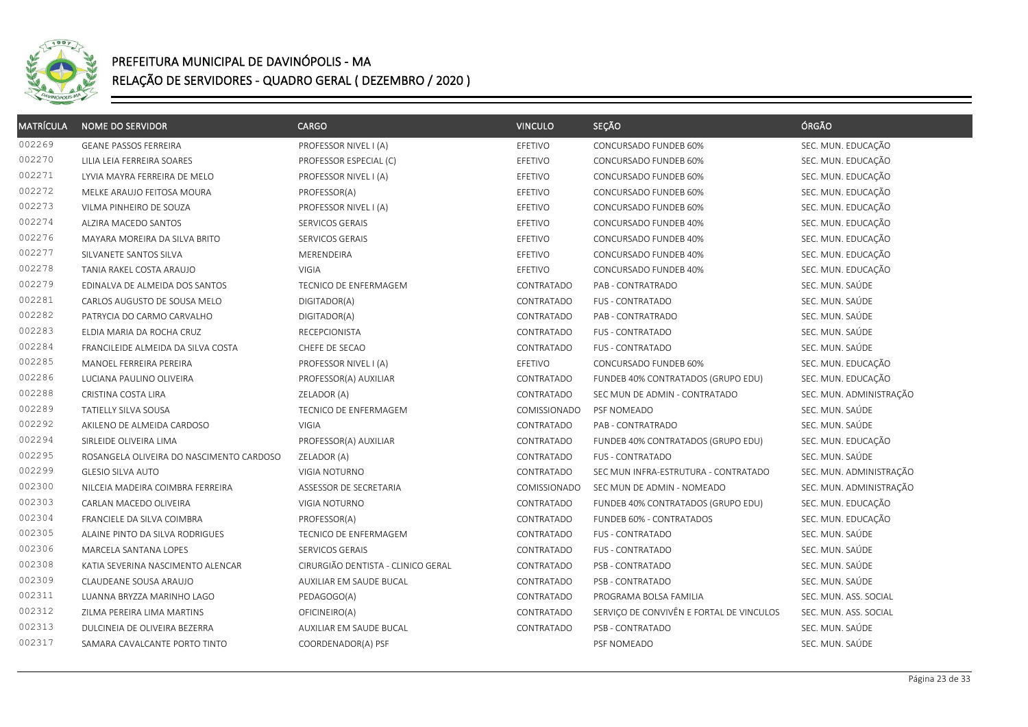# PREFEITURA MUNICIPAL DE DAVINÓPOLIS - MA

## RELAÇÃO DE SERVIDORES - QUADRO GERAL ( DEZEMBRO / 2020 )

| MATRÍCULA | NOME DO SERVIDOR | CARGO | VINCULO | SEÇÃO | ÓRGÃO |
|---|---|---|---|---|---|
| 002269 | GEANE PASSOS FERREIRA | PROFESSOR NIVEL I (A) | EFETIVO | CONCURSADO FUNDEB 60% | SEC. MUN. EDUCAÇÃO |
| 002270 | LILIA LEIA FERREIRA SOARES | PROFESSOR ESPECIAL (C) | EFETIVO | CONCURSADO FUNDEB 60% | SEC. MUN. EDUCAÇÃO |
| 002271 | LYVIA MAYRA FERREIRA DE MELO | PROFESSOR NIVEL I (A) | EFETIVO | CONCURSADO FUNDEB 60% | SEC. MUN. EDUCAÇÃO |
| 002272 | MELKE ARAUJO FEITOSA MOURA | PROFESSOR(A) | EFETIVO | CONCURSADO FUNDEB 60% | SEC. MUN. EDUCAÇÃO |
| 002273 | VILMA PINHEIRO DE SOUZA | PROFESSOR NIVEL I (A) | EFETIVO | CONCURSADO FUNDEB 60% | SEC. MUN. EDUCAÇÃO |
| 002274 | ALZIRA MACEDO SANTOS | SERVICOS GERAIS | EFETIVO | CONCURSADO FUNDEB 40% | SEC. MUN. EDUCAÇÃO |
| 002276 | MAYARA MOREIRA DA SILVA BRITO | SERVICOS GERAIS | EFETIVO | CONCURSADO FUNDEB 40% | SEC. MUN. EDUCAÇÃO |
| 002277 | SILVANETE SANTOS SILVA | MERENDEIRA | EFETIVO | CONCURSADO FUNDEB 40% | SEC. MUN. EDUCAÇÃO |
| 002278 | TANIA RAKEL COSTA ARAUJO | VIGIA | EFETIVO | CONCURSADO FUNDEB 40% | SEC. MUN. EDUCAÇÃO |
| 002279 | EDINALVA DE ALMEIDA DOS SANTOS | TECNICO DE ENFERMAGEM | CONTRATADO | PAB - CONTRATRADO | SEC. MUN. SAÚDE |
| 002281 | CARLOS AUGUSTO DE SOUSA MELO | DIGITADOR(A) | CONTRATADO | FUS - CONTRATADO | SEC. MUN. SAÚDE |
| 002282 | PATRYCIA DO CARMO CARVALHO | DIGITADOR(A) | CONTRATADO | PAB - CONTRATRADO | SEC. MUN. SAÚDE |
| 002283 | ELDIA MARIA DA ROCHA CRUZ | RECEPCIONISTA | CONTRATADO | FUS - CONTRATADO | SEC. MUN. SAÚDE |
| 002284 | FRANCILEIDE ALMEIDA DA SILVA COSTA | CHEFE DE SECAO | CONTRATADO | FUS - CONTRATADO | SEC. MUN. SAÚDE |
| 002285 | MANOEL FERREIRA PEREIRA | PROFESSOR NIVEL I (A) | EFETIVO | CONCURSADO FUNDEB 60% | SEC. MUN. EDUCAÇÃO |
| 002286 | LUCIANA PAULINO OLIVEIRA | PROFESSOR(A) AUXILIAR | CONTRATADO | FUNDEB 40% CONTRATADOS (GRUPO EDU) | SEC. MUN. EDUCAÇÃO |
| 002288 | CRISTINA COSTA LIRA | ZELADOR (A) | CONTRATADO | SEC MUN DE ADMIN - CONTRATADO | SEC. MUN. ADMINISTRAÇÃO |
| 002289 | TATIELLY SILVA SOUSA | TECNICO DE ENFERMAGEM | COMISSIONADO | PSF NOMEADO | SEC. MUN. SAÚDE |
| 002292 | AKILENO DE ALMEIDA CARDOSO | VIGIA | CONTRATADO | PAB - CONTRATRADO | SEC. MUN. SAÚDE |
| 002294 | SIRLEIDE OLIVEIRA LIMA | PROFESSOR(A) AUXILIAR | CONTRATADO | FUNDEB 40% CONTRATADOS (GRUPO EDU) | SEC. MUN. EDUCAÇÃO |
| 002295 | ROSANGELA OLIVEIRA DO NASCIMENTO CARDOSO | ZELADOR (A) | CONTRATADO | FUS - CONTRATADO | SEC. MUN. SAÚDE |
| 002299 | GLESIO SILVA AUTO | VIGIA NOTURNO | CONTRATADO | SEC MUN INFRA-ESTRUTURA - CONTRATADO | SEC. MUN. ADMINISTRAÇÃO |
| 002300 | NILCEIA MADEIRA COIMBRA FERREIRA | ASSESSOR DE SECRETARIA | COMISSIONADO | SEC MUN DE ADMIN - NOMEADO | SEC. MUN. ADMINISTRAÇÃO |
| 002303 | CARLAN MACEDO OLIVEIRA | VIGIA NOTURNO | CONTRATADO | FUNDEB 40% CONTRATADOS (GRUPO EDU) | SEC. MUN. EDUCAÇÃO |
| 002304 | FRANCIELE DA SILVA COIMBRA | PROFESSOR(A) | CONTRATADO | FUNDEB 60% - CONTRATADOS | SEC. MUN. EDUCAÇÃO |
| 002305 | ALAINE PINTO DA SILVA RODRIGUES | TECNICO DE ENFERMAGEM | CONTRATADO | FUS - CONTRATADO | SEC. MUN. SAÚDE |
| 002306 | MARCELA SANTANA LOPES | SERVICOS GERAIS | CONTRATADO | FUS - CONTRATADO | SEC. MUN. SAÚDE |
| 002308 | KATIA SEVERINA NASCIMENTO ALENCAR | CIRURGIÃO DENTISTA - CLINICO GERAL | CONTRATADO | PSB - CONTRATADO | SEC. MUN. SAÚDE |
| 002309 | CLAUDEANE SOUSA ARAUJO | AUXILIAR EM SAUDE BUCAL | CONTRATADO | PSB - CONTRATADO | SEC. MUN. SAÚDE |
| 002311 | LUANNA BRYZZA MARINHO LAGO | PEDAGOGO(A) | CONTRATADO | PROGRAMA BOLSA FAMILIA | SEC. MUN. ASS. SOCIAL |
| 002312 | ZILMA PEREIRA LIMA MARTINS | OFICINEIRO(A) | CONTRATADO | SERVIÇO DE CONVIVÊN E FORTAL DE VINCULOS | SEC. MUN. ASS. SOCIAL |
| 002313 | DULCINEIA DE OLIVEIRA BEZERRA | AUXILIAR EM SAUDE BUCAL | CONTRATADO | PSB - CONTRATADO | SEC. MUN. SAÚDE |
| 002317 | SAMARA CAVALCANTE PORTO TINTO | COORDENADOR(A) PSF | | PSF NOMEADO | SEC. MUN. SAÚDE |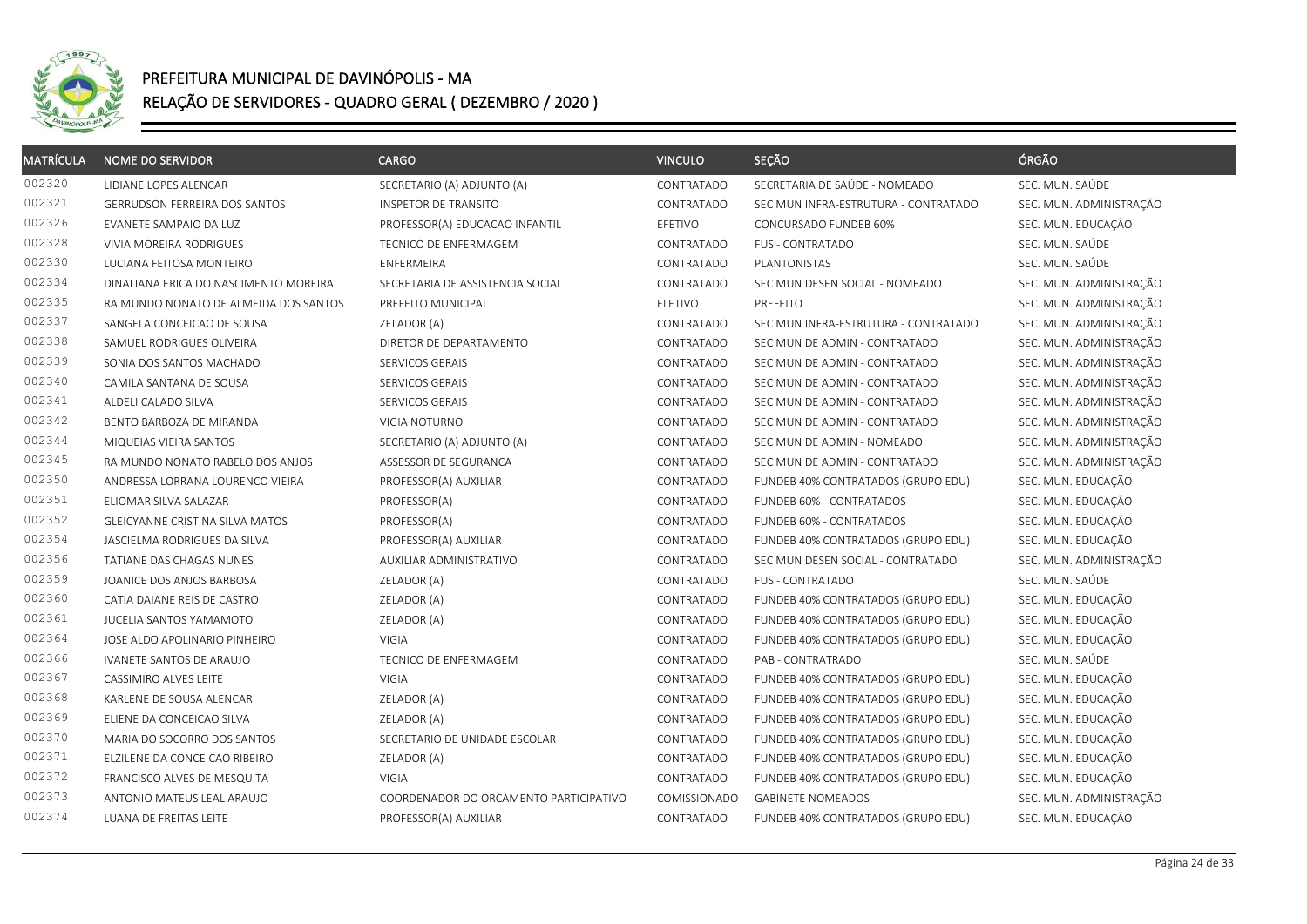# PREFEITURA MUNICIPAL DE DAVINÓPOLIS - MA

## RELAÇÃO DE SERVIDORES - QUADRO GERAL ( DEZEMBRO / 2020 )

| MATRÍCULA | NOME DO SERVIDOR | CARGO | VINCULO | SEÇÃO | ÓRGÃO |
|---|---|---|---|---|---|
| 002320 | LIDIANE LOPES ALENCAR | SECRETARIO (A) ADJUNTO (A) | CONTRATADO | SECRETARIA DE SAÚDE - NOMEADO | SEC. MUN. SAÚDE |
| 002321 | GERRUDSON FERREIRA DOS SANTOS | INSPETOR DE TRANSITO | CONTRATADO | SEC MUN INFRA-ESTRUTURA - CONTRATADO | SEC. MUN. ADMINISTRAÇÃO |
| 002326 | EVANETE SAMPAIO DA LUZ | PROFESSOR(A) EDUCACAO INFANTIL | EFETIVO | CONCURSADO FUNDEB 60% | SEC. MUN. EDUCAÇÃO |
| 002328 | VIVIA MOREIRA RODRIGUES | TECNICO DE ENFERMAGEM | CONTRATADO | FUS - CONTRATADO | SEC. MUN. SAÚDE |
| 002330 | LUCIANA FEITOSA MONTEIRO | ENFERMEIRA | CONTRATADO | PLANTONISTAS | SEC. MUN. SAÚDE |
| 002334 | DINALIANA ERICA DO NASCIMENTO MOREIRA | SECRETARIA DE ASSISTENCIA SOCIAL | CONTRATADO | SEC MUN DESEN SOCIAL - NOMEADO | SEC. MUN. ADMINISTRAÇÃO |
| 002335 | RAIMUNDO NONATO DE ALMEIDA DOS SANTOS | PREFEITO MUNICIPAL | ELETIVO | PREFEITO | SEC. MUN. ADMINISTRAÇÃO |
| 002337 | SANGELA CONCEICAO DE SOUSA | ZELADOR (A) | CONTRATADO | SEC MUN INFRA-ESTRUTURA - CONTRATADO | SEC. MUN. ADMINISTRAÇÃO |
| 002338 | SAMUEL RODRIGUES OLIVEIRA | DIRETOR DE DEPARTAMENTO | CONTRATADO | SEC MUN DE ADMIN - CONTRATADO | SEC. MUN. ADMINISTRAÇÃO |
| 002339 | SONIA DOS SANTOS MACHADO | SERVICOS GERAIS | CONTRATADO | SEC MUN DE ADMIN - CONTRATADO | SEC. MUN. ADMINISTRAÇÃO |
| 002340 | CAMILA SANTANA DE SOUSA | SERVICOS GERAIS | CONTRATADO | SEC MUN DE ADMIN - CONTRATADO | SEC. MUN. ADMINISTRAÇÃO |
| 002341 | ALDELI CALADO SILVA | SERVICOS GERAIS | CONTRATADO | SEC MUN DE ADMIN - CONTRATADO | SEC. MUN. ADMINISTRAÇÃO |
| 002342 | BENTO BARBOZA DE MIRANDA | VIGIA NOTURNO | CONTRATADO | SEC MUN DE ADMIN - CONTRATADO | SEC. MUN. ADMINISTRAÇÃO |
| 002344 | MIQUEIAS VIEIRA SANTOS | SECRETARIO (A) ADJUNTO (A) | CONTRATADO | SEC MUN DE ADMIN - NOMEADO | SEC. MUN. ADMINISTRAÇÃO |
| 002345 | RAIMUNDO NONATO RABELO DOS ANJOS | ASSESSOR DE SEGURANCA | CONTRATADO | SEC MUN DE ADMIN - CONTRATADO | SEC. MUN. ADMINISTRAÇÃO |
| 002350 | ANDRESSA LORRANA LOURENCO VIEIRA | PROFESSOR(A) AUXILIAR | CONTRATADO | FUNDEB 40% CONTRATADOS (GRUPO EDU) | SEC. MUN. EDUCAÇÃO |
| 002351 | ELIOMAR SILVA SALAZAR | PROFESSOR(A) | CONTRATADO | FUNDEB 60% - CONTRATADOS | SEC. MUN. EDUCAÇÃO |
| 002352 | GLEICYANNE CRISTINA SILVA MATOS | PROFESSOR(A) | CONTRATADO | FUNDEB 60% - CONTRATADOS | SEC. MUN. EDUCAÇÃO |
| 002354 | JASCIELMA RODRIGUES DA SILVA | PROFESSOR(A) AUXILIAR | CONTRATADO | FUNDEB 40% CONTRATADOS (GRUPO EDU) | SEC. MUN. EDUCAÇÃO |
| 002356 | TATIANE DAS CHAGAS NUNES | AUXILIAR ADMINISTRATIVO | CONTRATADO | SEC MUN DESEN SOCIAL - CONTRATADO | SEC. MUN. ADMINISTRAÇÃO |
| 002359 | JOANICE DOS ANJOS BARBOSA | ZELADOR (A) | CONTRATADO | FUS - CONTRATADO | SEC. MUN. SAÚDE |
| 002360 | CATIA DAIANE REIS DE CASTRO | ZELADOR (A) | CONTRATADO | FUNDEB 40% CONTRATADOS (GRUPO EDU) | SEC. MUN. EDUCAÇÃO |
| 002361 | JUCELIA SANTOS YAMAMOTO | ZELADOR (A) | CONTRATADO | FUNDEB 40% CONTRATADOS (GRUPO EDU) | SEC. MUN. EDUCAÇÃO |
| 002364 | JOSE ALDO APOLINARIO PINHEIRO | VIGIA | CONTRATADO | FUNDEB 40% CONTRATADOS (GRUPO EDU) | SEC. MUN. EDUCAÇÃO |
| 002366 | IVANETE SANTOS DE ARAUJO | TECNICO DE ENFERMAGEM | CONTRATADO | PAB - CONTRATRADO | SEC. MUN. SAÚDE |
| 002367 | CASSIMIRO ALVES LEITE | VIGIA | CONTRATADO | FUNDEB 40% CONTRATADOS (GRUPO EDU) | SEC. MUN. EDUCAÇÃO |
| 002368 | KARLENE DE SOUSA ALENCAR | ZELADOR (A) | CONTRATADO | FUNDEB 40% CONTRATADOS (GRUPO EDU) | SEC. MUN. EDUCAÇÃO |
| 002369 | ELIENE DA CONCEICAO SILVA | ZELADOR (A) | CONTRATADO | FUNDEB 40% CONTRATADOS (GRUPO EDU) | SEC. MUN. EDUCAÇÃO |
| 002370 | MARIA DO SOCORRO DOS SANTOS | SECRETARIO DE UNIDADE ESCOLAR | CONTRATADO | FUNDEB 40% CONTRATADOS (GRUPO EDU) | SEC. MUN. EDUCAÇÃO |
| 002371 | ELZILENE DA CONCEICAO RIBEIRO | ZELADOR (A) | CONTRATADO | FUNDEB 40% CONTRATADOS (GRUPO EDU) | SEC. MUN. EDUCAÇÃO |
| 002372 | FRANCISCO ALVES DE MESQUITA | VIGIA | CONTRATADO | FUNDEB 40% CONTRATADOS (GRUPO EDU) | SEC. MUN. EDUCAÇÃO |
| 002373 | ANTONIO MATEUS LEAL ARAUJO | COORDENADOR DO ORCAMENTO PARTICIPATIVO | COMISSIONADO | GABINETE NOMEADOS | SEC. MUN. ADMINISTRAÇÃO |
| 002374 | LUANA DE FREITAS LEITE | PROFESSOR(A) AUXILIAR | CONTRATADO | FUNDEB 40% CONTRATADOS (GRUPO EDU) | SEC. MUN. EDUCAÇÃO |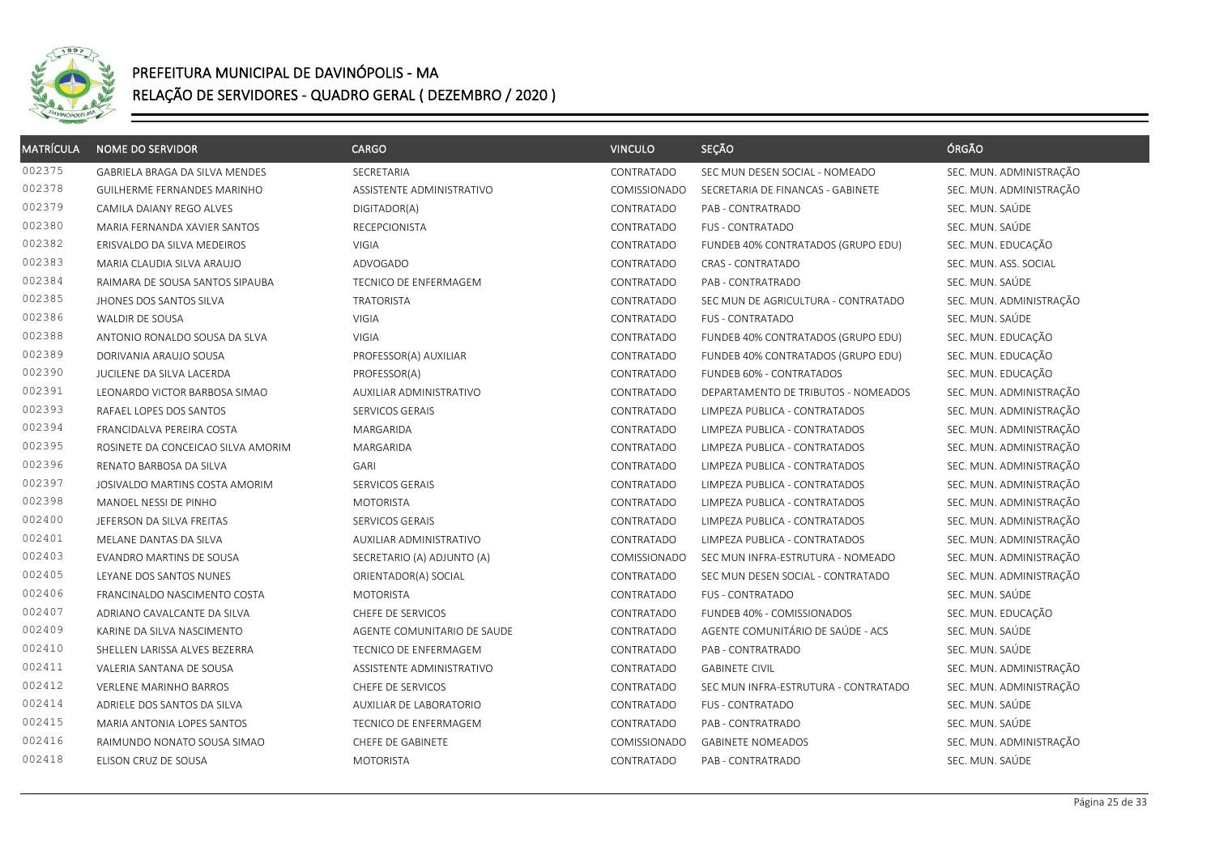# PREFEITURA MUNICIPAL DE DAVINÓPOLIS - MA

## RELAÇÃO DE SERVIDORES - QUADRO GERAL ( DEZEMBRO / 2020 )

| MATRÍCULA | NOME DO SERVIDOR | CARGO | VINCULO | SEÇÃO | ÓRGÃO |
|---|---|---|---|---|---|
| 002375 | GABRIELA BRAGA DA SILVA MENDES | SECRETARIA | CONTRATADO | SEC MUN DESEN SOCIAL - NOMEADO | SEC. MUN. ADMINISTRAÇÃO |
| 002378 | GUILHERME FERNANDES MARINHO | ASSISTENTE ADMINISTRATIVO | COMISSIONADO | SECRETARIA DE FINANCAS - GABINETE | SEC. MUN. ADMINISTRAÇÃO |
| 002379 | CAMILA DAIANY REGO ALVES | DIGITADOR(A) | CONTRATADO | PAB - CONTRATRADO | SEC. MUN. SAÚDE |
| 002380 | MARIA FERNANDA XAVIER SANTOS | RECEPCIONISTA | CONTRATADO | FUS - CONTRATADO | SEC. MUN. SAÚDE |
| 002382 | ERISVALDO DA SILVA MEDEIROS | VIGIA | CONTRATADO | FUNDEB 40% CONTRATADOS (GRUPO EDU) | SEC. MUN. EDUCAÇÃO |
| 002383 | MARIA CLAUDIA SILVA ARAUJO | ADVOGADO | CONTRATADO | CRAS - CONTRATADO | SEC. MUN. ASS. SOCIAL |
| 002384 | RAIMARA DE SOUSA SANTOS SIPAUBA | TECNICO DE ENFERMAGEM | CONTRATADO | PAB - CONTRATRADO | SEC. MUN. SAÚDE |
| 002385 | JHONES DOS SANTOS SILVA | TRATORISTA | CONTRATADO | SEC MUN DE AGRICULTURA - CONTRATADO | SEC. MUN. ADMINISTRAÇÃO |
| 002386 | WALDIR DE SOUSA | VIGIA | CONTRATADO | FUS - CONTRATADO | SEC. MUN. SAÚDE |
| 002388 | ANTONIO RONALDO SOUSA DA SLVA | VIGIA | CONTRATADO | FUNDEB 40% CONTRATADOS (GRUPO EDU) | SEC. MUN. EDUCAÇÃO |
| 002389 | DORIVANIA ARAUJO SOUSA | PROFESSOR(A) AUXILIAR | CONTRATADO | FUNDEB 40% CONTRATADOS (GRUPO EDU) | SEC. MUN. EDUCAÇÃO |
| 002390 | JUCILENE DA SILVA LACERDA | PROFESSOR(A) | CONTRATADO | FUNDEB 60% - CONTRATADOS | SEC. MUN. EDUCAÇÃO |
| 002391 | LEONARDO VICTOR BARBOSA SIMAO | AUXILIAR ADMINISTRATIVO | CONTRATADO | DEPARTAMENTO DE TRIBUTOS - NOMEADOS | SEC. MUN. ADMINISTRAÇÃO |
| 002393 | RAFAEL LOPES DOS SANTOS | SERVICOS GERAIS | CONTRATADO | LIMPEZA PUBLICA - CONTRATADOS | SEC. MUN. ADMINISTRAÇÃO |
| 002394 | FRANCIDALVA PEREIRA COSTA | MARGARIDA | CONTRATADO | LIMPEZA PUBLICA - CONTRATADOS | SEC. MUN. ADMINISTRAÇÃO |
| 002395 | ROSINETE DA CONCEICAO SILVA AMORIM | MARGARIDA | CONTRATADO | LIMPEZA PUBLICA - CONTRATADOS | SEC. MUN. ADMINISTRAÇÃO |
| 002396 | RENATO BARBOSA DA SILVA | GARI | CONTRATADO | LIMPEZA PUBLICA - CONTRATADOS | SEC. MUN. ADMINISTRAÇÃO |
| 002397 | JOSIVALDO MARTINS COSTA AMORIM | SERVICOS GERAIS | CONTRATADO | LIMPEZA PUBLICA - CONTRATADOS | SEC. MUN. ADMINISTRAÇÃO |
| 002398 | MANOEL NESSI DE PINHO | MOTORISTA | CONTRATADO | LIMPEZA PUBLICA - CONTRATADOS | SEC. MUN. ADMINISTRAÇÃO |
| 002400 | JEFERSON DA SILVA FREITAS | SERVICOS GERAIS | CONTRATADO | LIMPEZA PUBLICA - CONTRATADOS | SEC. MUN. ADMINISTRAÇÃO |
| 002401 | MELANE DANTAS DA SILVA | AUXILIAR ADMINISTRATIVO | CONTRATADO | LIMPEZA PUBLICA - CONTRATADOS | SEC. MUN. ADMINISTRAÇÃO |
| 002403 | EVANDRO MARTINS DE SOUSA | SECRETARIO (A) ADJUNTO (A) | COMISSIONADO | SEC MUN INFRA-ESTRUTURA - NOMEADO | SEC. MUN. ADMINISTRAÇÃO |
| 002405 | LEYANE DOS SANTOS NUNES | ORIENTADOR(A) SOCIAL | CONTRATADO | SEC MUN DESEN SOCIAL - CONTRATADO | SEC. MUN. ADMINISTRAÇÃO |
| 002406 | FRANCINALDO NASCIMENTO COSTA | MOTORISTA | CONTRATADO | FUS - CONTRATADO | SEC. MUN. SAÚDE |
| 002407 | ADRIANO CAVALCANTE DA SILVA | CHEFE DE SERVICOS | CONTRATADO | FUNDEB 40% - COMISSIONADOS | SEC. MUN. EDUCAÇÃO |
| 002409 | KARINE DA SILVA NASCIMENTO | AGENTE COMUNITARIO DE SAUDE | CONTRATADO | AGENTE COMUNITÁRIO DE SAÚDE - ACS | SEC. MUN. SAÚDE |
| 002410 | SHELLEN LARISSA ALVES BEZERRA | TECNICO DE ENFERMAGEM | CONTRATADO | PAB - CONTRATRADO | SEC. MUN. SAÚDE |
| 002411 | VALERIA SANTANA DE SOUSA | ASSISTENTE ADMINISTRATIVO | CONTRATADO | GABINETE CIVIL | SEC. MUN. ADMINISTRAÇÃO |
| 002412 | VERLENE MARINHO BARROS | CHEFE DE SERVICOS | CONTRATADO | SEC MUN INFRA-ESTRUTURA - CONTRATADO | SEC. MUN. ADMINISTRAÇÃO |
| 002414 | ADRIELE DOS SANTOS DA SILVA | AUXILIAR DE LABORATORIO | CONTRATADO | FUS - CONTRATADO | SEC. MUN. SAÚDE |
| 002415 | MARIA ANTONIA LOPES SANTOS | TECNICO DE ENFERMAGEM | CONTRATADO | PAB - CONTRATRADO | SEC. MUN. SAÚDE |
| 002416 | RAIMUNDO NONATO SOUSA SIMAO | CHEFE DE GABINETE | COMISSIONADO | GABINETE NOMEADOS | SEC. MUN. ADMINISTRAÇÃO |
| 002418 | ELISON CRUZ DE SOUSA | MOTORISTA | CONTRATADO | PAB - CONTRATRADO | SEC. MUN. SAÚDE |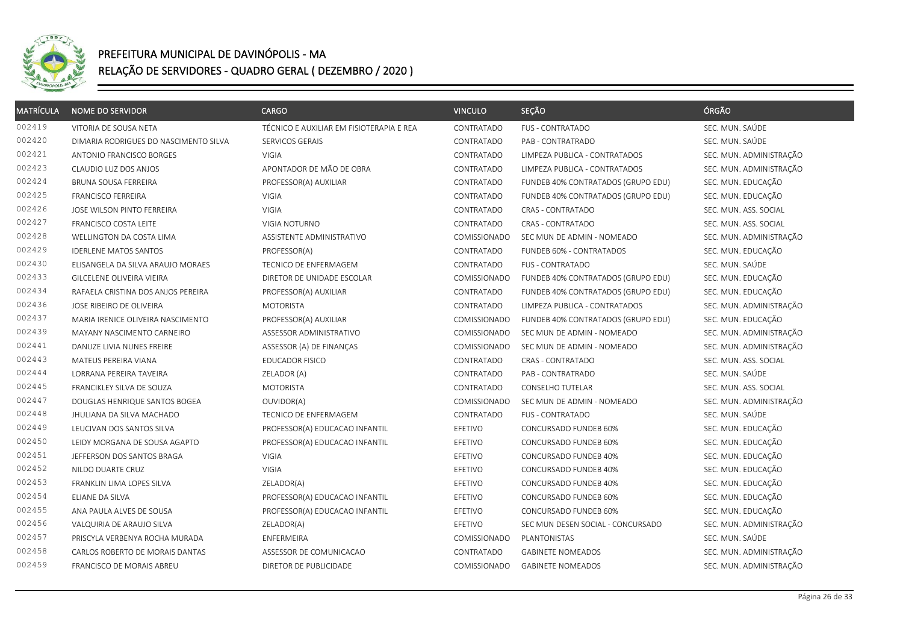# PREFEITURA MUNICIPAL DE DAVINÓPOLIS - MA

## RELAÇÃO DE SERVIDORES - QUADRO GERAL ( DEZEMBRO / 2020 )

| MATRÍCULA | NOME DO SERVIDOR | CARGO | VINCULO | SEÇÃO | ÓRGÃO |
|---|---|---|---|---|---|
| 002419 | VITORIA DE SOUSA NETA | TÉCNICO E AUXILIAR EM FISIOTERAPIA E REA | CONTRATADO | FUS - CONTRATADO | SEC. MUN. SAÚDE |
| 002420 | DIMARIA RODRIGUES DO NASCIMENTO SILVA | SERVICOS GERAIS | CONTRATADO | PAB - CONTRATRADO | SEC. MUN. SAÚDE |
| 002421 | ANTONIO FRANCISCO BORGES | VIGIA | CONTRATADO | LIMPEZA PUBLICA - CONTRATADOS | SEC. MUN. ADMINISTRAÇÃO |
| 002423 | CLAUDIO LUZ DOS ANJOS | APONTADOR DE MÃO DE OBRA | CONTRATADO | LIMPEZA PUBLICA - CONTRATADOS | SEC. MUN. ADMINISTRAÇÃO |
| 002424 | BRUNA SOUSA FERREIRA | PROFESSOR(A) AUXILIAR | CONTRATADO | FUNDEB 40% CONTRATADOS (GRUPO EDU) | SEC. MUN. EDUCAÇÃO |
| 002425 | FRANCISCO FERREIRA | VIGIA | CONTRATADO | FUNDEB 40% CONTRATADOS (GRUPO EDU) | SEC. MUN. EDUCAÇÃO |
| 002426 | JOSE WILSON PINTO FERREIRA | VIGIA | CONTRATADO | CRAS - CONTRATADO | SEC. MUN. ASS. SOCIAL |
| 002427 | FRANCISCO COSTA LEITE | VIGIA NOTURNO | CONTRATADO | CRAS - CONTRATADO | SEC. MUN. ASS. SOCIAL |
| 002428 | WELLINGTON DA COSTA LIMA | ASSISTENTE ADMINISTRATIVO | COMISSIONADO | SEC MUN DE ADMIN - NOMEADO | SEC. MUN. ADMINISTRAÇÃO |
| 002429 | IDERLENE MATOS SANTOS | PROFESSOR(A) | CONTRATADO | FUNDEB 60% - CONTRATADOS | SEC. MUN. EDUCAÇÃO |
| 002430 | ELISANGELA DA SILVA ARAUJO MORAES | TECNICO DE ENFERMAGEM | CONTRATADO | FUS - CONTRATADO | SEC. MUN. SAÚDE |
| 002433 | GILCELENE OLIVEIRA VIEIRA | DIRETOR DE UNIDADE ESCOLAR | COMISSIONADO | FUNDEB 40% CONTRATADOS (GRUPO EDU) | SEC. MUN. EDUCAÇÃO |
| 002434 | RAFAELA CRISTINA DOS ANJOS PEREIRA | PROFESSOR(A) AUXILIAR | CONTRATADO | FUNDEB 40% CONTRATADOS (GRUPO EDU) | SEC. MUN. EDUCAÇÃO |
| 002436 | JOSE RIBEIRO DE OLIVEIRA | MOTORISTA | CONTRATADO | LIMPEZA PUBLICA - CONTRATADOS | SEC. MUN. ADMINISTRAÇÃO |
| 002437 | MARIA IRENICE OLIVEIRA NASCIMENTO | PROFESSOR(A) AUXILIAR | COMISSIONADO | FUNDEB 40% CONTRATADOS (GRUPO EDU) | SEC. MUN. EDUCAÇÃO |
| 002439 | MAYANY NASCIMENTO CARNEIRO | ASSESSOR ADMINISTRATIVO | COMISSIONADO | SEC MUN DE ADMIN - NOMEADO | SEC. MUN. ADMINISTRAÇÃO |
| 002441 | DANUZE LIVIA NUNES FREIRE | ASSESSOR (A) DE FINANÇAS | COMISSIONADO | SEC MUN DE ADMIN - NOMEADO | SEC. MUN. ADMINISTRAÇÃO |
| 002443 | MATEUS PEREIRA VIANA | EDUCADOR FISICO | CONTRATADO | CRAS - CONTRATADO | SEC. MUN. ASS. SOCIAL |
| 002444 | LORRANA PEREIRA TAVEIRA | ZELADOR (A) | CONTRATADO | PAB - CONTRATRADO | SEC. MUN. SAÚDE |
| 002445 | FRANCIKLEY SILVA DE SOUZA | MOTORISTA | CONTRATADO | CONSELHO TUTELAR | SEC. MUN. ASS. SOCIAL |
| 002447 | DOUGLAS HENRIQUE SANTOS BOGEA | OUVIDOR(A) | COMISSIONADO | SEC MUN DE ADMIN - NOMEADO | SEC. MUN. ADMINISTRAÇÃO |
| 002448 | JHULIANA DA SILVA MACHADO | TECNICO DE ENFERMAGEM | CONTRATADO | FUS - CONTRATADO | SEC. MUN. SAÚDE |
| 002449 | LEUCIVAN DOS SANTOS SILVA | PROFESSOR(A) EDUCACAO INFANTIL | EFETIVO | CONCURSADO FUNDEB 60% | SEC. MUN. EDUCAÇÃO |
| 002450 | LEIDY MORGANA DE SOUSA AGAPTO | PROFESSOR(A) EDUCACAO INFANTIL | EFETIVO | CONCURSADO FUNDEB 60% | SEC. MUN. EDUCAÇÃO |
| 002451 | JEFFERSON DOS SANTOS BRAGA | VIGIA | EFETIVO | CONCURSADO FUNDEB 40% | SEC. MUN. EDUCAÇÃO |
| 002452 | NILDO DUARTE CRUZ | VIGIA | EFETIVO | CONCURSADO FUNDEB 40% | SEC. MUN. EDUCAÇÃO |
| 002453 | FRANKLIN LIMA LOPES SILVA | ZELADOR(A) | EFETIVO | CONCURSADO FUNDEB 40% | SEC. MUN. EDUCAÇÃO |
| 002454 | ELIANE DA SILVA | PROFESSOR(A) EDUCACAO INFANTIL | EFETIVO | CONCURSADO FUNDEB 60% | SEC. MUN. EDUCAÇÃO |
| 002455 | ANA PAULA ALVES DE SOUSA | PROFESSOR(A) EDUCACAO INFANTIL | EFETIVO | CONCURSADO FUNDEB 60% | SEC. MUN. EDUCAÇÃO |
| 002456 | VALQUIRIA DE ARAUJO SILVA | ZELADOR(A) | EFETIVO | SEC MUN DESEN SOCIAL - CONCURSADO | SEC. MUN. ADMINISTRAÇÃO |
| 002457 | PRISCYLA VERBENYA ROCHA MURADA | ENFERMEIRA | COMISSIONADO | PLANTONISTAS | SEC. MUN. SAÚDE |
| 002458 | CARLOS ROBERTO DE MORAIS DANTAS | ASSESSOR DE COMUNICACAO | CONTRATADO | GABINETE NOMEADOS | SEC. MUN. ADMINISTRAÇÃO |
| 002459 | FRANCISCO DE MORAIS ABREU | DIRETOR DE PUBLICIDADE | COMISSIONADO | GABINETE NOMEADOS | SEC. MUN. ADMINISTRAÇÃO |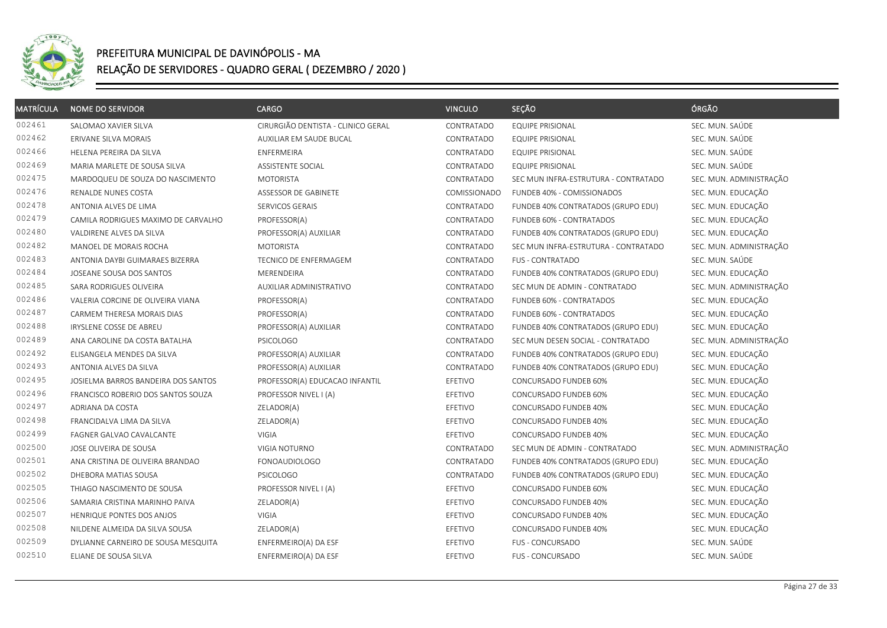# PREFEITURA MUNICIPAL DE DAVINÓPOLIS - MA

## RELAÇÃO DE SERVIDORES - QUADRO GERAL ( DEZEMBRO / 2020 )

| MATRÍCULA | NOME DO SERVIDOR | CARGO | VINCULO | SEÇÃO | ÓRGÃO |
|---|---|---|---|---|---|
| 002461 | SALOMAO XAVIER SILVA | CIRURGIÃO DENTISTA - CLINICO GERAL | CONTRATADO | EQUIPE PRISIONAL | SEC. MUN. SAÚDE |
| 002462 | ERIVANE SILVA MORAIS | AUXILIAR EM SAUDE BUCAL | CONTRATADO | EQUIPE PRISIONAL | SEC. MUN. SAÚDE |
| 002466 | HELENA PEREIRA DA SILVA | ENFERMEIRA | CONTRATADO | EQUIPE PRISIONAL | SEC. MUN. SAÚDE |
| 002469 | MARIA MARLETE DE SOUSA SILVA | ASSISTENTE SOCIAL | CONTRATADO | EQUIPE PRISIONAL | SEC. MUN. SAÚDE |
| 002475 | MARDOQUEU DE SOUZA DO NASCIMENTO | MOTORISTA | CONTRATADO | SEC MUN INFRA-ESTRUTURA - CONTRATADO | SEC. MUN. ADMINISTRAÇÃO |
| 002476 | RENALDE NUNES COSTA | ASSESSOR DE GABINETE | COMISSIONADO | FUNDEB 40% - COMISSIONADOS | SEC. MUN. EDUCAÇÃO |
| 002478 | ANTONIA ALVES DE LIMA | SERVICOS GERAIS | CONTRATADO | FUNDEB 40% CONTRATADOS (GRUPO EDU) | SEC. MUN. EDUCAÇÃO |
| 002479 | CAMILA RODRIGUES MAXIMO DE CARVALHO | PROFESSOR(A) | CONTRATADO | FUNDEB 60% - CONTRATADOS | SEC. MUN. EDUCAÇÃO |
| 002480 | VALDIRENE ALVES DA SILVA | PROFESSOR(A) AUXILIAR | CONTRATADO | FUNDEB 40% CONTRATADOS (GRUPO EDU) | SEC. MUN. EDUCAÇÃO |
| 002482 | MANOEL DE MORAIS ROCHA | MOTORISTA | CONTRATADO | SEC MUN INFRA-ESTRUTURA - CONTRATADO | SEC. MUN. ADMINISTRAÇÃO |
| 002483 | ANTONIA DAYBI GUIMARAES BIZERRA | TECNICO DE ENFERMAGEM | CONTRATADO | FUS - CONTRATADO | SEC. MUN. SAÚDE |
| 002484 | JOSEANE SOUSA DOS SANTOS | MERENDEIRA | CONTRATADO | FUNDEB 40% CONTRATADOS (GRUPO EDU) | SEC. MUN. EDUCAÇÃO |
| 002485 | SARA RODRIGUES OLIVEIRA | AUXILIAR ADMINISTRATIVO | CONTRATADO | SEC MUN DE ADMIN - CONTRATADO | SEC. MUN. ADMINISTRAÇÃO |
| 002486 | VALERIA CORCINE DE OLIVEIRA VIANA | PROFESSOR(A) | CONTRATADO | FUNDEB 60% - CONTRATADOS | SEC. MUN. EDUCAÇÃO |
| 002487 | CARMEM THERESA MORAIS DIAS | PROFESSOR(A) | CONTRATADO | FUNDEB 60% - CONTRATADOS | SEC. MUN. EDUCAÇÃO |
| 002488 | IRYSLENE COSSE DE ABREU | PROFESSOR(A) AUXILIAR | CONTRATADO | FUNDEB 40% CONTRATADOS (GRUPO EDU) | SEC. MUN. EDUCAÇÃO |
| 002489 | ANA CAROLINE DA COSTA BATALHA | PSICOLOGO | CONTRATADO | SEC MUN DESEN SOCIAL - CONTRATADO | SEC. MUN. ADMINISTRAÇÃO |
| 002492 | ELISANGELA MENDES DA SILVA | PROFESSOR(A) AUXILIAR | CONTRATADO | FUNDEB 40% CONTRATADOS (GRUPO EDU) | SEC. MUN. EDUCAÇÃO |
| 002493 | ANTONIA ALVES DA SILVA | PROFESSOR(A) AUXILIAR | CONTRATADO | FUNDEB 40% CONTRATADOS (GRUPO EDU) | SEC. MUN. EDUCAÇÃO |
| 002495 | JOSIELMA BARROS BANDEIRA DOS SANTOS | PROFESSOR(A) EDUCACAO INFANTIL | EFETIVO | CONCURSADO FUNDEB 60% | SEC. MUN. EDUCAÇÃO |
| 002496 | FRANCISCO ROBERIO DOS SANTOS SOUZA | PROFESSOR NIVEL I (A) | EFETIVO | CONCURSADO FUNDEB 60% | SEC. MUN. EDUCAÇÃO |
| 002497 | ADRIANA DA COSTA | ZELADOR(A) | EFETIVO | CONCURSADO FUNDEB 40% | SEC. MUN. EDUCAÇÃO |
| 002498 | FRANCIDALVA LIMA DA SILVA | ZELADOR(A) | EFETIVO | CONCURSADO FUNDEB 40% | SEC. MUN. EDUCAÇÃO |
| 002499 | FAGNER GALVAO CAVALCANTE | VIGIA | EFETIVO | CONCURSADO FUNDEB 40% | SEC. MUN. EDUCAÇÃO |
| 002500 | JOSE OLIVEIRA DE SOUSA | VIGIA NOTURNO | CONTRATADO | SEC MUN DE ADMIN - CONTRATADO | SEC. MUN. ADMINISTRAÇÃO |
| 002501 | ANA CRISTINA DE OLIVEIRA BRANDAO | FONOAUDIOLOGO | CONTRATADO | FUNDEB 40% CONTRATADOS (GRUPO EDU) | SEC. MUN. EDUCAÇÃO |
| 002502 | DHEBORA MATIAS SOUSA | PSICOLOGO | CONTRATADO | FUNDEB 40% CONTRATADOS (GRUPO EDU) | SEC. MUN. EDUCAÇÃO |
| 002505 | THIAGO NASCIMENTO DE SOUSA | PROFESSOR NIVEL I (A) | EFETIVO | CONCURSADO FUNDEB 60% | SEC. MUN. EDUCAÇÃO |
| 002506 | SAMARIA CRISTINA MARINHO PAIVA | ZELADOR(A) | EFETIVO | CONCURSADO FUNDEB 40% | SEC. MUN. EDUCAÇÃO |
| 002507 | HENRIQUE PONTES DOS ANJOS | VIGIA | EFETIVO | CONCURSADO FUNDEB 40% | SEC. MUN. EDUCAÇÃO |
| 002508 | NILDENE ALMEIDA DA SILVA SOUSA | ZELADOR(A) | EFETIVO | CONCURSADO FUNDEB 40% | SEC. MUN. EDUCAÇÃO |
| 002509 | DYLIANNE CARNEIRO DE SOUSA MESQUITA | ENFERMEIRO(A) DA ESF | EFETIVO | FUS - CONCURSADO | SEC. MUN. SAÚDE |
| 002510 | ELIANE DE SOUSA SILVA | ENFERMEIRO(A) DA ESF | EFETIVO | FUS - CONCURSADO | SEC. MUN. SAÚDE |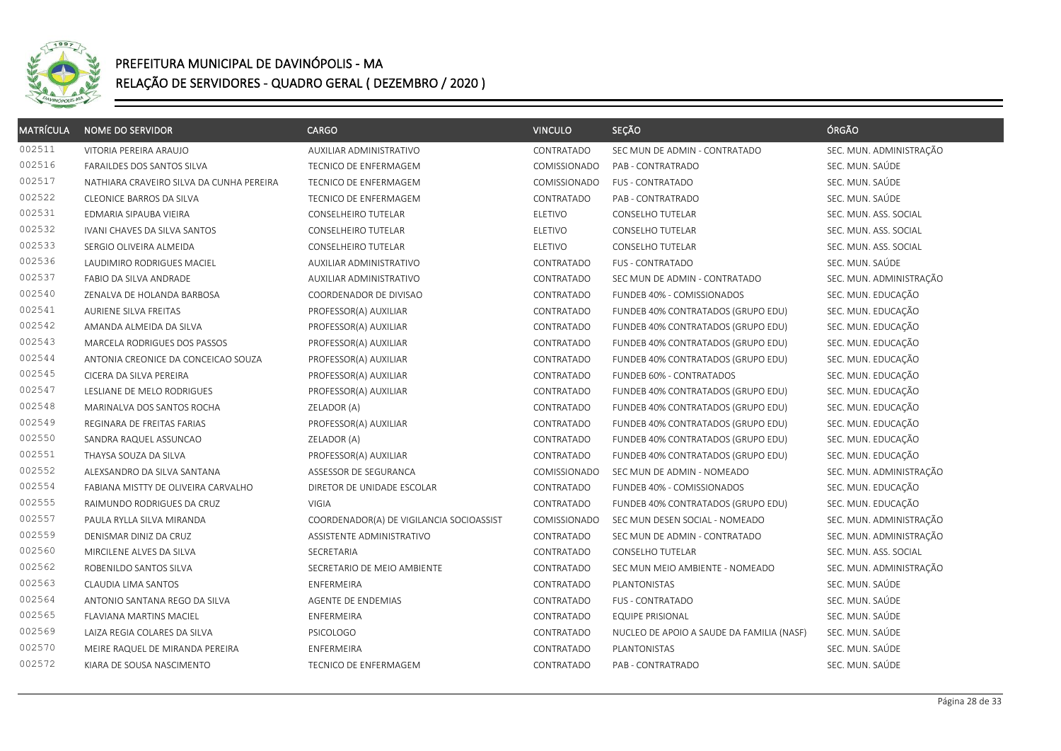# PREFEITURA MUNICIPAL DE DAVINÓPOLIS - MA
## RELAÇÃO DE SERVIDORES - QUADRO GERAL ( DEZEMBRO / 2020 )

| MATRÍCULA | NOME DO SERVIDOR | CARGO | VINCULO | SEÇÃO | ÓRGÃO |
|---|---|---|---|---|---|
| 002511 | VITORIA PEREIRA ARAUJO | AUXILIAR ADMINISTRATIVO | CONTRATADO | SEC MUN DE ADMIN - CONTRATADO | SEC. MUN. ADMINISTRAÇÃO |
| 002516 | FARAILDES DOS SANTOS SILVA | TECNICO DE ENFERMAGEM | COMISSIONADO | PAB - CONTRATRADO | SEC. MUN. SAÚDE |
| 002517 | NATHIARA CRAVEIRO SILVA DA CUNHA PEREIRA | TECNICO DE ENFERMAGEM | COMISSIONADO | FUS - CONTRATADO | SEC. MUN. SAÚDE |
| 002522 | CLEONICE BARROS DA SILVA | TECNICO DE ENFERMAGEM | CONTRATADO | PAB - CONTRATRADO | SEC. MUN. SAÚDE |
| 002531 | EDMARIA SIPAUBA VIEIRA | CONSELHEIRO TUTELAR | ELETIVO | CONSELHO TUTELAR | SEC. MUN. ASS. SOCIAL |
| 002532 | IVANI CHAVES DA SILVA SANTOS | CONSELHEIRO TUTELAR | ELETIVO | CONSELHO TUTELAR | SEC. MUN. ASS. SOCIAL |
| 002533 | SERGIO OLIVEIRA ALMEIDA | CONSELHEIRO TUTELAR | ELETIVO | CONSELHO TUTELAR | SEC. MUN. ASS. SOCIAL |
| 002536 | LAUDIMIRO RODRIGUES MACIEL | AUXILIAR ADMINISTRATIVO | CONTRATADO | FUS - CONTRATADO | SEC. MUN. SAÚDE |
| 002537 | FABIO DA SILVA ANDRADE | AUXILIAR ADMINISTRATIVO | CONTRATADO | SEC MUN DE ADMIN - CONTRATADO | SEC. MUN. ADMINISTRAÇÃO |
| 002540 | ZENALVA DE HOLANDA BARBOSA | COORDENADOR DE DIVISAO | CONTRATADO | FUNDEB 40% - COMISSIONADOS | SEC. MUN. EDUCAÇÃO |
| 002541 | AURIENE SILVA FREITAS | PROFESSOR(A) AUXILIAR | CONTRATADO | FUNDEB 40% CONTRATADOS (GRUPO EDU) | SEC. MUN. EDUCAÇÃO |
| 002542 | AMANDA ALMEIDA DA SILVA | PROFESSOR(A) AUXILIAR | CONTRATADO | FUNDEB 40% CONTRATADOS (GRUPO EDU) | SEC. MUN. EDUCAÇÃO |
| 002543 | MARCELA RODRIGUES DOS PASSOS | PROFESSOR(A) AUXILIAR | CONTRATADO | FUNDEB 40% CONTRATADOS (GRUPO EDU) | SEC. MUN. EDUCAÇÃO |
| 002544 | ANTONIA CREONICE DA CONCEICAO SOUZA | PROFESSOR(A) AUXILIAR | CONTRATADO | FUNDEB 40% CONTRATADOS (GRUPO EDU) | SEC. MUN. EDUCAÇÃO |
| 002545 | CICERA DA SILVA PEREIRA | PROFESSOR(A) AUXILIAR | CONTRATADO | FUNDEB 60% - CONTRATADOS | SEC. MUN. EDUCAÇÃO |
| 002547 | LESLIANE DE MELO RODRIGUES | PROFESSOR(A) AUXILIAR | CONTRATADO | FUNDEB 40% CONTRATADOS (GRUPO EDU) | SEC. MUN. EDUCAÇÃO |
| 002548 | MARINALVA DOS SANTOS ROCHA | ZELADOR (A) | CONTRATADO | FUNDEB 40% CONTRATADOS (GRUPO EDU) | SEC. MUN. EDUCAÇÃO |
| 002549 | REGINARA DE FREITAS FARIAS | PROFESSOR(A) AUXILIAR | CONTRATADO | FUNDEB 40% CONTRATADOS (GRUPO EDU) | SEC. MUN. EDUCAÇÃO |
| 002550 | SANDRA RAQUEL ASSUNCAO | ZELADOR (A) | CONTRATADO | FUNDEB 40% CONTRATADOS (GRUPO EDU) | SEC. MUN. EDUCAÇÃO |
| 002551 | THAYSA SOUZA DA SILVA | PROFESSOR(A) AUXILIAR | CONTRATADO | FUNDEB 40% CONTRATADOS (GRUPO EDU) | SEC. MUN. EDUCAÇÃO |
| 002552 | ALEXSANDRO DA SILVA SANTANA | ASSESSOR DE SEGURANCA | COMISSIONADO | SEC MUN DE ADMIN - NOMEADO | SEC. MUN. ADMINISTRAÇÃO |
| 002554 | FABIANA MISTTY DE OLIVEIRA CARVALHO | DIRETOR DE UNIDADE ESCOLAR | CONTRATADO | FUNDEB 40% - COMISSIONADOS | SEC. MUN. EDUCAÇÃO |
| 002555 | RAIMUNDO RODRIGUES DA CRUZ | VIGIA | CONTRATADO | FUNDEB 40% CONTRATADOS (GRUPO EDU) | SEC. MUN. EDUCAÇÃO |
| 002557 | PAULA RYLLA SILVA MIRANDA | COORDENADOR(A) DE VIGILANCIA SOCIOASSIST | COMISSIONADO | SEC MUN DESEN SOCIAL - NOMEADO | SEC. MUN. ADMINISTRAÇÃO |
| 002559 | DENISMAR DINIZ DA CRUZ | ASSISTENTE ADMINISTRATIVO | CONTRATADO | SEC MUN DE ADMIN - CONTRATADO | SEC. MUN. ADMINISTRAÇÃO |
| 002560 | MIRCILENE ALVES DA SILVA | SECRETARIA | CONTRATADO | CONSELHO TUTELAR | SEC. MUN. ASS. SOCIAL |
| 002562 | ROBENILDO SANTOS SILVA | SECRETARIO DE MEIO AMBIENTE | CONTRATADO | SEC MUN MEIO AMBIENTE - NOMEADO | SEC. MUN. ADMINISTRAÇÃO |
| 002563 | CLAUDIA LIMA SANTOS | ENFERMEIRA | CONTRATADO | PLANTONISTAS | SEC. MUN. SAÚDE |
| 002564 | ANTONIO SANTANA REGO DA SILVA | AGENTE DE ENDEMIAS | CONTRATADO | FUS - CONTRATADO | SEC. MUN. SAÚDE |
| 002565 | FLAVIANA MARTINS MACIEL | ENFERMEIRA | CONTRATADO | EQUIPE PRISIONAL | SEC. MUN. SAÚDE |
| 002569 | LAIZA REGIA COLARES DA SILVA | PSICOLOGO | CONTRATADO | NUCLEO DE APOIO A SAUDE DA FAMILIA (NASF) | SEC. MUN. SAÚDE |
| 002570 | MEIRE RAQUEL DE MIRANDA PEREIRA | ENFERMEIRA | CONTRATADO | PLANTONISTAS | SEC. MUN. SAÚDE |
| 002572 | KIARA DE SOUSA NASCIMENTO | TECNICO DE ENFERMAGEM | CONTRATADO | PAB - CONTRATRADO | SEC. MUN. SAÚDE |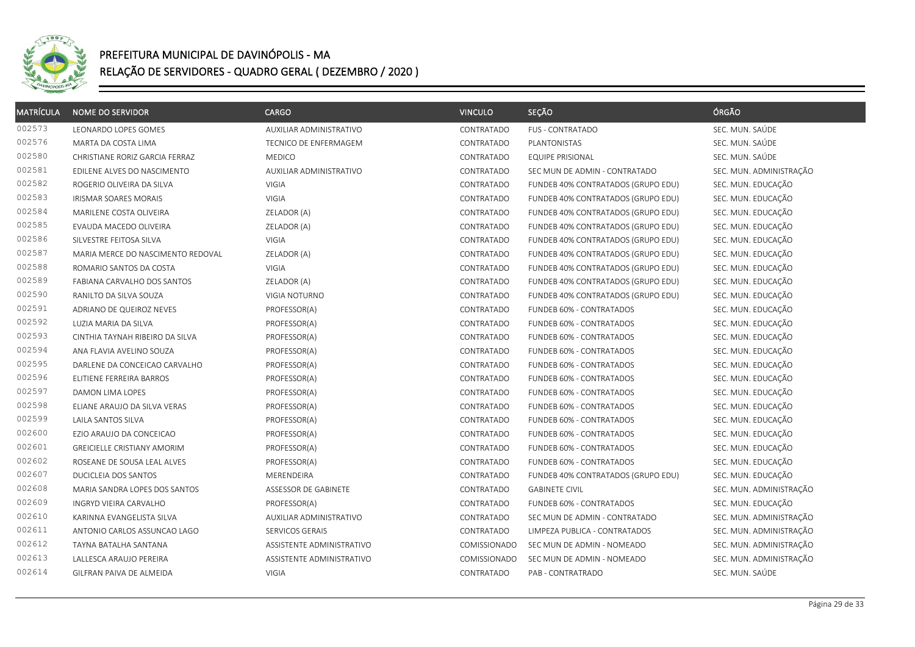# PREFEITURA MUNICIPAL DE DAVINÓPOLIS - MA

## RELAÇÃO DE SERVIDORES - QUADRO GERAL ( DEZEMBRO / 2020 )

| MATRÍCULA | NOME DO SERVIDOR | CARGO | VINCULO | SEÇÃO | ÓRGÃO |
|---|---|---|---|---|---|
| 002573 | LEONARDO LOPES GOMES | AUXILIAR ADMINISTRATIVO | CONTRATADO | FUS - CONTRATADO | SEC. MUN. SAÚDE |
| 002576 | MARTA DA COSTA LIMA | TECNICO DE ENFERMAGEM | CONTRATADO | PLANTONISTAS | SEC. MUN. SAÚDE |
| 002580 | CHRISTIANE RORIZ GARCIA FERRAZ | MEDICO | CONTRATADO | EQUIPE PRISIONAL | SEC. MUN. SAÚDE |
| 002581 | EDILENE ALVES DO NASCIMENTO | AUXILIAR ADMINISTRATIVO | CONTRATADO | SEC MUN DE ADMIN - CONTRATADO | SEC. MUN. ADMINISTRAÇÃO |
| 002582 | ROGERIO OLIVEIRA DA SILVA | VIGIA | CONTRATADO | FUNDEB 40% CONTRATADOS (GRUPO EDU) | SEC. MUN. EDUCAÇÃO |
| 002583 | IRISMAR SOARES MORAIS | VIGIA | CONTRATADO | FUNDEB 40% CONTRATADOS (GRUPO EDU) | SEC. MUN. EDUCAÇÃO |
| 002584 | MARILENE COSTA OLIVEIRA | ZELADOR (A) | CONTRATADO | FUNDEB 40% CONTRATADOS (GRUPO EDU) | SEC. MUN. EDUCAÇÃO |
| 002585 | EVAUDA MACEDO OLIVEIRA | ZELADOR (A) | CONTRATADO | FUNDEB 40% CONTRATADOS (GRUPO EDU) | SEC. MUN. EDUCAÇÃO |
| 002586 | SILVESTRE FEITOSA SILVA | VIGIA | CONTRATADO | FUNDEB 40% CONTRATADOS (GRUPO EDU) | SEC. MUN. EDUCAÇÃO |
| 002587 | MARIA MERCE DO NASCIMENTO REDOVAL | ZELADOR (A) | CONTRATADO | FUNDEB 40% CONTRATADOS (GRUPO EDU) | SEC. MUN. EDUCAÇÃO |
| 002588 | ROMARIO SANTOS DA COSTA | VIGIA | CONTRATADO | FUNDEB 40% CONTRATADOS (GRUPO EDU) | SEC. MUN. EDUCAÇÃO |
| 002589 | FABIANA CARVALHO DOS SANTOS | ZELADOR (A) | CONTRATADO | FUNDEB 40% CONTRATADOS (GRUPO EDU) | SEC. MUN. EDUCAÇÃO |
| 002590 | RANILTO DA SILVA SOUZA | VIGIA NOTURNO | CONTRATADO | FUNDEB 40% CONTRATADOS (GRUPO EDU) | SEC. MUN. EDUCAÇÃO |
| 002591 | ADRIANO DE QUEIROZ NEVES | PROFESSOR(A) | CONTRATADO | FUNDEB 60% - CONTRATADOS | SEC. MUN. EDUCAÇÃO |
| 002592 | LUZIA MARIA DA SILVA | PROFESSOR(A) | CONTRATADO | FUNDEB 60% - CONTRATADOS | SEC. MUN. EDUCAÇÃO |
| 002593 | CINTHIA TAYNAH RIBEIRO DA SILVA | PROFESSOR(A) | CONTRATADO | FUNDEB 60% - CONTRATADOS | SEC. MUN. EDUCAÇÃO |
| 002594 | ANA FLAVIA AVELINO SOUZA | PROFESSOR(A) | CONTRATADO | FUNDEB 60% - CONTRATADOS | SEC. MUN. EDUCAÇÃO |
| 002595 | DARLENE DA CONCEICAO CARVALHO | PROFESSOR(A) | CONTRATADO | FUNDEB 60% - CONTRATADOS | SEC. MUN. EDUCAÇÃO |
| 002596 | ELITIENE FERREIRA BARROS | PROFESSOR(A) | CONTRATADO | FUNDEB 60% - CONTRATADOS | SEC. MUN. EDUCAÇÃO |
| 002597 | DAMON LIMA LOPES | PROFESSOR(A) | CONTRATADO | FUNDEB 60% - CONTRATADOS | SEC. MUN. EDUCAÇÃO |
| 002598 | ELIANE ARAUJO DA SILVA VERAS | PROFESSOR(A) | CONTRATADO | FUNDEB 60% - CONTRATADOS | SEC. MUN. EDUCAÇÃO |
| 002599 | LAILA SANTOS SILVA | PROFESSOR(A) | CONTRATADO | FUNDEB 60% - CONTRATADOS | SEC. MUN. EDUCAÇÃO |
| 002600 | EZIO ARAUJO DA CONCEICAO | PROFESSOR(A) | CONTRATADO | FUNDEB 60% - CONTRATADOS | SEC. MUN. EDUCAÇÃO |
| 002601 | GREICIELLE CRISTIANY AMORIM | PROFESSOR(A) | CONTRATADO | FUNDEB 60% - CONTRATADOS | SEC. MUN. EDUCAÇÃO |
| 002602 | ROSEANE DE SOUSA LEAL ALVES | PROFESSOR(A) | CONTRATADO | FUNDEB 60% - CONTRATADOS | SEC. MUN. EDUCAÇÃO |
| 002607 | DUCICLEIA DOS SANTOS | MERENDEIRA | CONTRATADO | FUNDEB 40% CONTRATADOS (GRUPO EDU) | SEC. MUN. EDUCAÇÃO |
| 002608 | MARIA SANDRA LOPES DOS SANTOS | ASSESSOR DE GABINETE | CONTRATADO | GABINETE CIVIL | SEC. MUN. ADMINISTRAÇÃO |
| 002609 | INGRYD VIEIRA CARVALHO | PROFESSOR(A) | CONTRATADO | FUNDEB 60% - CONTRATADOS | SEC. MUN. EDUCAÇÃO |
| 002610 | KARINNA EVANGELISTA SILVA | AUXILIAR ADMINISTRATIVO | CONTRATADO | SEC MUN DE ADMIN - CONTRATADO | SEC. MUN. ADMINISTRAÇÃO |
| 002611 | ANTONIO CARLOS ASSUNCAO LAGO | SERVICOS GERAIS | CONTRATADO | LIMPEZA PUBLICA - CONTRATADOS | SEC. MUN. ADMINISTRAÇÃO |
| 002612 | TAYNA BATALHA SANTANA | ASSISTENTE ADMINISTRATIVO | COMISSIONADO | SEC MUN DE ADMIN - NOMEADO | SEC. MUN. ADMINISTRAÇÃO |
| 002613 | LALLESCA ARAUJO PEREIRA | ASSISTENTE ADMINISTRATIVO | COMISSIONADO | SEC MUN DE ADMIN - NOMEADO | SEC. MUN. ADMINISTRAÇÃO |
| 002614 | GILFRAN PAIVA DE ALMEIDA | VIGIA | CONTRATADO | PAB - CONTRATRADO | SEC. MUN. SAÚDE |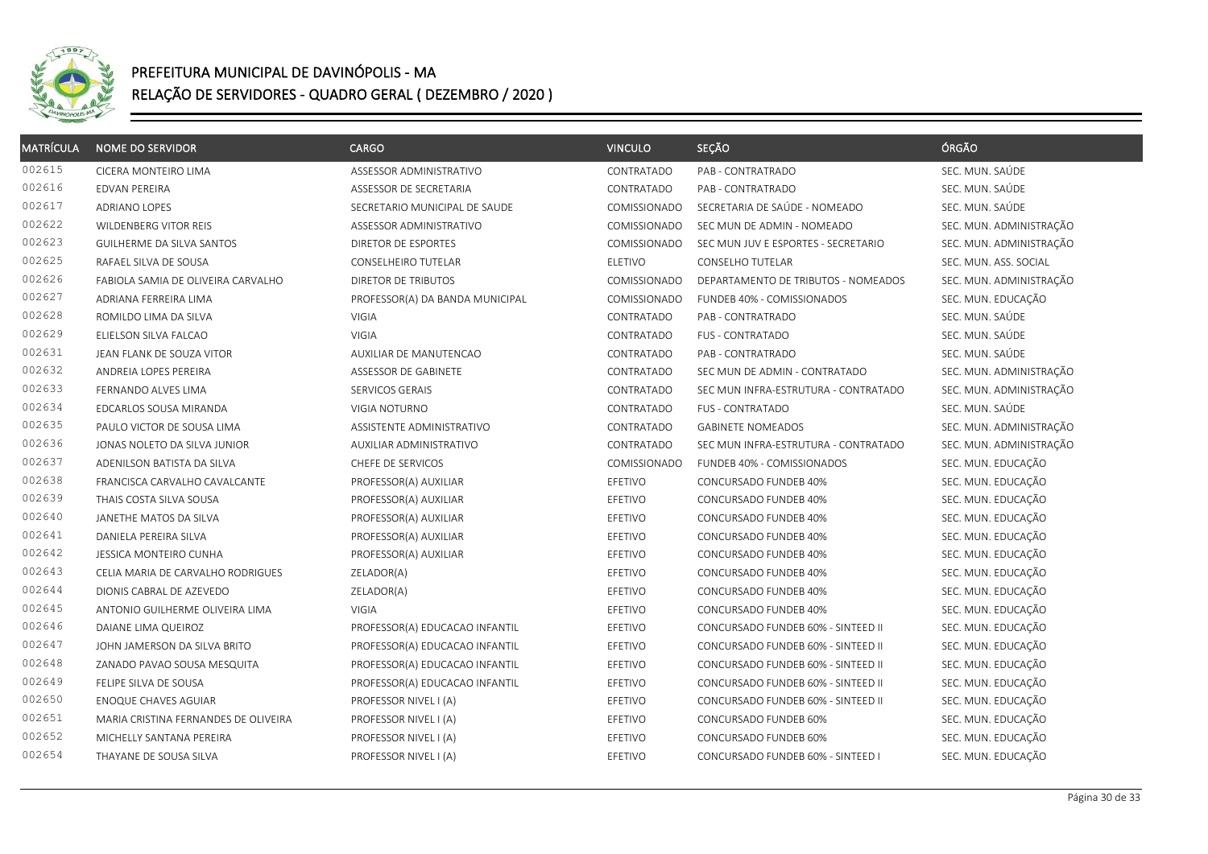# PREFEITURA MUNICIPAL DE DAVINÓPOLIS - MA

## RELAÇÃO DE SERVIDORES - QUADRO GERAL ( DEZEMBRO / 2020 )

| MATRÍCULA | NOME DO SERVIDOR | CARGO | VINCULO | SEÇÃO | ÓRGÃO |
|---|---|---|---|---|---|
| 002615 | CICERA MONTEIRO LIMA | ASSESSOR ADMINISTRATIVO | CONTRATADO | PAB - CONTRATRADO | SEC. MUN. SAÚDE |
| 002616 | EDVAN PEREIRA | ASSESSOR DE SECRETARIA | CONTRATADO | PAB - CONTRATRADO | SEC. MUN. SAÚDE |
| 002617 | ADRIANO LOPES | SECRETARIO MUNICIPAL DE SAUDE | COMISSIONADO | SECRETARIA DE SAÚDE - NOMEADO | SEC. MUN. SAÚDE |
| 002622 | WILDENBERG VITOR REIS | ASSESSOR ADMINISTRATIVO | COMISSIONADO | SEC MUN DE ADMIN - NOMEADO | SEC. MUN. ADMINISTRAÇÃO |
| 002623 | GUILHERME DA SILVA SANTOS | DIRETOR DE ESPORTES | COMISSIONADO | SEC MUN JUV E ESPORTES - SECRETARIO | SEC. MUN. ADMINISTRAÇÃO |
| 002625 | RAFAEL SILVA DE SOUSA | CONSELHEIRO TUTELAR | ELETIVO | CONSELHO TUTELAR | SEC. MUN. ASS. SOCIAL |
| 002626 | FABIOLA SAMIA DE OLIVEIRA CARVALHO | DIRETOR DE TRIBUTOS | COMISSIONADO | DEPARTAMENTO DE TRIBUTOS - NOMEADOS | SEC. MUN. ADMINISTRAÇÃO |
| 002627 | ADRIANA FERREIRA LIMA | PROFESSOR(A) DA BANDA MUNICIPAL | COMISSIONADO | FUNDEB 40% - COMISSIONADOS | SEC. MUN. EDUCAÇÃO |
| 002628 | ROMILDO LIMA DA SILVA | VIGIA | CONTRATADO | PAB - CONTRATRADO | SEC. MUN. SAÚDE |
| 002629 | ELIELSON SILVA FALCAO | VIGIA | CONTRATADO | FUS - CONTRATADO | SEC. MUN. SAÚDE |
| 002631 | JEAN FLANK DE SOUZA VITOR | AUXILIAR DE MANUTENCAO | CONTRATADO | PAB - CONTRATRADO | SEC. MUN. SAÚDE |
| 002632 | ANDREIA LOPES PEREIRA | ASSESSOR DE GABINETE | CONTRATADO | SEC MUN DE ADMIN - CONTRATADO | SEC. MUN. ADMINISTRAÇÃO |
| 002633 | FERNANDO ALVES LIMA | SERVICOS GERAIS | CONTRATADO | SEC MUN INFRA-ESTRUTURA - CONTRATADO | SEC. MUN. ADMINISTRAÇÃO |
| 002634 | EDCARLOS SOUSA MIRANDA | VIGIA NOTURNO | CONTRATADO | FUS - CONTRATADO | SEC. MUN. SAÚDE |
| 002635 | PAULO VICTOR DE SOUSA LIMA | ASSISTENTE ADMINISTRATIVO | CONTRATADO | GABINETE NOMEADOS | SEC. MUN. ADMINISTRAÇÃO |
| 002636 | JONAS NOLETO DA SILVA JUNIOR | AUXILIAR ADMINISTRATIVO | CONTRATADO | SEC MUN INFRA-ESTRUTURA - CONTRATADO | SEC. MUN. ADMINISTRAÇÃO |
| 002637 | ADENILSON BATISTA DA SILVA | CHEFE DE SERVICOS | COMISSIONADO | FUNDEB 40% - COMISSIONADOS | SEC. MUN. EDUCAÇÃO |
| 002638 | FRANCISCA CARVALHO CAVALCANTE | PROFESSOR(A) AUXILIAR | EFETIVO | CONCURSADO FUNDEB 40% | SEC. MUN. EDUCAÇÃO |
| 002639 | THAIS COSTA SILVA SOUSA | PROFESSOR(A) AUXILIAR | EFETIVO | CONCURSADO FUNDEB 40% | SEC. MUN. EDUCAÇÃO |
| 002640 | JANETHE MATOS DA SILVA | PROFESSOR(A) AUXILIAR | EFETIVO | CONCURSADO FUNDEB 40% | SEC. MUN. EDUCAÇÃO |
| 002641 | DANIELA PEREIRA SILVA | PROFESSOR(A) AUXILIAR | EFETIVO | CONCURSADO FUNDEB 40% | SEC. MUN. EDUCAÇÃO |
| 002642 | JESSICA MONTEIRO CUNHA | PROFESSOR(A) AUXILIAR | EFETIVO | CONCURSADO FUNDEB 40% | SEC. MUN. EDUCAÇÃO |
| 002643 | CELIA MARIA DE CARVALHO RODRIGUES | ZELADOR(A) | EFETIVO | CONCURSADO FUNDEB 40% | SEC. MUN. EDUCAÇÃO |
| 002644 | DIONIS CABRAL DE AZEVEDO | ZELADOR(A) | EFETIVO | CONCURSADO FUNDEB 40% | SEC. MUN. EDUCAÇÃO |
| 002645 | ANTONIO GUILHERME OLIVEIRA LIMA | VIGIA | EFETIVO | CONCURSADO FUNDEB 40% | SEC. MUN. EDUCAÇÃO |
| 002646 | DAIANE LIMA QUEIROZ | PROFESSOR(A) EDUCACAO INFANTIL | EFETIVO | CONCURSADO FUNDEB 60% - SINTEED II | SEC. MUN. EDUCAÇÃO |
| 002647 | JOHN JAMERSON DA SILVA BRITO | PROFESSOR(A) EDUCACAO INFANTIL | EFETIVO | CONCURSADO FUNDEB 60% - SINTEED II | SEC. MUN. EDUCAÇÃO |
| 002648 | ZANADO PAVAO SOUSA MESQUITA | PROFESSOR(A) EDUCACAO INFANTIL | EFETIVO | CONCURSADO FUNDEB 60% - SINTEED II | SEC. MUN. EDUCAÇÃO |
| 002649 | FELIPE SILVA DE SOUSA | PROFESSOR(A) EDUCACAO INFANTIL | EFETIVO | CONCURSADO FUNDEB 60% - SINTEED II | SEC. MUN. EDUCAÇÃO |
| 002650 | ENOQUE CHAVES AGUIAR | PROFESSOR NIVEL I (A) | EFETIVO | CONCURSADO FUNDEB 60% - SINTEED II | SEC. MUN. EDUCAÇÃO |
| 002651 | MARIA CRISTINA FERNANDES DE OLIVEIRA | PROFESSOR NIVEL I (A) | EFETIVO | CONCURSADO FUNDEB 60% | SEC. MUN. EDUCAÇÃO |
| 002652 | MICHELLY SANTANA PEREIRA | PROFESSOR NIVEL I (A) | EFETIVO | CONCURSADO FUNDEB 60% | SEC. MUN. EDUCAÇÃO |
| 002654 | THAYANE DE SOUSA SILVA | PROFESSOR NIVEL I (A) | EFETIVO | CONCURSADO FUNDEB 60% - SINTEED I | SEC. MUN. EDUCAÇÃO |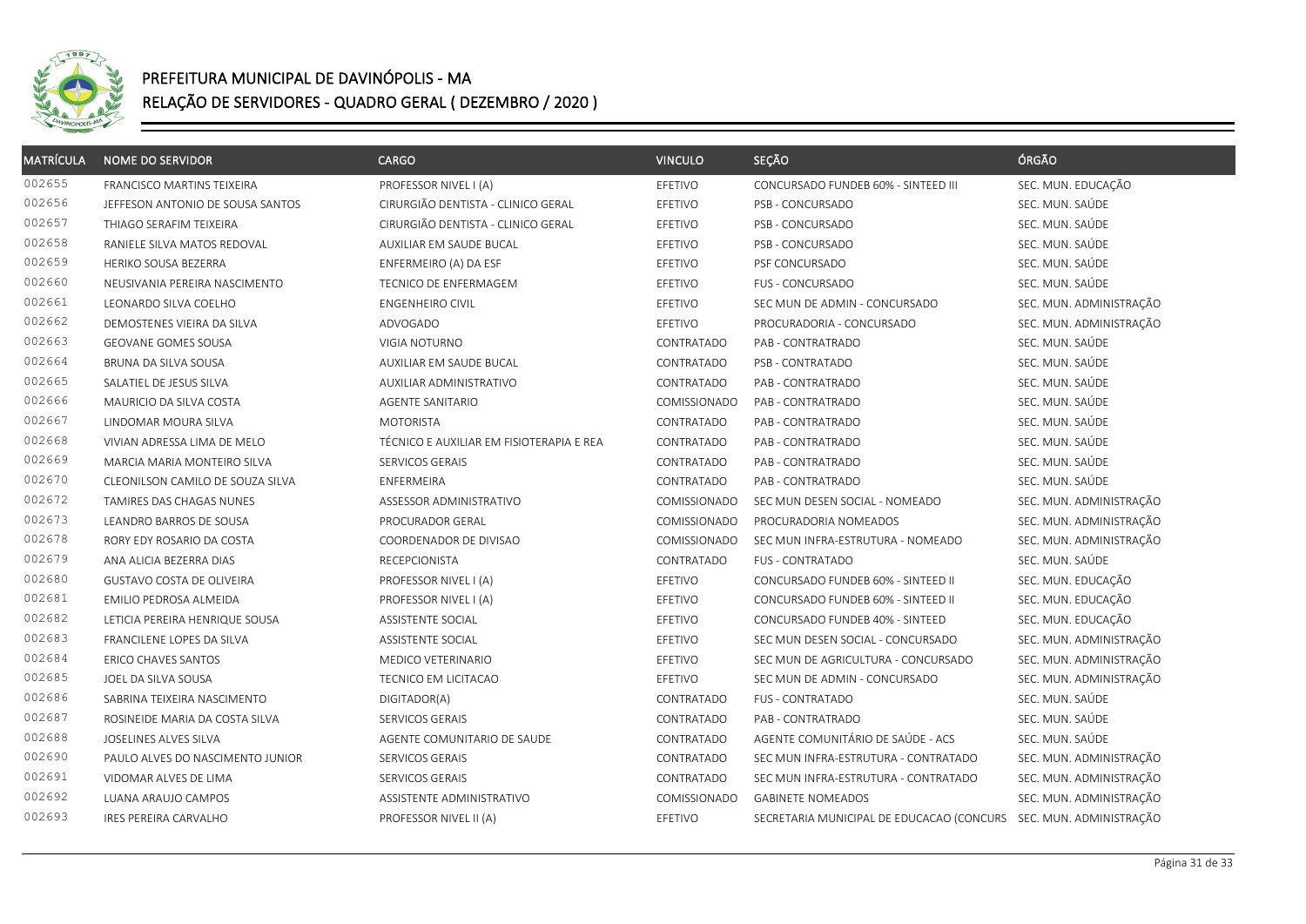# PREFEITURA MUNICIPAL DE DAVINÓPOLIS - MA

## RELAÇÃO DE SERVIDORES - QUADRO GERAL ( DEZEMBRO / 2020 )

| MATRÍCULA | NOME DO SERVIDOR | CARGO | VINCULO | SEÇÃO | ÓRGÃO |
|---|---|---|---|---|---|
| 002655 | FRANCISCO MARTINS TEIXEIRA | PROFESSOR NIVEL I (A) | EFETIVO | CONCURSADO FUNDEB 60% - SINTEED III | SEC. MUN. EDUCAÇÃO |
| 002656 | JEFFESON ANTONIO DE SOUSA SANTOS | CIRURGIÃO DENTISTA - CLINICO GERAL | EFETIVO | PSB - CONCURSADO | SEC. MUN. SAÚDE |
| 002657 | THIAGO SERAFIM TEIXEIRA | CIRURGIÃO DENTISTA - CLINICO GERAL | EFETIVO | PSB - CONCURSADO | SEC. MUN. SAÚDE |
| 002658 | RANIELE SILVA MATOS REDOVAL | AUXILIAR EM SAUDE BUCAL | EFETIVO | PSB - CONCURSADO | SEC. MUN. SAÚDE |
| 002659 | HERIKO SOUSA BEZERRA | ENFERMEIRO (A) DA ESF | EFETIVO | PSF CONCURSADO | SEC. MUN. SAÚDE |
| 002660 | NEUSIVANIA PEREIRA NASCIMENTO | TECNICO DE ENFERMAGEM | EFETIVO | FUS - CONCURSADO | SEC. MUN. SAÚDE |
| 002661 | LEONARDO SILVA COELHO | ENGENHEIRO CIVIL | EFETIVO | SEC MUN DE ADMIN - CONCURSADO | SEC. MUN. ADMINISTRAÇÃO |
| 002662 | DEMOSTENES VIEIRA DA SILVA | ADVOGADO | EFETIVO | PROCURADORIA - CONCURSADO | SEC. MUN. ADMINISTRAÇÃO |
| 002663 | GEOVANE GOMES SOUSA | VIGIA NOTURNO | CONTRATADO | PAB - CONTRATRADO | SEC. MUN. SAÚDE |
| 002664 | BRUNA DA SILVA SOUSA | AUXILIAR EM SAUDE BUCAL | CONTRATADO | PSB - CONTRATADO | SEC. MUN. SAÚDE |
| 002665 | SALATIEL DE JESUS SILVA | AUXILIAR ADMINISTRATIVO | CONTRATADO | PAB - CONTRATRADO | SEC. MUN. SAÚDE |
| 002666 | MAURICIO DA SILVA COSTA | AGENTE SANITARIO | COMISSIONADO | PAB - CONTRATRADO | SEC. MUN. SAÚDE |
| 002667 | LINDOMAR MOURA SILVA | MOTORISTA | CONTRATADO | PAB - CONTRATRADO | SEC. MUN. SAÚDE |
| 002668 | VIVIAN ADRESSA LIMA DE MELO | TÉCNICO E AUXILIAR EM FISIOTERAPIA E REA | CONTRATADO | PAB - CONTRATRADO | SEC. MUN. SAÚDE |
| 002669 | MARCIA MARIA MONTEIRO SILVA | SERVICOS GERAIS | CONTRATADO | PAB - CONTRATRADO | SEC. MUN. SAÚDE |
| 002670 | CLEONILSON CAMILO DE SOUZA SILVA | ENFERMEIRA | CONTRATADO | PAB - CONTRATRADO | SEC. MUN. SAÚDE |
| 002672 | TAMIRES DAS CHAGAS NUNES | ASSESSOR ADMINISTRATIVO | COMISSIONADO | SEC MUN DESEN SOCIAL - NOMEADO | SEC. MUN. ADMINISTRAÇÃO |
| 002673 | LEANDRO BARROS DE SOUSA | PROCURADOR GERAL | COMISSIONADO | PROCURADORIA NOMEADOS | SEC. MUN. ADMINISTRAÇÃO |
| 002678 | RORY EDY ROSARIO DA COSTA | COORDENADOR DE DIVISAO | COMISSIONADO | SEC MUN INFRA-ESTRUTURA - NOMEADO | SEC. MUN. ADMINISTRAÇÃO |
| 002679 | ANA ALICIA BEZERRA DIAS | RECEPCIONISTA | CONTRATADO | FUS - CONTRATADO | SEC. MUN. SAÚDE |
| 002680 | GUSTAVO COSTA DE OLIVEIRA | PROFESSOR NIVEL I (A) | EFETIVO | CONCURSADO FUNDEB 60% - SINTEED II | SEC. MUN. EDUCAÇÃO |
| 002681 | EMILIO PEDROSA ALMEIDA | PROFESSOR NIVEL I (A) | EFETIVO | CONCURSADO FUNDEB 60% - SINTEED II | SEC. MUN. EDUCAÇÃO |
| 002682 | LETICIA PEREIRA HENRIQUE SOUSA | ASSISTENTE SOCIAL | EFETIVO | CONCURSADO FUNDEB 40% - SINTEED | SEC. MUN. EDUCAÇÃO |
| 002683 | FRANCILENE LOPES DA SILVA | ASSISTENTE SOCIAL | EFETIVO | SEC MUN DESEN SOCIAL - CONCURSADO | SEC. MUN. ADMINISTRAÇÃO |
| 002684 | ERICO CHAVES SANTOS | MEDICO VETERINARIO | EFETIVO | SEC MUN DE AGRICULTURA - CONCURSADO | SEC. MUN. ADMINISTRAÇÃO |
| 002685 | JOEL DA SILVA SOUSA | TECNICO EM LICITACAO | EFETIVO | SEC MUN DE ADMIN - CONCURSADO | SEC. MUN. ADMINISTRAÇÃO |
| 002686 | SABRINA TEIXEIRA NASCIMENTO | DIGITADOR(A) | CONTRATADO | FUS - CONTRATADO | SEC. MUN. SAÚDE |
| 002687 | ROSINEIDE MARIA DA COSTA SILVA | SERVICOS GERAIS | CONTRATADO | PAB - CONTRATRADO | SEC. MUN. SAÚDE |
| 002688 | JOSELINES ALVES SILVA | AGENTE COMUNITARIO DE SAUDE | CONTRATADO | AGENTE COMUNITÁRIO DE SAÚDE - ACS | SEC. MUN. SAÚDE |
| 002690 | PAULO ALVES DO NASCIMENTO JUNIOR | SERVICOS GERAIS | CONTRATADO | SEC MUN INFRA-ESTRUTURA - CONTRATADO | SEC. MUN. ADMINISTRAÇÃO |
| 002691 | VIDOMAR ALVES DE LIMA | SERVICOS GERAIS | CONTRATADO | SEC MUN INFRA-ESTRUTURA - CONTRATADO | SEC. MUN. ADMINISTRAÇÃO |
| 002692 | LUANA ARAUJO CAMPOS | ASSISTENTE ADMINISTRATIVO | COMISSIONADO | GABINETE NOMEADOS | SEC. MUN. ADMINISTRAÇÃO |
| 002693 | IRES PEREIRA CARVALHO | PROFESSOR NIVEL II (A) | EFETIVO | SECRETARIA MUNICIPAL DE EDUCACAO (CONCURS | SEC. MUN. ADMINISTRAÇÃO |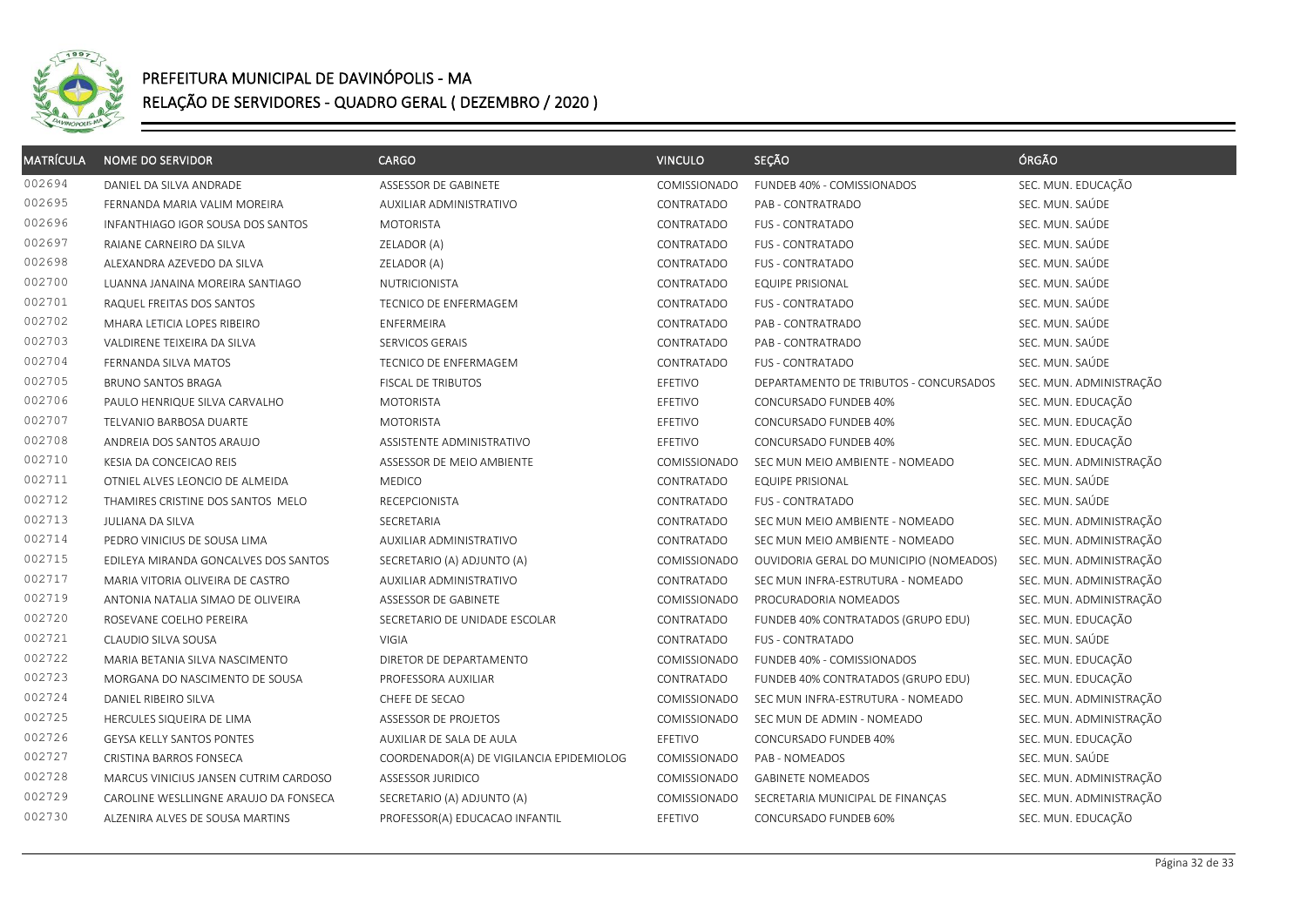# PREFEITURA MUNICIPAL DE DAVINÓPOLIS - MA
## RELAÇÃO DE SERVIDORES - QUADRO GERAL ( DEZEMBRO / 2020 )

| MATRÍCULA | NOME DO SERVIDOR | CARGO | VINCULO | SEÇÃO | ÓRGÃO |
|---|---|---|---|---|---|
| 002694 | DANIEL DA SILVA ANDRADE | ASSESSOR DE GABINETE | COMISSIONADO | FUNDEB 40% - COMISSIONADOS | SEC. MUN. EDUCAÇÃO |
| 002695 | FERNANDA MARIA VALIM MOREIRA | AUXILIAR ADMINISTRATIVO | CONTRATADO | PAB - CONTRATRADO | SEC. MUN. SAÚDE |
| 002696 | INFANTHIAGO IGOR SOUSA DOS SANTOS | MOTORISTA | CONTRATADO | FUS - CONTRATADO | SEC. MUN. SAÚDE |
| 002697 | RAIANE CARNEIRO DA SILVA | ZELADOR (A) | CONTRATADO | FUS - CONTRATADO | SEC. MUN. SAÚDE |
| 002698 | ALEXANDRA AZEVEDO DA SILVA | ZELADOR (A) | CONTRATADO | FUS - CONTRATADO | SEC. MUN. SAÚDE |
| 002700 | LUANNA JANAINA MOREIRA SANTIAGO | NUTRICIONISTA | CONTRATADO | EQUIPE PRISIONAL | SEC. MUN. SAÚDE |
| 002701 | RAQUEL FREITAS DOS SANTOS | TECNICO DE ENFERMAGEM | CONTRATADO | FUS - CONTRATADO | SEC. MUN. SAÚDE |
| 002702 | MHARA LETICIA LOPES RIBEIRO | ENFERMEIRA | CONTRATADO | PAB - CONTRATRADO | SEC. MUN. SAÚDE |
| 002703 | VALDIRENE TEIXEIRA DA SILVA | SERVICOS GERAIS | CONTRATADO | PAB - CONTRATRADO | SEC. MUN. SAÚDE |
| 002704 | FERNANDA SILVA MATOS | TECNICO DE ENFERMAGEM | CONTRATADO | FUS - CONTRATADO | SEC. MUN. SAÚDE |
| 002705 | BRUNO SANTOS BRAGA | FISCAL DE TRIBUTOS | EFETIVO | DEPARTAMENTO DE TRIBUTOS - CONCURSADOS | SEC. MUN. ADMINISTRAÇÃO |
| 002706 | PAULO HENRIQUE SILVA CARVALHO | MOTORISTA | EFETIVO | CONCURSADO FUNDEB 40% | SEC. MUN. EDUCAÇÃO |
| 002707 | TELVANIO BARBOSA DUARTE | MOTORISTA | EFETIVO | CONCURSADO FUNDEB 40% | SEC. MUN. EDUCAÇÃO |
| 002708 | ANDREIA DOS SANTOS ARAUJO | ASSISTENTE ADMINISTRATIVO | EFETIVO | CONCURSADO FUNDEB 40% | SEC. MUN. EDUCAÇÃO |
| 002710 | KESIA DA CONCEICAO REIS | ASSESSOR DE MEIO AMBIENTE | COMISSIONADO | SEC MUN MEIO AMBIENTE - NOMEADO | SEC. MUN. ADMINISTRAÇÃO |
| 002711 | OTNIEL ALVES LEONCIO DE ALMEIDA | MEDICO | CONTRATADO | EQUIPE PRISIONAL | SEC. MUN. SAÚDE |
| 002712 | THAMIRES CRISTINE DOS SANTOS MELO | RECEPCIONISTA | CONTRATADO | FUS - CONTRATADO | SEC. MUN. SAÚDE |
| 002713 | JULIANA DA SILVA | SECRETARIA | CONTRATADO | SEC MUN MEIO AMBIENTE - NOMEADO | SEC. MUN. ADMINISTRAÇÃO |
| 002714 | PEDRO VINICIUS DE SOUSA LIMA | AUXILIAR ADMINISTRATIVO | CONTRATADO | SEC MUN MEIO AMBIENTE - NOMEADO | SEC. MUN. ADMINISTRAÇÃO |
| 002715 | EDILEYA MIRANDA GONCALVES DOS SANTOS | SECRETARIO (A) ADJUNTO (A) | COMISSIONADO | OUVIDORIA GERAL DO MUNICIPIO (NOMEADOS) | SEC. MUN. ADMINISTRAÇÃO |
| 002717 | MARIA VITORIA OLIVEIRA DE CASTRO | AUXILIAR ADMINISTRATIVO | CONTRATADO | SEC MUN INFRA-ESTRUTURA - NOMEADO | SEC. MUN. ADMINISTRAÇÃO |
| 002719 | ANTONIA NATALIA SIMAO DE OLIVEIRA | ASSESSOR DE GABINETE | COMISSIONADO | PROCURADORIA NOMEADOS | SEC. MUN. ADMINISTRAÇÃO |
| 002720 | ROSEVANE COELHO PEREIRA | SECRETARIO DE UNIDADE ESCOLAR | CONTRATADO | FUNDEB 40% CONTRATADOS (GRUPO EDU) | SEC. MUN. EDUCAÇÃO |
| 002721 | CLAUDIO SILVA SOUSA | VIGIA | CONTRATADO | FUS - CONTRATADO | SEC. MUN. SAÚDE |
| 002722 | MARIA BETANIA SILVA NASCIMENTO | DIRETOR DE DEPARTAMENTO | COMISSIONADO | FUNDEB 40% - COMISSIONADOS | SEC. MUN. EDUCAÇÃO |
| 002723 | MORGANA DO NASCIMENTO DE SOUSA | PROFESSORA AUXILIAR | CONTRATADO | FUNDEB 40% CONTRATADOS (GRUPO EDU) | SEC. MUN. EDUCAÇÃO |
| 002724 | DANIEL RIBEIRO SILVA | CHEFE DE SECAO | COMISSIONADO | SEC MUN INFRA-ESTRUTURA - NOMEADO | SEC. MUN. ADMINISTRAÇÃO |
| 002725 | HERCULES SIQUEIRA DE LIMA | ASSESSOR DE PROJETOS | COMISSIONADO | SEC MUN DE ADMIN - NOMEADO | SEC. MUN. ADMINISTRAÇÃO |
| 002726 | GEYSA KELLY SANTOS PONTES | AUXILIAR DE SALA DE AULA | EFETIVO | CONCURSADO FUNDEB 40% | SEC. MUN. EDUCAÇÃO |
| 002727 | CRISTINA BARROS FONSECA | COORDENADOR(A) DE VIGILANCIA EPIDEMIOLOG | COMISSIONADO | PAB - NOMEADOS | SEC. MUN. SAÚDE |
| 002728 | MARCUS VINICIUS JANSEN CUTRIM CARDOSO | ASSESSOR JURIDICO | COMISSIONADO | GABINETE NOMEADOS | SEC. MUN. ADMINISTRAÇÃO |
| 002729 | CAROLINE WESLLINGNE ARAUJO DA FONSECA | SECRETARIO (A) ADJUNTO (A) | COMISSIONADO | SECRETARIA MUNICIPAL DE FINANÇAS | SEC. MUN. ADMINISTRAÇÃO |
| 002730 | ALZENIRA ALVES DE SOUSA MARTINS | PROFESSOR(A) EDUCACAO INFANTIL | EFETIVO | CONCURSADO FUNDEB 60% | SEC. MUN. EDUCAÇÃO |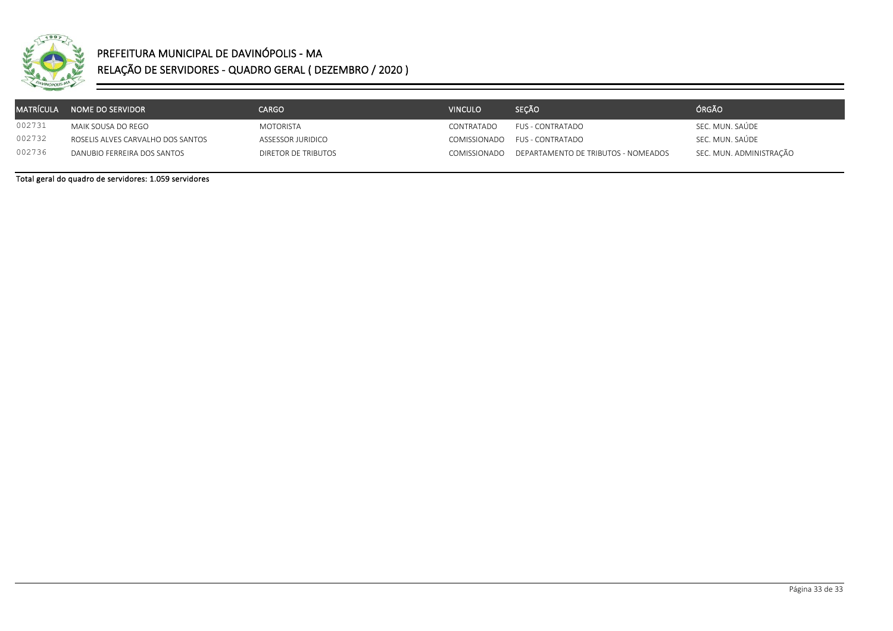# PREFEITURA MUNICIPAL DE DAVINÓPOLIS - MA

## RELAÇÃO DE SERVIDORES - QUADRO GERAL ( DEZEMBRO / 2020 )

| MATRÍCULA | NOME DO SERVIDOR | CARGO | VINCULO | SEÇÃO | ÓRGÃO |
|---|---|---|---|---|---|
| 002731 | MAIK SOUSA DO REGO | MOTORISTA | CONTRATADO | FUS - CONTRATADO | SEC. MUN. SAÚDE |
| 002732 | ROSELIS ALVES CARVALHO DOS SANTOS | ASSESSOR JURIDICO | COMISSIONADO | FUS - CONTRATADO | SEC. MUN. SAÚDE |
| 002736 | DANUBIO FERREIRA DOS SANTOS | DIRETOR DE TRIBUTOS | COMISSIONADO | DEPARTAMENTO DE TRIBUTOS - NOMEADOS | SEC. MUN. ADMINISTRAÇÃO |

**Total geral do quadro de servidores: 1.059 servidores**